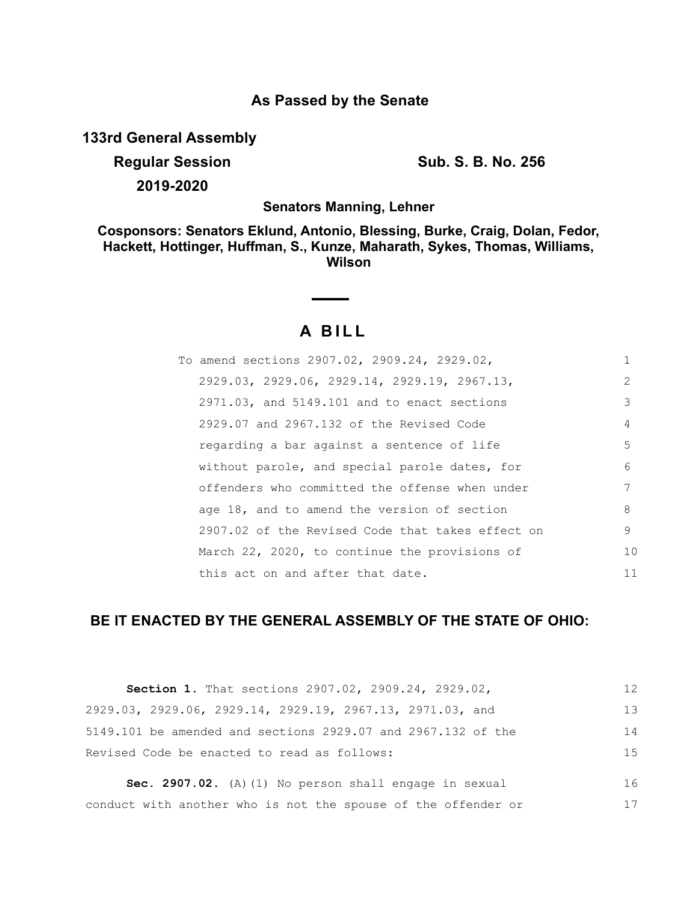## As Passed by the Senate

**133rd General Assembly**

**Regular Session** **Sub. S. B. No. 256**

**2019-2020**

**Senators Manning, Lehner**

**Cosponsors: Senators Eklund, Antonio, Blessing, Burke, Craig, Dolan, Fedor, Hackett, Hottinger, Huffman, S., Kunze, Maharath, Sykes, Thomas, Williams, Wilson**

# A BILL

To amend sections 2907.02, 2909.24, 2929.02, 2929.03, 2929.06, 2929.14, 2929.19, 2967.13, 2971.03, and 5149.101 and to enact sections 2929.07 and 2967.132 of the Revised Code regarding a bar against a sentence of life without parole, and special parole dates, for offenders who committed the offense when under age 18, and to amend the version of section 2907.02 of the Revised Code that takes effect on March 22, 2020, to continue the provisions of this act on and after that date.

## BE IT ENACTED BY THE GENERAL ASSEMBLY OF THE STATE OF OHIO:

**Section 1.** That sections 2907.02, 2909.24, 2929.02, 2929.03, 2929.06, 2929.14, 2929.19, 2967.13, 2971.03, and 5149.101 be amended and sections 2929.07 and 2967.132 of the Revised Code be enacted to read as follows:

**Sec. 2907.02.** (A)(1) No person shall engage in sexual conduct with another who is not the spouse of the offender or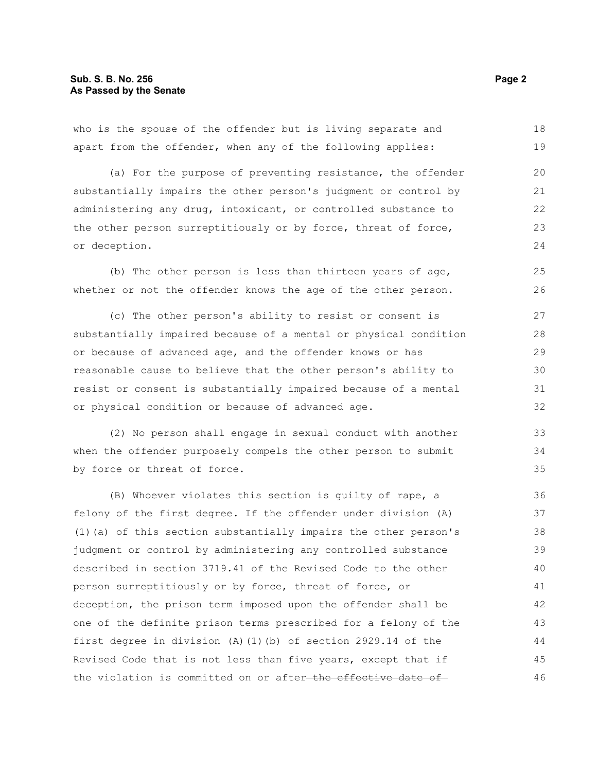who is the spouse of the offender but is living separate and apart from the offender, when any of the following applies:

(a) For the purpose of preventing resistance, the offender substantially impairs the other person's judgment or control by administering any drug, intoxicant, or controlled substance to the other person surreptitiously or by force, threat of force, or deception.

(b) The other person is less than thirteen years of age, whether or not the offender knows the age of the other person.

(c) The other person's ability to resist or consent is substantially impaired because of a mental or physical condition or because of advanced age, and the offender knows or has reasonable cause to believe that the other person's ability to resist or consent is substantially impaired because of a mental or physical condition or because of advanced age.

(2) No person shall engage in sexual conduct with another when the offender purposely compels the other person to submit by force or threat of force.

(B) Whoever violates this section is guilty of rape, a felony of the first degree. If the offender under division (A)(1)(a) of this section substantially impairs the other person's judgment or control by administering any controlled substance described in section 3719.41 of the Revised Code to the other person surreptitiously or by force, threat of force, or deception, the prison term imposed upon the offender shall be one of the definite prison terms prescribed for a felony of the first degree in division (A)(1)(b) of section 2929.14 of the Revised Code that is not less than five years, except that if the violation is committed on or after ~~the effective date of~~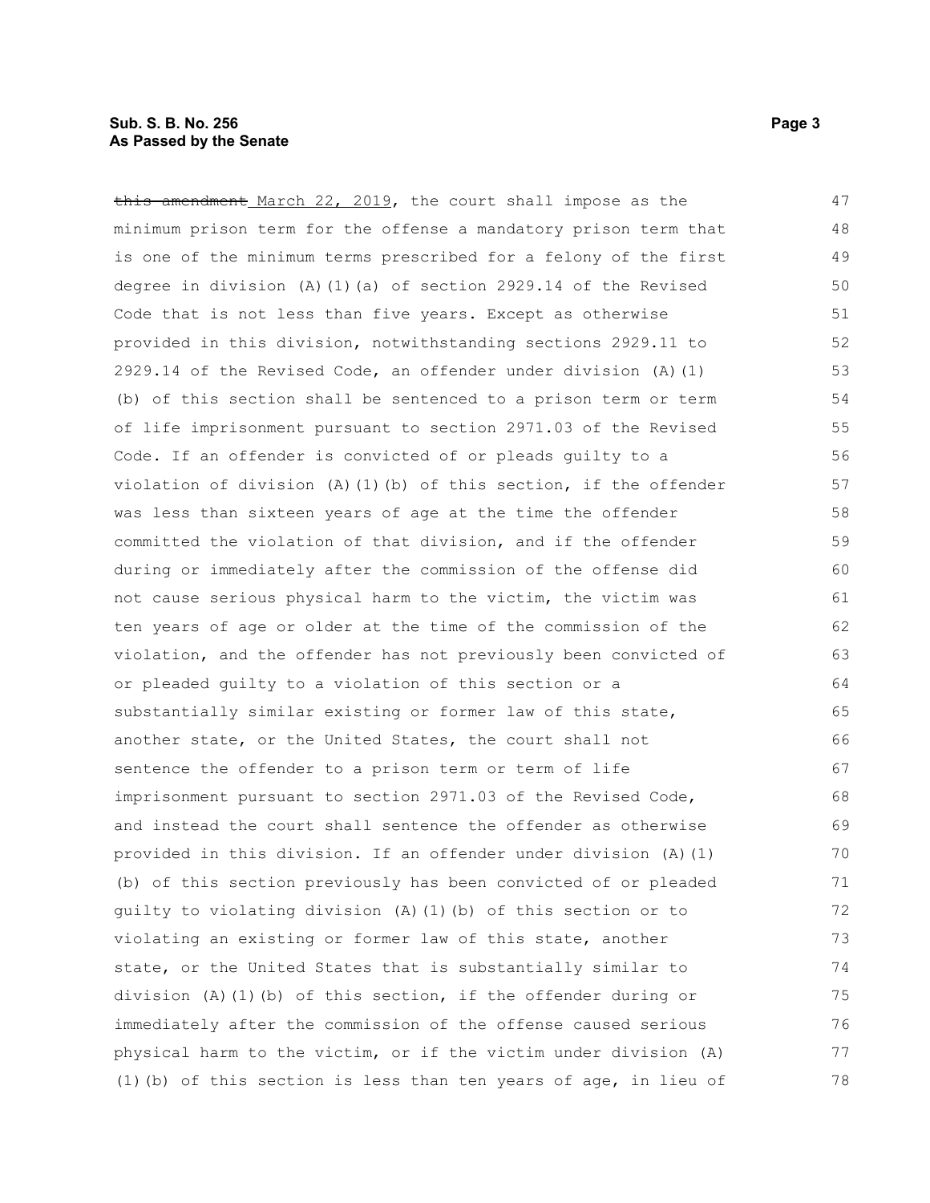~~this amendment~~ March 22, 2019, the court shall impose as the minimum prison term for the offense a mandatory prison term that is one of the minimum terms prescribed for a felony of the first degree in division (A)(1)(a) of section 2929.14 of the Revised Code that is not less than five years. Except as otherwise provided in this division, notwithstanding sections 2929.11 to 2929.14 of the Revised Code, an offender under division (A)(1)(b) of this section shall be sentenced to a prison term or term of life imprisonment pursuant to section 2971.03 of the Revised Code. If an offender is convicted of or pleads guilty to a violation of division (A)(1)(b) of this section, if the offender was less than sixteen years of age at the time the offender committed the violation of that division, and if the offender during or immediately after the commission of the offense did not cause serious physical harm to the victim, the victim was ten years of age or older at the time of the commission of the violation, and the offender has not previously been convicted of or pleaded guilty to a violation of this section or a substantially similar existing or former law of this state, another state, or the United States, the court shall not sentence the offender to a prison term or term of life imprisonment pursuant to section 2971.03 of the Revised Code, and instead the court shall sentence the offender as otherwise provided in this division. If an offender under division (A)(1)(b) of this section previously has been convicted of or pleaded guilty to violating division (A)(1)(b) of this section or to violating an existing or former law of this state, another state, or the United States that is substantially similar to division (A)(1)(b) of this section, if the offender during or immediately after the commission of the offense caused serious physical harm to the victim, or if the victim under division (A)(1)(b) of this section is less than ten years of age, in lieu of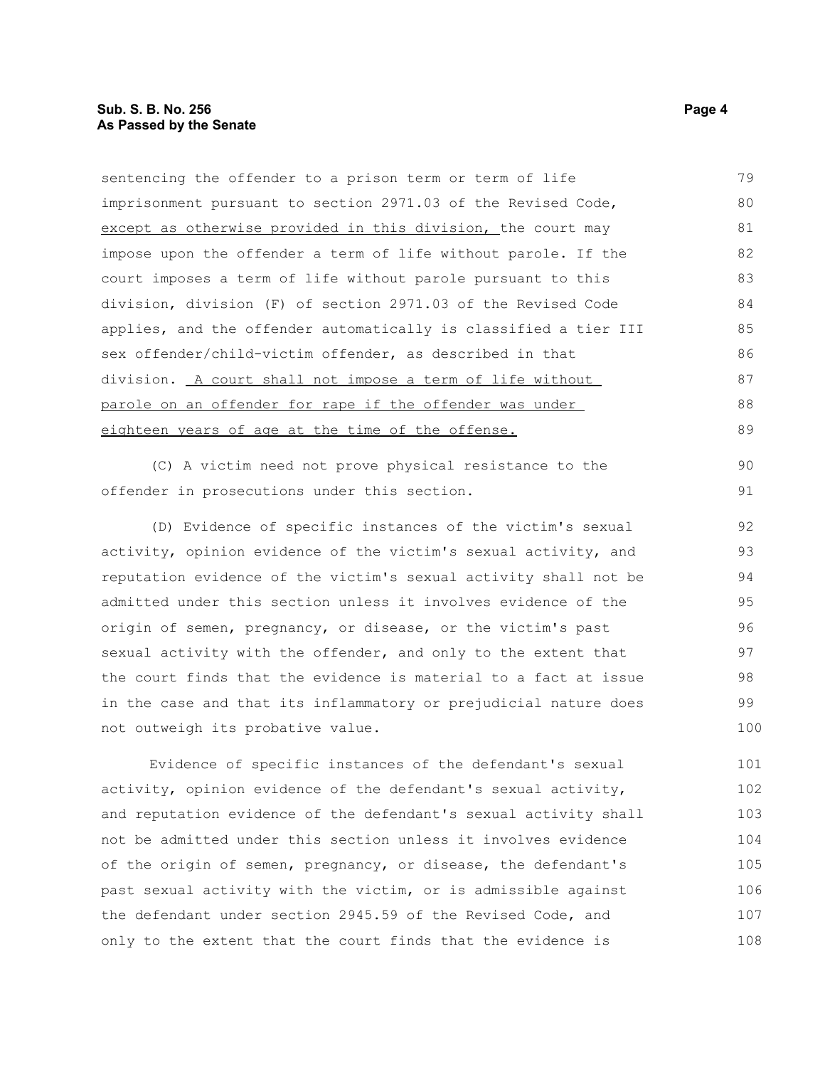sentencing the offender to a prison term or term of life imprisonment pursuant to section 2971.03 of the Revised Code, <u>except as otherwise provided in this division,</u> the court may impose upon the offender a term of life without parole. If the court imposes a term of life without parole pursuant to this division, division (F) of section 2971.03 of the Revised Code applies, and the offender automatically is classified a tier III sex offender/child-victim offender, as described in that division. <u>A court shall not impose a term of life without parole on an offender for rape if the offender was under eighteen years of age at the time of the offense.</u>

(C) A victim need not prove physical resistance to the offender in prosecutions under this section.

(D) Evidence of specific instances of the victim's sexual activity, opinion evidence of the victim's sexual activity, and reputation evidence of the victim's sexual activity shall not be admitted under this section unless it involves evidence of the origin of semen, pregnancy, or disease, or the victim's past sexual activity with the offender, and only to the extent that the court finds that the evidence is material to a fact at issue in the case and that its inflammatory or prejudicial nature does not outweigh its probative value.

Evidence of specific instances of the defendant's sexual activity, opinion evidence of the defendant's sexual activity, and reputation evidence of the defendant's sexual activity shall not be admitted under this section unless it involves evidence of the origin of semen, pregnancy, or disease, the defendant's past sexual activity with the victim, or is admissible against the defendant under section 2945.59 of the Revised Code, and only to the extent that the court finds that the evidence is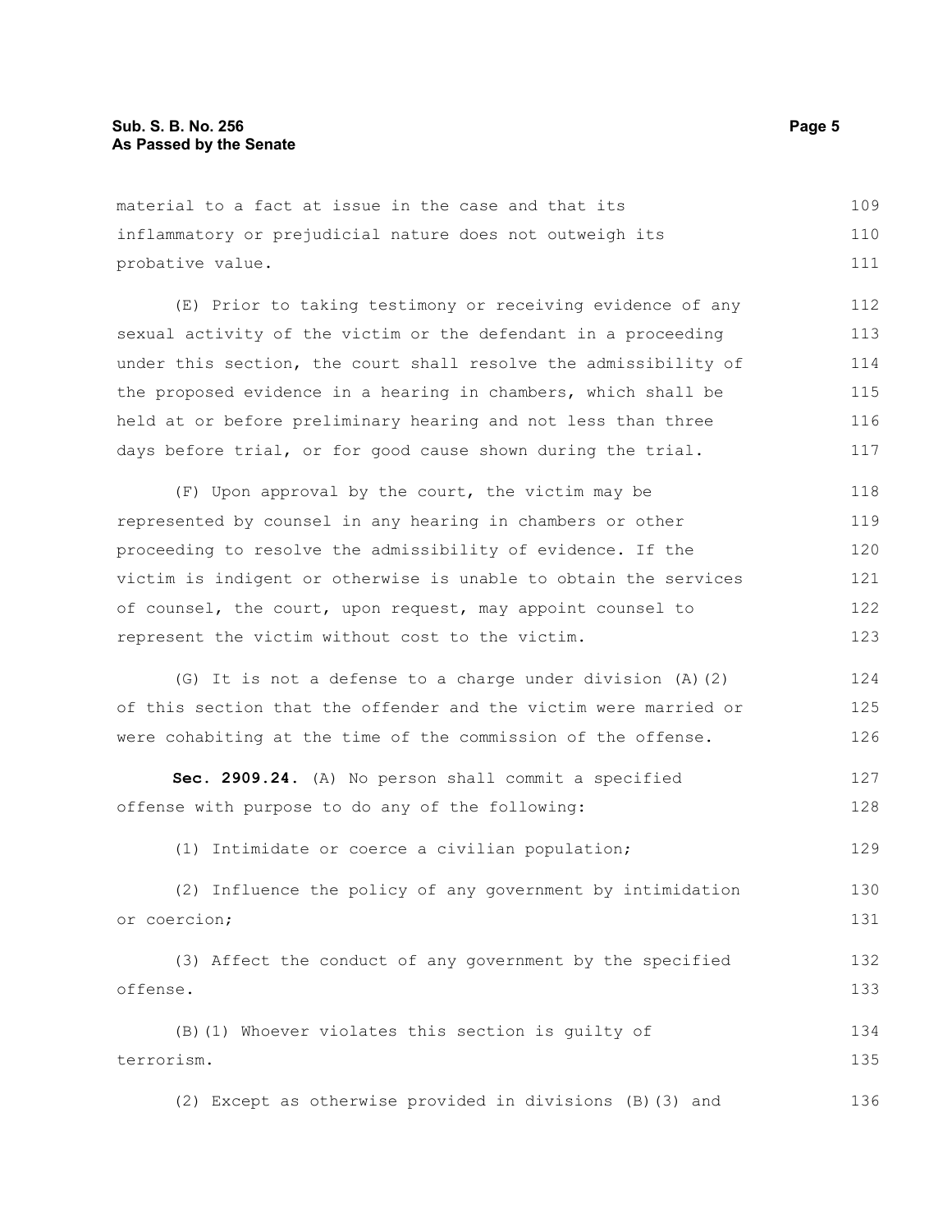material to a fact at issue in the case and that its inflammatory or prejudicial nature does not outweigh its probative value.

(E) Prior to taking testimony or receiving evidence of any sexual activity of the victim or the defendant in a proceeding under this section, the court shall resolve the admissibility of the proposed evidence in a hearing in chambers, which shall be held at or before preliminary hearing and not less than three days before trial, or for good cause shown during the trial.

(F) Upon approval by the court, the victim may be represented by counsel in any hearing in chambers or other proceeding to resolve the admissibility of evidence. If the victim is indigent or otherwise is unable to obtain the services of counsel, the court, upon request, may appoint counsel to represent the victim without cost to the victim.

(G) It is not a defense to a charge under division (A)(2) of this section that the offender and the victim were married or were cohabiting at the time of the commission of the offense.

**Sec. 2909.24.** (A) No person shall commit a specified offense with purpose to do any of the following:

(1) Intimidate or coerce a civilian population;

(2) Influence the policy of any government by intimidation or coercion;

(3) Affect the conduct of any government by the specified offense.

(B)(1) Whoever violates this section is guilty of terrorism.

(2) Except as otherwise provided in divisions (B)(3) and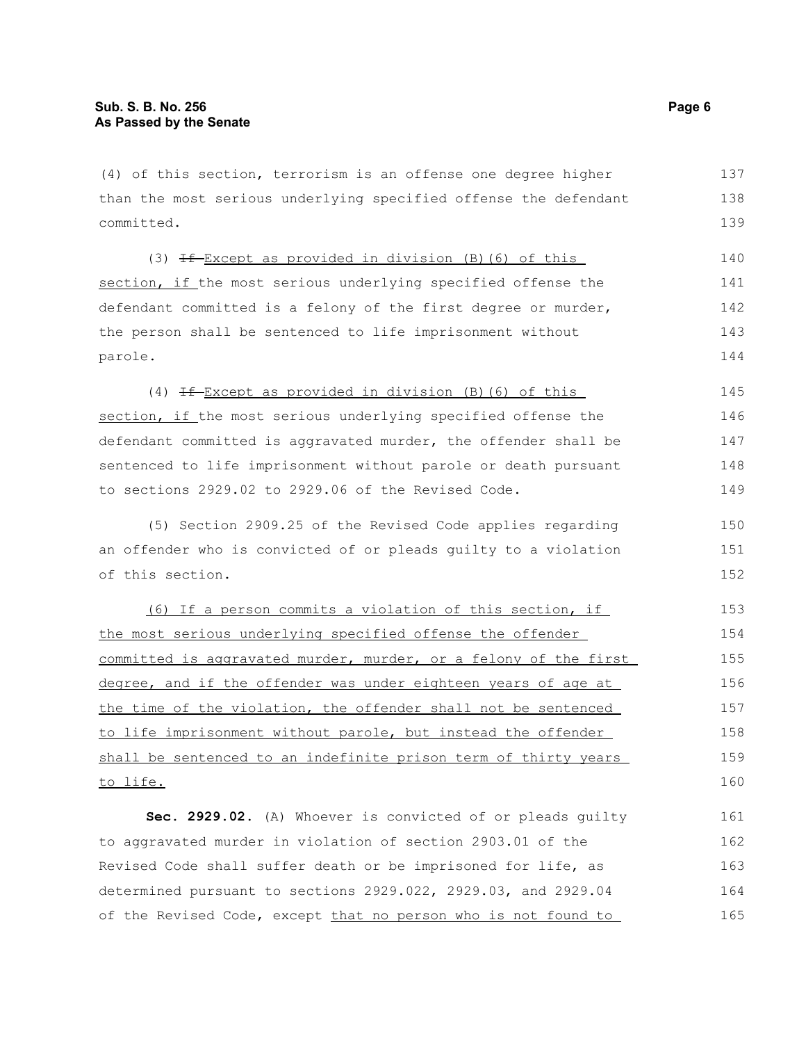(4) of this section, terrorism is an offense one degree higher than the most serious underlying specified offense the defendant committed.

(3) ~~If~~ Except as provided in division (B)(6) of this section, if the most serious underlying specified offense the defendant committed is a felony of the first degree or murder, the person shall be sentenced to life imprisonment without parole.

(4) ~~If~~ Except as provided in division (B)(6) of this section, if the most serious underlying specified offense the defendant committed is aggravated murder, the offender shall be sentenced to life imprisonment without parole or death pursuant to sections 2929.02 to 2929.06 of the Revised Code.

(5) Section 2909.25 of the Revised Code applies regarding an offender who is convicted of or pleads guilty to a violation of this section.

(6) If a person commits a violation of this section, if the most serious underlying specified offense the offender committed is aggravated murder, murder, or a felony of the first degree, and if the offender was under eighteen years of age at the time of the violation, the offender shall not be sentenced to life imprisonment without parole, but instead the offender shall be sentenced to an indefinite prison term of thirty years to life.

**Sec. 2929.02.** (A) Whoever is convicted of or pleads guilty to aggravated murder in violation of section 2903.01 of the Revised Code shall suffer death or be imprisoned for life, as determined pursuant to sections 2929.022, 2929.03, and 2929.04 of the Revised Code, except that no person who is not found to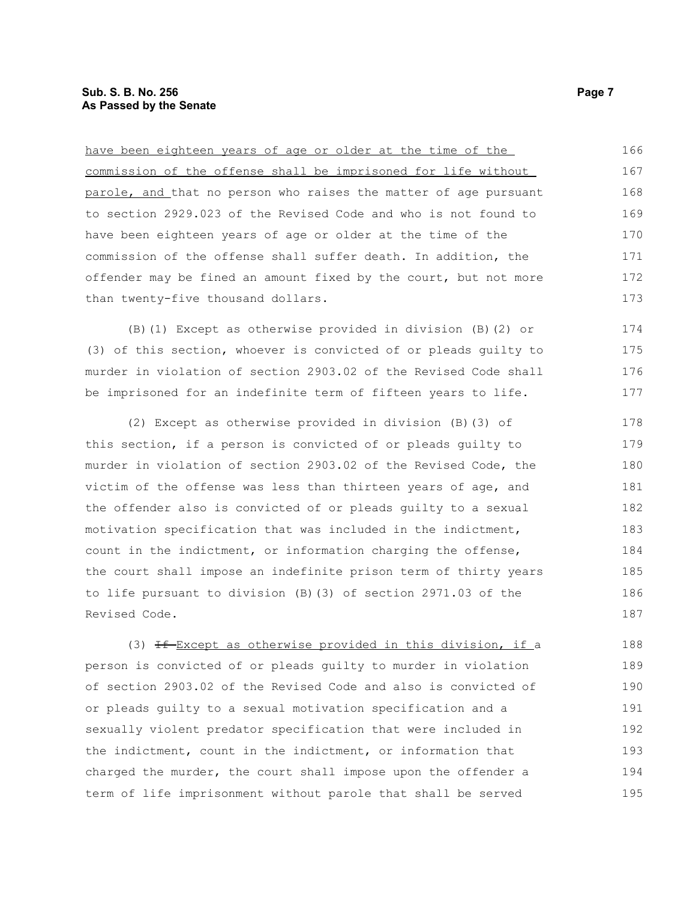<u>have been eighteen years of age or older at the time of the commission of the offense shall be imprisoned for life without parole, and</u> that no person who raises the matter of age pursuant to section 2929.023 of the Revised Code and who is not found to have been eighteen years of age or older at the time of the commission of the offense shall suffer death. In addition, the offender may be fined an amount fixed by the court, but not more than twenty-five thousand dollars.

(B)(1) Except as otherwise provided in division (B)(2) or (3) of this section, whoever is convicted of or pleads guilty to murder in violation of section 2903.02 of the Revised Code shall be imprisoned for an indefinite term of fifteen years to life.

(2) Except as otherwise provided in division (B)(3) of this section, if a person is convicted of or pleads guilty to murder in violation of section 2903.02 of the Revised Code, the victim of the offense was less than thirteen years of age, and the offender also is convicted of or pleads guilty to a sexual motivation specification that was included in the indictment, count in the indictment, or information charging the offense, the court shall impose an indefinite prison term of thirty years to life pursuant to division (B)(3) of section 2971.03 of the Revised Code.

(3) ~~If~~ <u>Except as otherwise provided in this division, if</u> a person is convicted of or pleads guilty to murder in violation of section 2903.02 of the Revised Code and also is convicted of or pleads guilty to a sexual motivation specification and a sexually violent predator specification that were included in the indictment, count in the indictment, or information that charged the murder, the court shall impose upon the offender a term of life imprisonment without parole that shall be served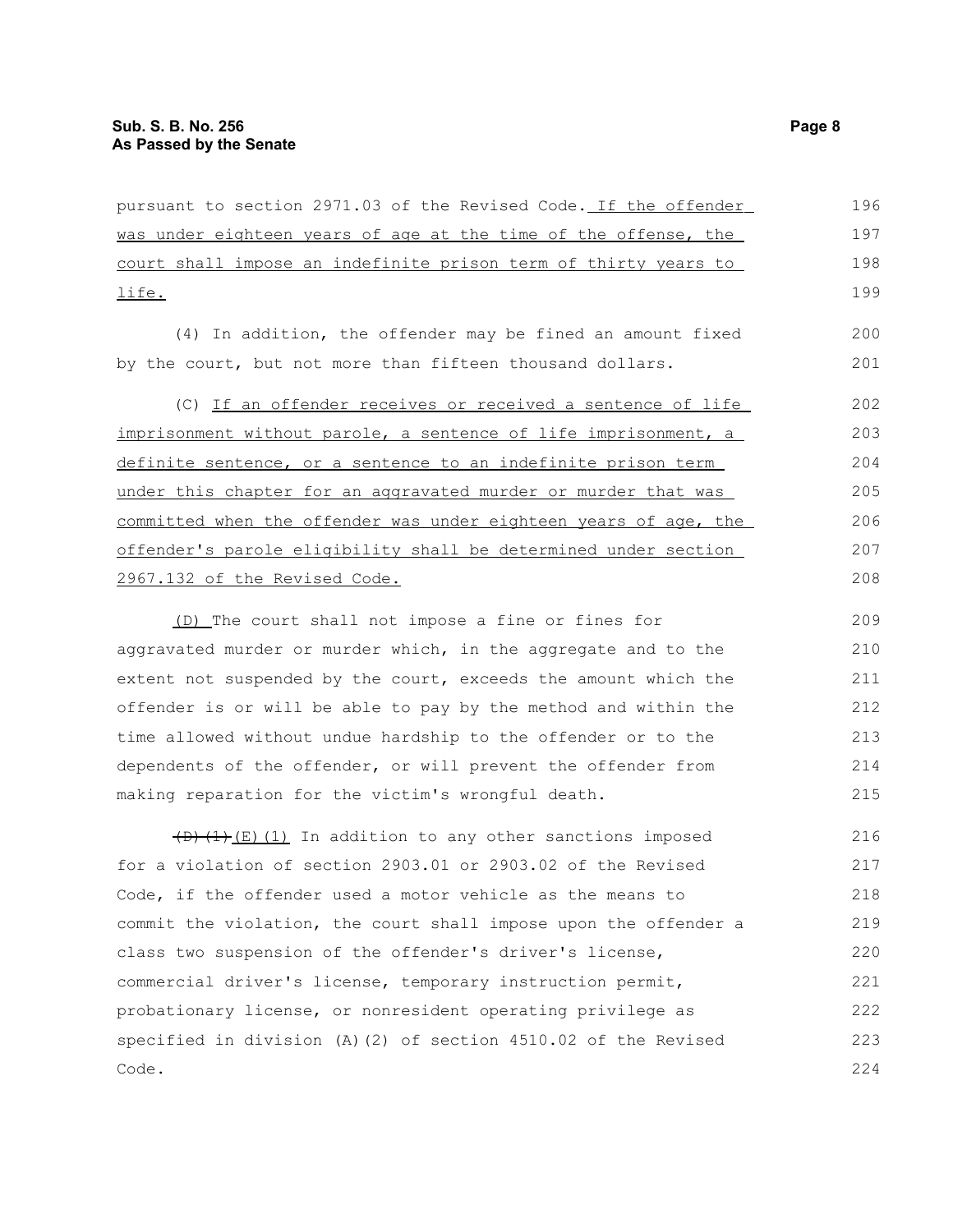pursuant to section 2971.03 of the Revised Code. If the offender was under eighteen years of age at the time of the offense, the court shall impose an indefinite prison term of thirty years to life.

(4) In addition, the offender may be fined an amount fixed by the court, but not more than fifteen thousand dollars.

(C) If an offender receives or received a sentence of life imprisonment without parole, a sentence of life imprisonment, a definite sentence, or a sentence to an indefinite prison term under this chapter for an aggravated murder or murder that was committed when the offender was under eighteen years of age, the offender's parole eligibility shall be determined under section 2967.132 of the Revised Code.

(D) The court shall not impose a fine or fines for aggravated murder or murder which, in the aggregate and to the extent not suspended by the court, exceeds the amount which the offender is or will be able to pay by the method and within the time allowed without undue hardship to the offender or to the dependents of the offender, or will prevent the offender from making reparation for the victim's wrongful death.

~~(D)(1)~~ (E)(1) In addition to any other sanctions imposed for a violation of section 2903.01 or 2903.02 of the Revised Code, if the offender used a motor vehicle as the means to commit the violation, the court shall impose upon the offender a class two suspension of the offender's driver's license, commercial driver's license, temporary instruction permit, probationary license, or nonresident operating privilege as specified in division (A)(2) of section 4510.02 of the Revised Code.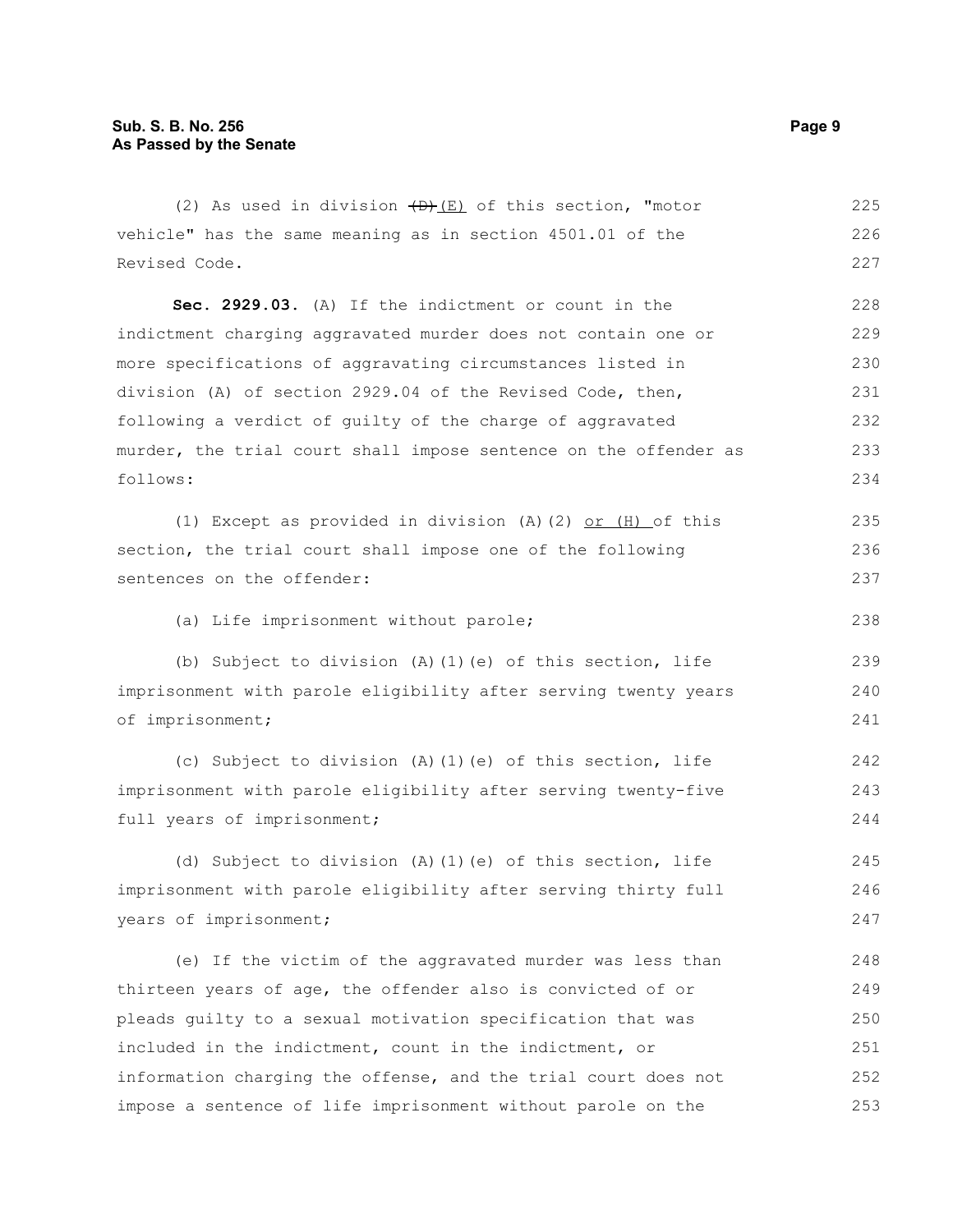(2) As used in division ~~(D)~~ (E) of this section, "motor vehicle" has the same meaning as in section 4501.01 of the Revised Code.

**Sec. 2929.03.** (A) If the indictment or count in the indictment charging aggravated murder does not contain one or more specifications of aggravating circumstances listed in division (A) of section 2929.04 of the Revised Code, then, following a verdict of guilty of the charge of aggravated murder, the trial court shall impose sentence on the offender as follows:

(1) Except as provided in division (A)(2) or (H) of this section, the trial court shall impose one of the following sentences on the offender:

(a) Life imprisonment without parole;

(b) Subject to division (A)(1)(e) of this section, life imprisonment with parole eligibility after serving twenty years of imprisonment;

(c) Subject to division (A)(1)(e) of this section, life imprisonment with parole eligibility after serving twenty-five full years of imprisonment;

(d) Subject to division (A)(1)(e) of this section, life imprisonment with parole eligibility after serving thirty full years of imprisonment;

(e) If the victim of the aggravated murder was less than thirteen years of age, the offender also is convicted of or pleads guilty to a sexual motivation specification that was included in the indictment, count in the indictment, or information charging the offense, and the trial court does not impose a sentence of life imprisonment without parole on the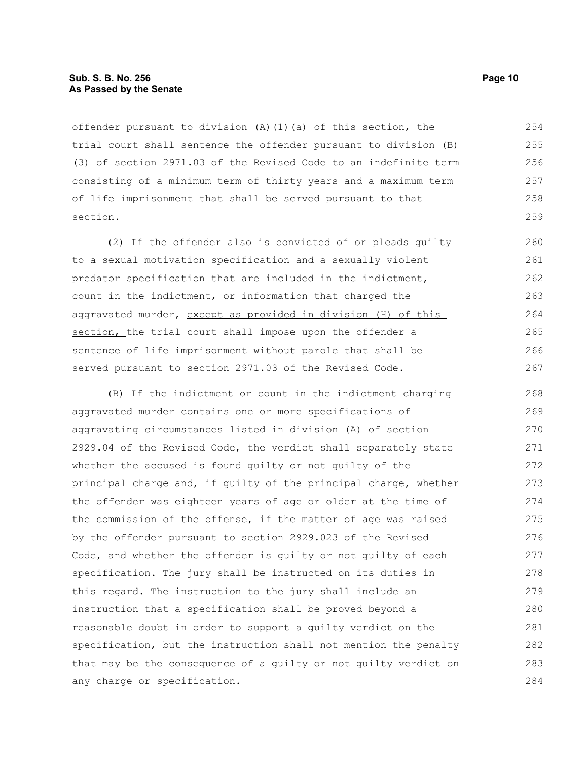offender pursuant to division (A)(1)(a) of this section, the trial court shall sentence the offender pursuant to division (B)(3) of section 2971.03 of the Revised Code to an indefinite term consisting of a minimum term of thirty years and a maximum term of life imprisonment that shall be served pursuant to that section.

(2) If the offender also is convicted of or pleads guilty to a sexual motivation specification and a sexually violent predator specification that are included in the indictment, count in the indictment, or information that charged the aggravated murder, <u>except as provided in division (H) of this section,</u> the trial court shall impose upon the offender a sentence of life imprisonment without parole that shall be served pursuant to section 2971.03 of the Revised Code.

(B) If the indictment or count in the indictment charging aggravated murder contains one or more specifications of aggravating circumstances listed in division (A) of section 2929.04 of the Revised Code, the verdict shall separately state whether the accused is found guilty or not guilty of the principal charge and, if guilty of the principal charge, whether the offender was eighteen years of age or older at the time of the commission of the offense, if the matter of age was raised by the offender pursuant to section 2929.023 of the Revised Code, and whether the offender is guilty or not guilty of each specification. The jury shall be instructed on its duties in this regard. The instruction to the jury shall include an instruction that a specification shall be proved beyond a reasonable doubt in order to support a guilty verdict on the specification, but the instruction shall not mention the penalty that may be the consequence of a guilty or not guilty verdict on any charge or specification.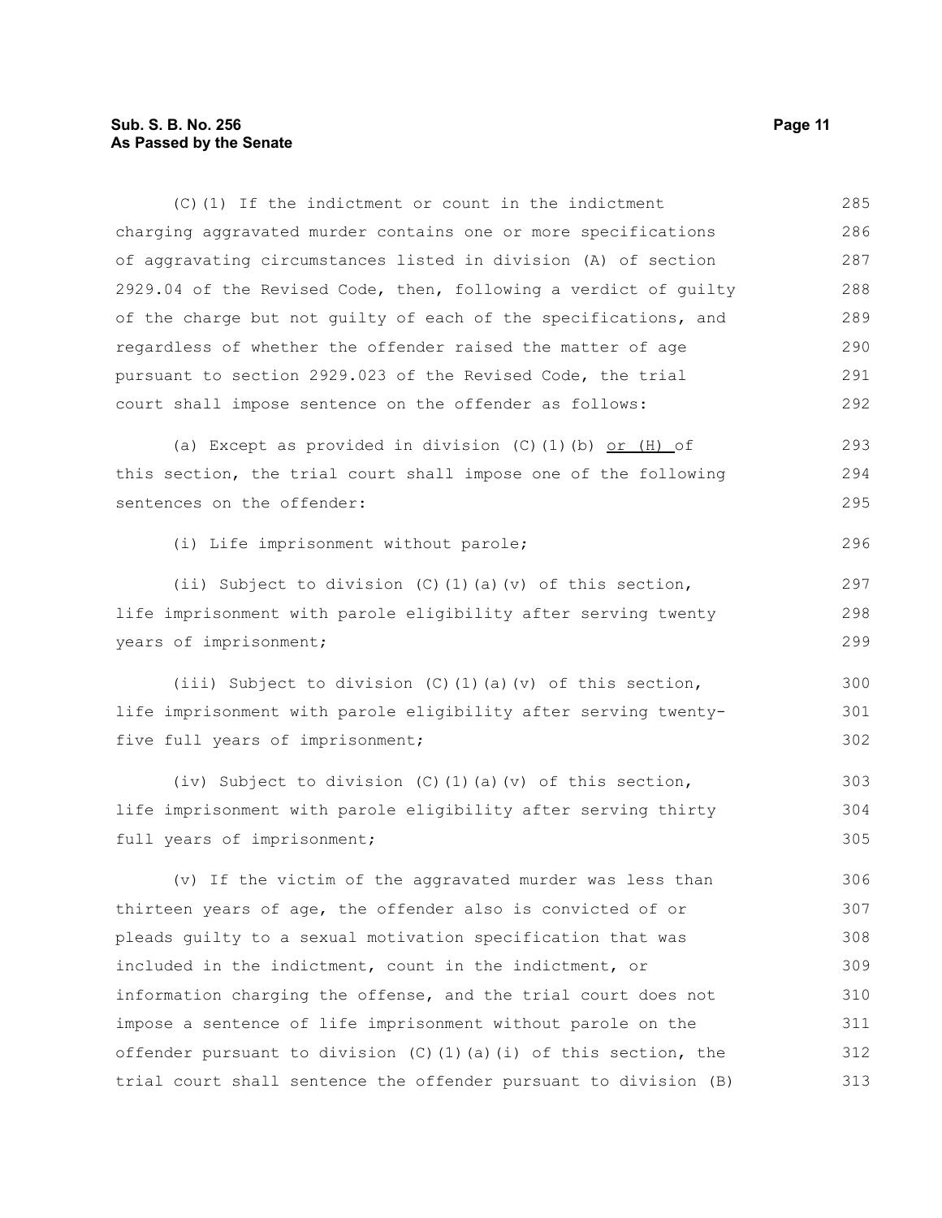(C)(1) If the indictment or count in the indictment charging aggravated murder contains one or more specifications of aggravating circumstances listed in division (A) of section 2929.04 of the Revised Code, then, following a verdict of guilty of the charge but not guilty of each of the specifications, and regardless of whether the offender raised the matter of age pursuant to section 2929.023 of the Revised Code, the trial court shall impose sentence on the offender as follows:

(a) Except as provided in division (C)(1)(b) <u>or (H)</u> of this section, the trial court shall impose one of the following sentences on the offender:

(i) Life imprisonment without parole;

(ii) Subject to division (C)(1)(a)(v) of this section, life imprisonment with parole eligibility after serving twenty years of imprisonment;

(iii) Subject to division (C)(1)(a)(v) of this section, life imprisonment with parole eligibility after serving twenty-five full years of imprisonment;

(iv) Subject to division (C)(1)(a)(v) of this section, life imprisonment with parole eligibility after serving thirty full years of imprisonment;

(v) If the victim of the aggravated murder was less than thirteen years of age, the offender also is convicted of or pleads guilty to a sexual motivation specification that was included in the indictment, count in the indictment, or information charging the offense, and the trial court does not impose a sentence of life imprisonment without parole on the offender pursuant to division (C)(1)(a)(i) of this section, the trial court shall sentence the offender pursuant to division (B)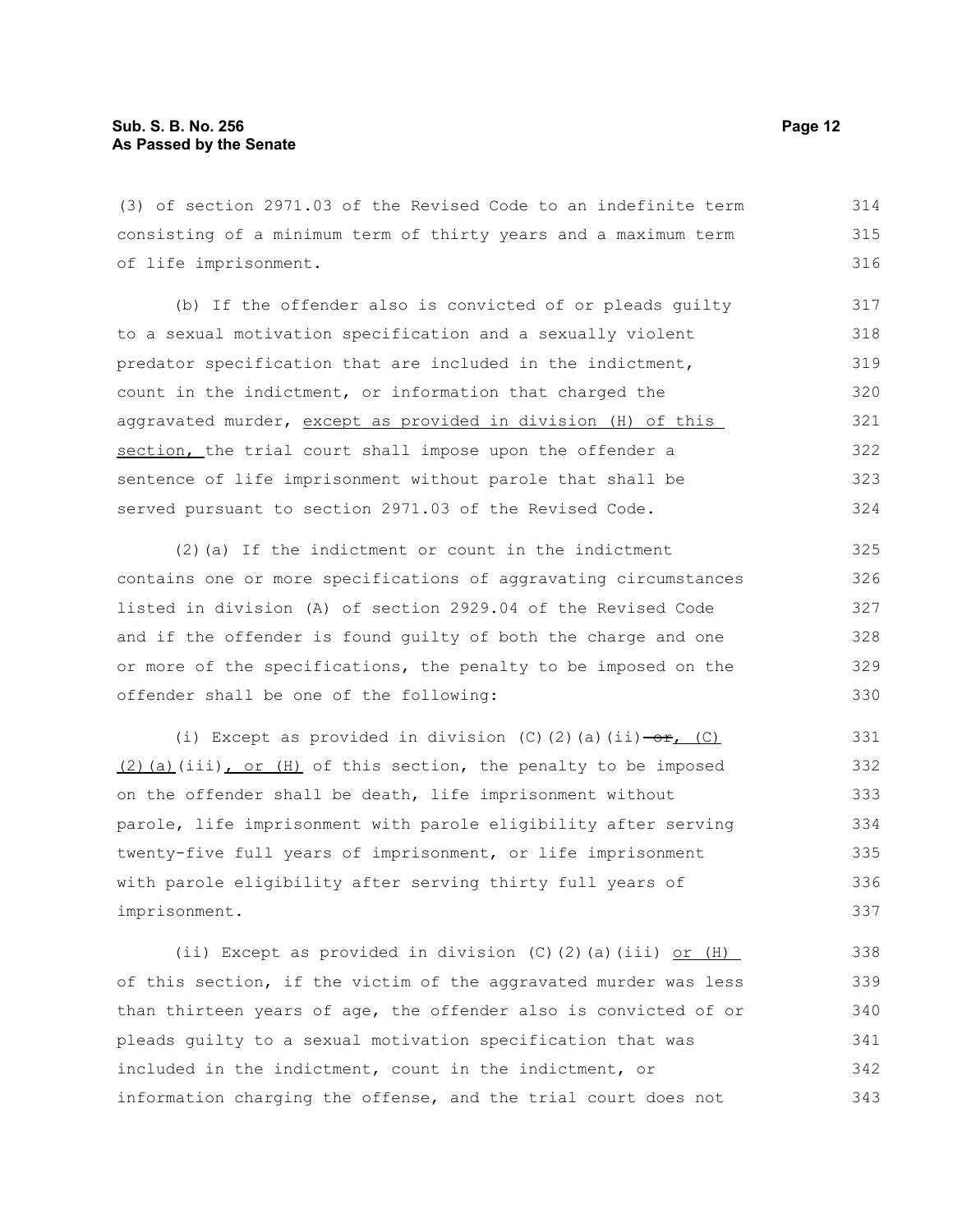(3) of section 2971.03 of the Revised Code to an indefinite term consisting of a minimum term of thirty years and a maximum term of life imprisonment.

(b) If the offender also is convicted of or pleads guilty to a sexual motivation specification and a sexually violent predator specification that are included in the indictment, count in the indictment, or information that charged the aggravated murder, except as provided in division (H) of this section, the trial court shall impose upon the offender a sentence of life imprisonment without parole that shall be served pursuant to section 2971.03 of the Revised Code.

(2)(a) If the indictment or count in the indictment contains one or more specifications of aggravating circumstances listed in division (A) of section 2929.04 of the Revised Code and if the offender is found guilty of both the charge and one or more of the specifications, the penalty to be imposed on the offender shall be one of the following:

(i) Except as provided in division (C)(2)(a)(ii) ~~or~~, (C)(2)(a)(iii), or (H) of this section, the penalty to be imposed on the offender shall be death, life imprisonment without parole, life imprisonment with parole eligibility after serving twenty-five full years of imprisonment, or life imprisonment with parole eligibility after serving thirty full years of imprisonment.

(ii) Except as provided in division (C)(2)(a)(iii) or (H) of this section, if the victim of the aggravated murder was less than thirteen years of age, the offender also is convicted of or pleads guilty to a sexual motivation specification that was included in the indictment, count in the indictment, or information charging the offense, and the trial court does not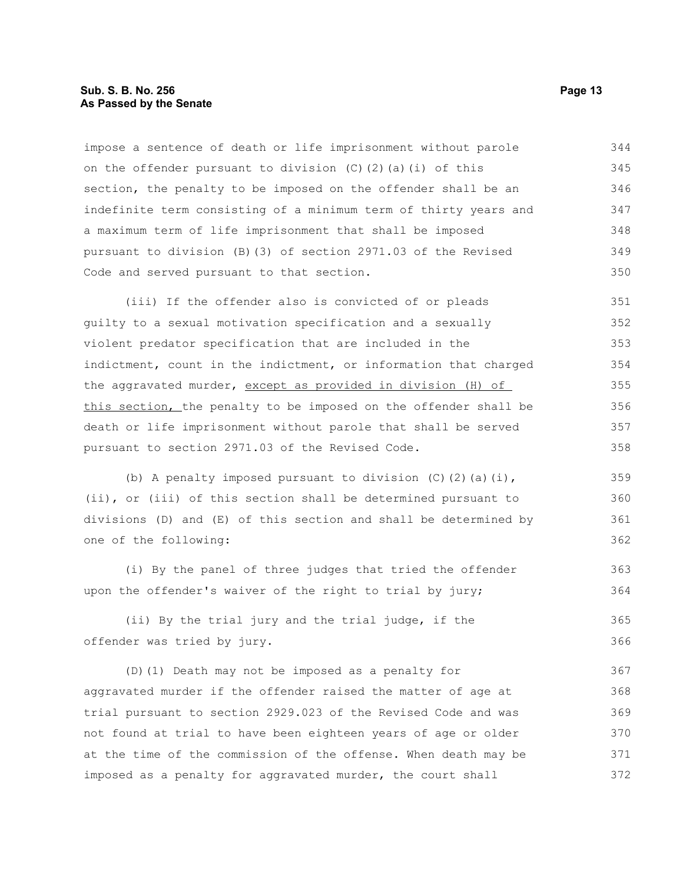impose a sentence of death or life imprisonment without parole on the offender pursuant to division (C)(2)(a)(i) of this section, the penalty to be imposed on the offender shall be an indefinite term consisting of a minimum term of thirty years and a maximum term of life imprisonment that shall be imposed pursuant to division (B)(3) of section 2971.03 of the Revised Code and served pursuant to that section.

(iii) If the offender also is convicted of or pleads guilty to a sexual motivation specification and a sexually violent predator specification that are included in the indictment, count in the indictment, or information that charged the aggravated murder, <u>except as provided in division (H) of this section,</u> the penalty to be imposed on the offender shall be death or life imprisonment without parole that shall be served pursuant to section 2971.03 of the Revised Code.

(b) A penalty imposed pursuant to division (C)(2)(a)(i), (ii), or (iii) of this section shall be determined pursuant to divisions (D) and (E) of this section and shall be determined by one of the following:

(i) By the panel of three judges that tried the offender upon the offender's waiver of the right to trial by jury;

(ii) By the trial jury and the trial judge, if the offender was tried by jury.

(D)(1) Death may not be imposed as a penalty for aggravated murder if the offender raised the matter of age at trial pursuant to section 2929.023 of the Revised Code and was not found at trial to have been eighteen years of age or older at the time of the commission of the offense. When death may be imposed as a penalty for aggravated murder, the court shall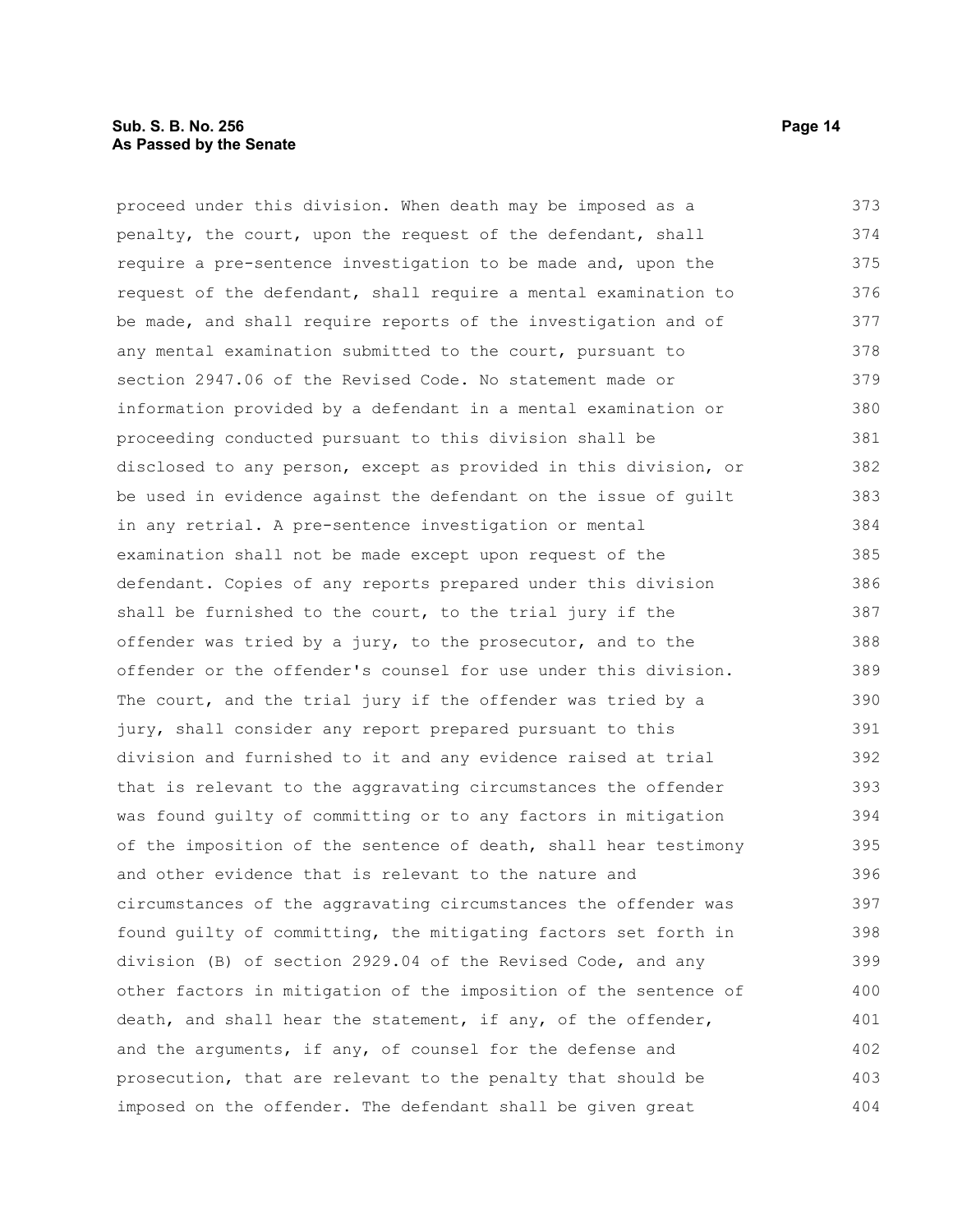proceed under this division. When death may be imposed as a penalty, the court, upon the request of the defendant, shall require a pre-sentence investigation to be made and, upon the request of the defendant, shall require a mental examination to be made, and shall require reports of the investigation and of any mental examination submitted to the court, pursuant to section 2947.06 of the Revised Code. No statement made or information provided by a defendant in a mental examination or proceeding conducted pursuant to this division shall be disclosed to any person, except as provided in this division, or be used in evidence against the defendant on the issue of guilt in any retrial. A pre-sentence investigation or mental examination shall not be made except upon request of the defendant. Copies of any reports prepared under this division shall be furnished to the court, to the trial jury if the offender was tried by a jury, to the prosecutor, and to the offender or the offender's counsel for use under this division. The court, and the trial jury if the offender was tried by a jury, shall consider any report prepared pursuant to this division and furnished to it and any evidence raised at trial that is relevant to the aggravating circumstances the offender was found guilty of committing or to any factors in mitigation of the imposition of the sentence of death, shall hear testimony and other evidence that is relevant to the nature and circumstances of the aggravating circumstances the offender was found guilty of committing, the mitigating factors set forth in division (B) of section 2929.04 of the Revised Code, and any other factors in mitigation of the imposition of the sentence of death, and shall hear the statement, if any, of the offender, and the arguments, if any, of counsel for the defense and prosecution, that are relevant to the penalty that should be imposed on the offender. The defendant shall be given great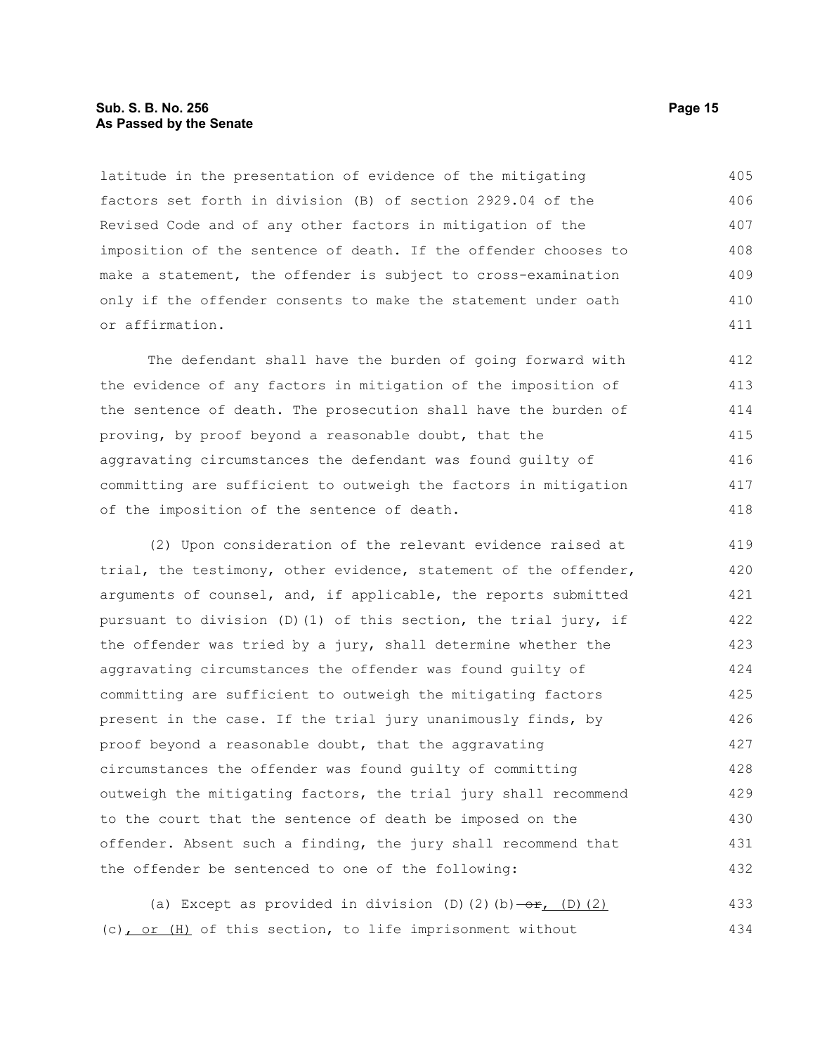latitude in the presentation of evidence of the mitigating factors set forth in division (B) of section 2929.04 of the Revised Code and of any other factors in mitigation of the imposition of the sentence of death. If the offender chooses to make a statement, the offender is subject to cross-examination only if the offender consents to make the statement under oath or affirmation.

The defendant shall have the burden of going forward with the evidence of any factors in mitigation of the imposition of the sentence of death. The prosecution shall have the burden of proving, by proof beyond a reasonable doubt, that the aggravating circumstances the defendant was found guilty of committing are sufficient to outweigh the factors in mitigation of the imposition of the sentence of death.

(2) Upon consideration of the relevant evidence raised at trial, the testimony, other evidence, statement of the offender, arguments of counsel, and, if applicable, the reports submitted pursuant to division (D)(1) of this section, the trial jury, if the offender was tried by a jury, shall determine whether the aggravating circumstances the offender was found guilty of committing are sufficient to outweigh the mitigating factors present in the case. If the trial jury unanimously finds, by proof beyond a reasonable doubt, that the aggravating circumstances the offender was found guilty of committing outweigh the mitigating factors, the trial jury shall recommend to the court that the sentence of death be imposed on the offender. Absent such a finding, the jury shall recommend that the offender be sentenced to one of the following:

(a) Except as provided in division (D)(2)(b) ~~or~~, (D)(2)(c), or (H) of this section, to life imprisonment without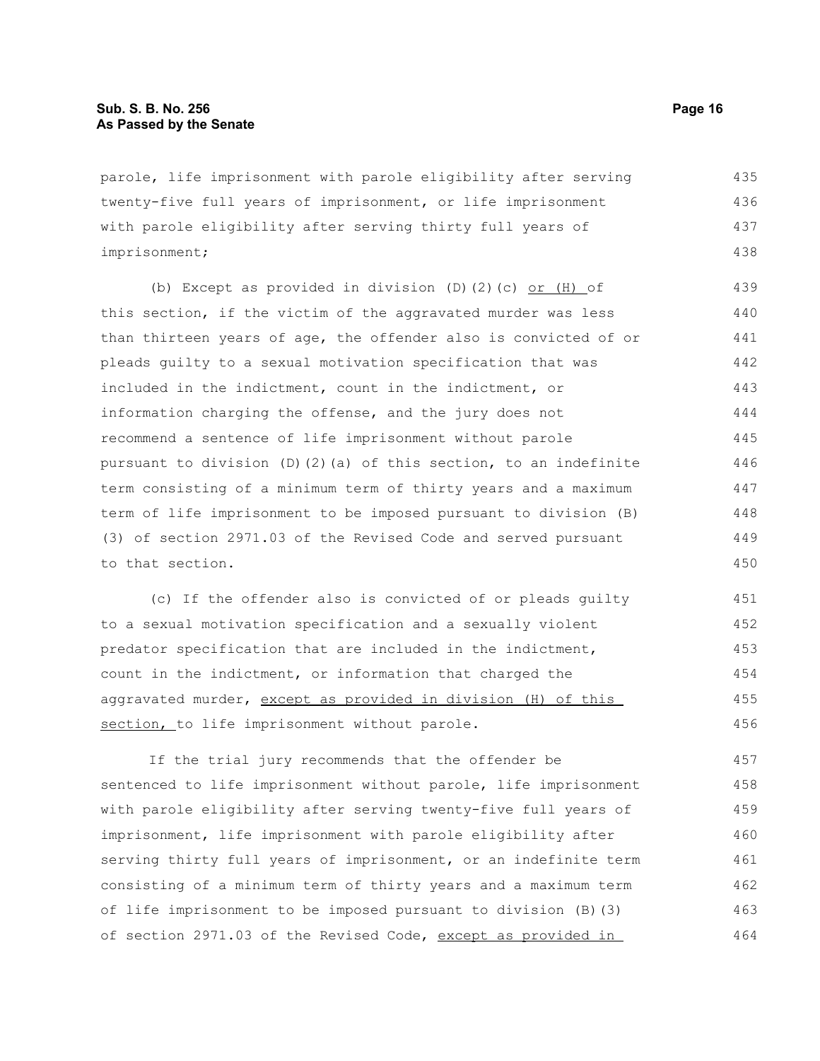parole, life imprisonment with parole eligibility after serving twenty-five full years of imprisonment, or life imprisonment with parole eligibility after serving thirty full years of imprisonment;

(b) Except as provided in division (D)(2)(c) <u>or (H)</u> of this section, if the victim of the aggravated murder was less than thirteen years of age, the offender also is convicted of or pleads guilty to a sexual motivation specification that was included in the indictment, count in the indictment, or information charging the offense, and the jury does not recommend a sentence of life imprisonment without parole pursuant to division (D)(2)(a) of this section, to an indefinite term consisting of a minimum term of thirty years and a maximum term of life imprisonment to be imposed pursuant to division (B)(3) of section 2971.03 of the Revised Code and served pursuant to that section.

(c) If the offender also is convicted of or pleads guilty to a sexual motivation specification and a sexually violent predator specification that are included in the indictment, count in the indictment, or information that charged the aggravated murder, <u>except as provided in division (H) of this section,</u> to life imprisonment without parole.

If the trial jury recommends that the offender be sentenced to life imprisonment without parole, life imprisonment with parole eligibility after serving twenty-five full years of imprisonment, life imprisonment with parole eligibility after serving thirty full years of imprisonment, or an indefinite term consisting of a minimum term of thirty years and a maximum term of life imprisonment to be imposed pursuant to division (B)(3) of section 2971.03 of the Revised Code, <u>except as provided in</u>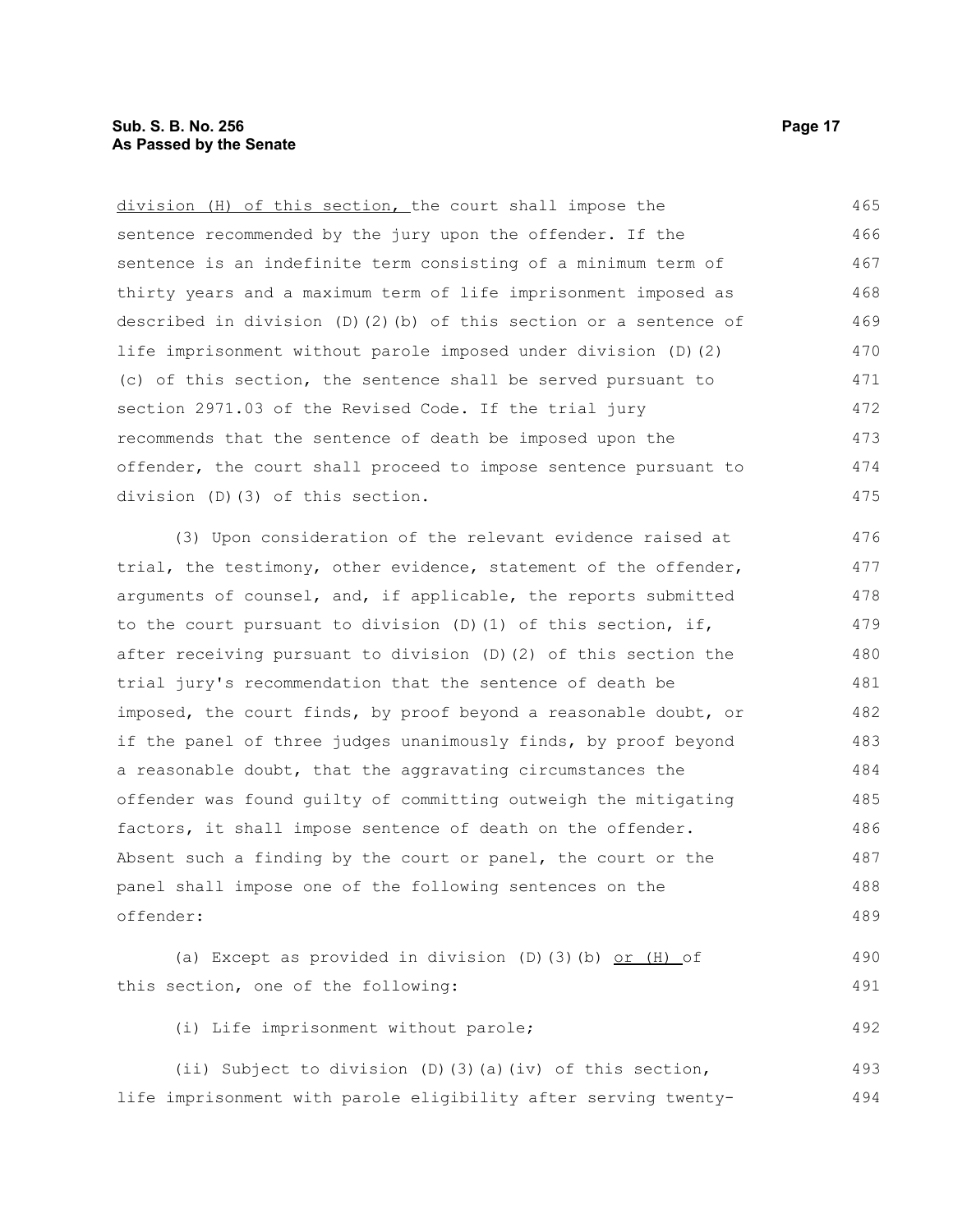division (H) of this section, the court shall impose the sentence recommended by the jury upon the offender. If the sentence is an indefinite term consisting of a minimum term of thirty years and a maximum term of life imprisonment imposed as described in division (D)(2)(b) of this section or a sentence of life imprisonment without parole imposed under division (D)(2)(c) of this section, the sentence shall be served pursuant to section 2971.03 of the Revised Code. If the trial jury recommends that the sentence of death be imposed upon the offender, the court shall proceed to impose sentence pursuant to division (D)(3) of this section.

(3) Upon consideration of the relevant evidence raised at trial, the testimony, other evidence, statement of the offender, arguments of counsel, and, if applicable, the reports submitted to the court pursuant to division (D)(1) of this section, if, after receiving pursuant to division (D)(2) of this section the trial jury's recommendation that the sentence of death be imposed, the court finds, by proof beyond a reasonable doubt, or if the panel of three judges unanimously finds, by proof beyond a reasonable doubt, that the aggravating circumstances the offender was found guilty of committing outweigh the mitigating factors, it shall impose sentence of death on the offender. Absent such a finding by the court or panel, the court or the panel shall impose one of the following sentences on the offender:

(a) Except as provided in division (D)(3)(b) or (H) of this section, one of the following:

(i) Life imprisonment without parole;

(ii) Subject to division (D)(3)(a)(iv) of this section, life imprisonment with parole eligibility after serving twenty-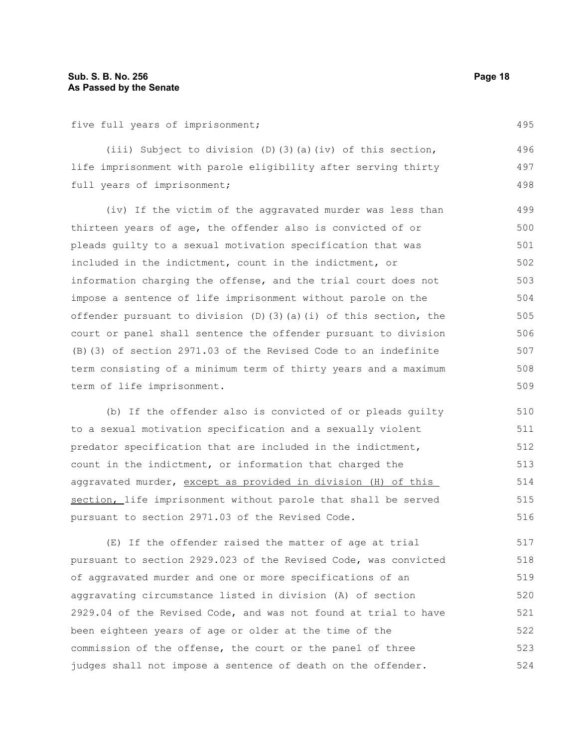five full years of imprisonment;

(iii) Subject to division (D)(3)(a)(iv) of this section, life imprisonment with parole eligibility after serving thirty full years of imprisonment;

(iv) If the victim of the aggravated murder was less than thirteen years of age, the offender also is convicted of or pleads guilty to a sexual motivation specification that was included in the indictment, count in the indictment, or information charging the offense, and the trial court does not impose a sentence of life imprisonment without parole on the offender pursuant to division (D)(3)(a)(i) of this section, the court or panel shall sentence the offender pursuant to division (B)(3) of section 2971.03 of the Revised Code to an indefinite term consisting of a minimum term of thirty years and a maximum term of life imprisonment.

(b) If the offender also is convicted of or pleads guilty to a sexual motivation specification and a sexually violent predator specification that are included in the indictment, count in the indictment, or information that charged the aggravated murder, <u>except as provided in division (H) of this section,</u> life imprisonment without parole that shall be served pursuant to section 2971.03 of the Revised Code.

(E) If the offender raised the matter of age at trial pursuant to section 2929.023 of the Revised Code, was convicted of aggravated murder and one or more specifications of an aggravating circumstance listed in division (A) of section 2929.04 of the Revised Code, and was not found at trial to have been eighteen years of age or older at the time of the commission of the offense, the court or the panel of three judges shall not impose a sentence of death on the offender.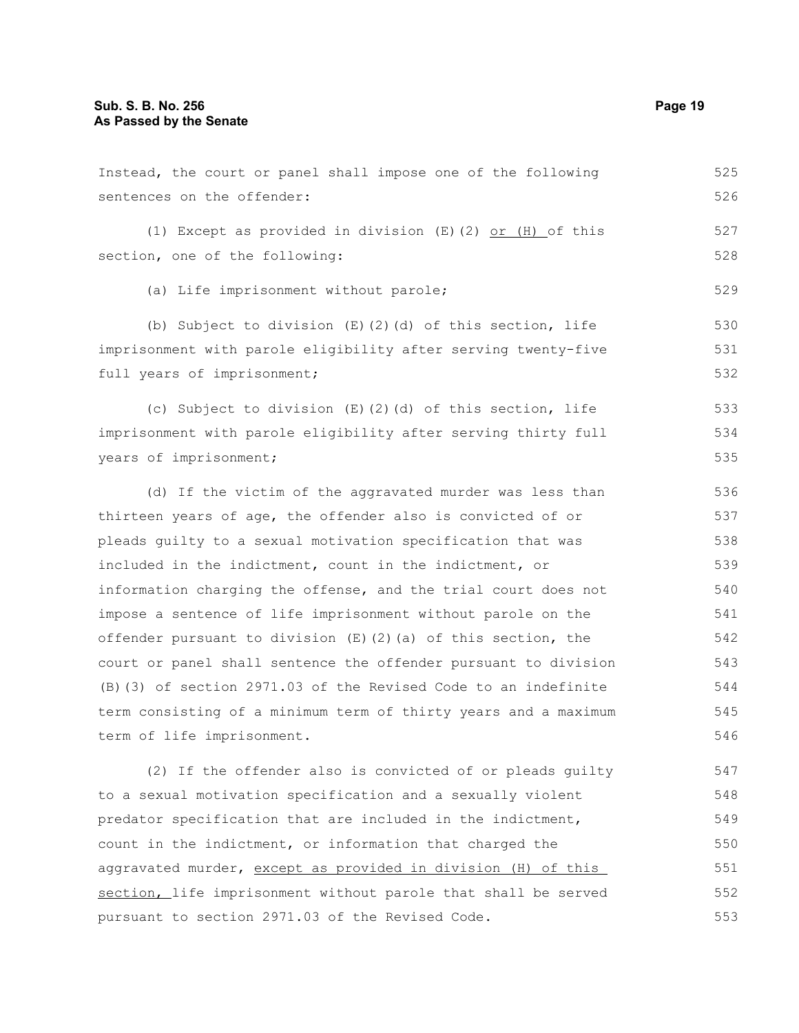Instead, the court or panel shall impose one of the following sentences on the offender:

(1) Except as provided in division (E)(2) <u>or (H)</u> of this section, one of the following:

(a) Life imprisonment without parole;

(b) Subject to division (E)(2)(d) of this section, life imprisonment with parole eligibility after serving twenty-five full years of imprisonment;

(c) Subject to division (E)(2)(d) of this section, life imprisonment with parole eligibility after serving thirty full years of imprisonment;

(d) If the victim of the aggravated murder was less than thirteen years of age, the offender also is convicted of or pleads guilty to a sexual motivation specification that was included in the indictment, count in the indictment, or information charging the offense, and the trial court does not impose a sentence of life imprisonment without parole on the offender pursuant to division (E)(2)(a) of this section, the court or panel shall sentence the offender pursuant to division (B)(3) of section 2971.03 of the Revised Code to an indefinite term consisting of a minimum term of thirty years and a maximum term of life imprisonment.

(2) If the offender also is convicted of or pleads guilty to a sexual motivation specification and a sexually violent predator specification that are included in the indictment, count in the indictment, or information that charged the aggravated murder, <u>except as provided in division (H) of this section,</u> life imprisonment without parole that shall be served pursuant to section 2971.03 of the Revised Code.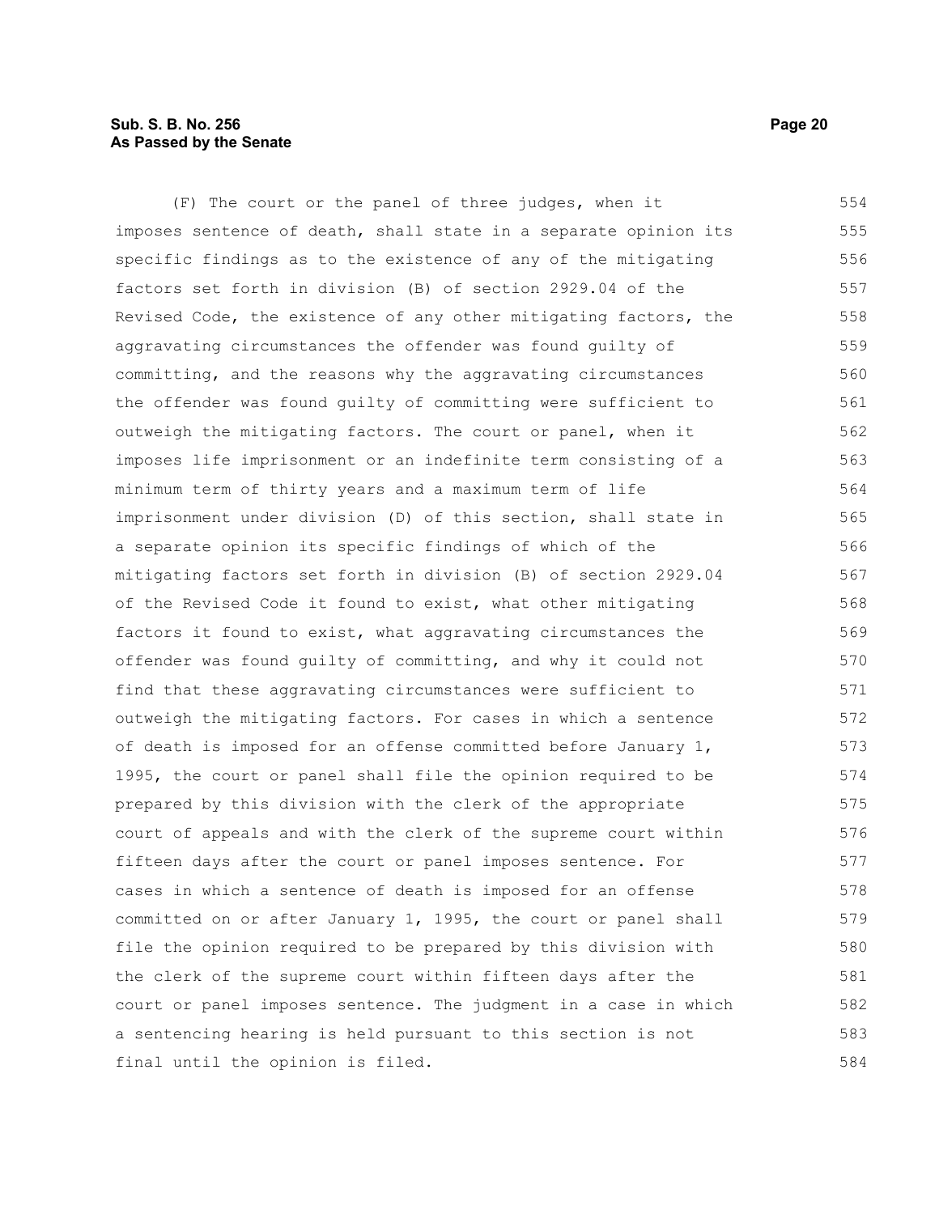(F) The court or the panel of three judges, when it imposes sentence of death, shall state in a separate opinion its specific findings as to the existence of any of the mitigating factors set forth in division (B) of section 2929.04 of the Revised Code, the existence of any other mitigating factors, the aggravating circumstances the offender was found guilty of committing, and the reasons why the aggravating circumstances the offender was found guilty of committing were sufficient to outweigh the mitigating factors. The court or panel, when it imposes life imprisonment or an indefinite term consisting of a minimum term of thirty years and a maximum term of life imprisonment under division (D) of this section, shall state in a separate opinion its specific findings of which of the mitigating factors set forth in division (B) of section 2929.04 of the Revised Code it found to exist, what other mitigating factors it found to exist, what aggravating circumstances the offender was found guilty of committing, and why it could not find that these aggravating circumstances were sufficient to outweigh the mitigating factors. For cases in which a sentence of death is imposed for an offense committed before January 1, 1995, the court or panel shall file the opinion required to be prepared by this division with the clerk of the appropriate court of appeals and with the clerk of the supreme court within fifteen days after the court or panel imposes sentence. For cases in which a sentence of death is imposed for an offense committed on or after January 1, 1995, the court or panel shall file the opinion required to be prepared by this division with the clerk of the supreme court within fifteen days after the court or panel imposes sentence. The judgment in a case in which a sentencing hearing is held pursuant to this section is not final until the opinion is filed.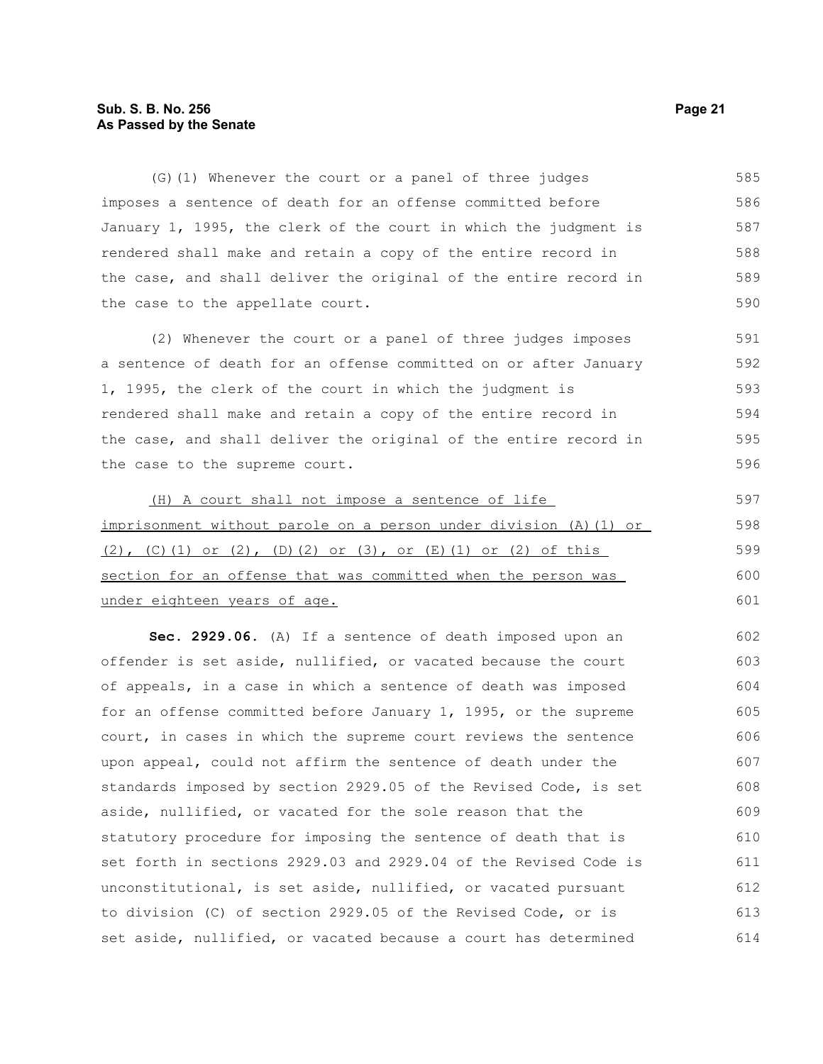(G)(1) Whenever the court or a panel of three judges imposes a sentence of death for an offense committed before January 1, 1995, the clerk of the court in which the judgment is rendered shall make and retain a copy of the entire record in the case, and shall deliver the original of the entire record in the case to the appellate court.

(2) Whenever the court or a panel of three judges imposes a sentence of death for an offense committed on or after January 1, 1995, the clerk of the court in which the judgment is rendered shall make and retain a copy of the entire record in the case, and shall deliver the original of the entire record in the case to the supreme court.

<u>(H) A court shall not impose a sentence of life imprisonment without parole on a person under division (A)(1) or (2), (C)(1) or (2), (D)(2) or (3), or (E)(1) or (2) of this section for an offense that was committed when the person was under eighteen years of age.</u>

**Sec. 2929.06.** (A) If a sentence of death imposed upon an offender is set aside, nullified, or vacated because the court of appeals, in a case in which a sentence of death was imposed for an offense committed before January 1, 1995, or the supreme court, in cases in which the supreme court reviews the sentence upon appeal, could not affirm the sentence of death under the standards imposed by section 2929.05 of the Revised Code, is set aside, nullified, or vacated for the sole reason that the statutory procedure for imposing the sentence of death that is set forth in sections 2929.03 and 2929.04 of the Revised Code is unconstitutional, is set aside, nullified, or vacated pursuant to division (C) of section 2929.05 of the Revised Code, or is set aside, nullified, or vacated because a court has determined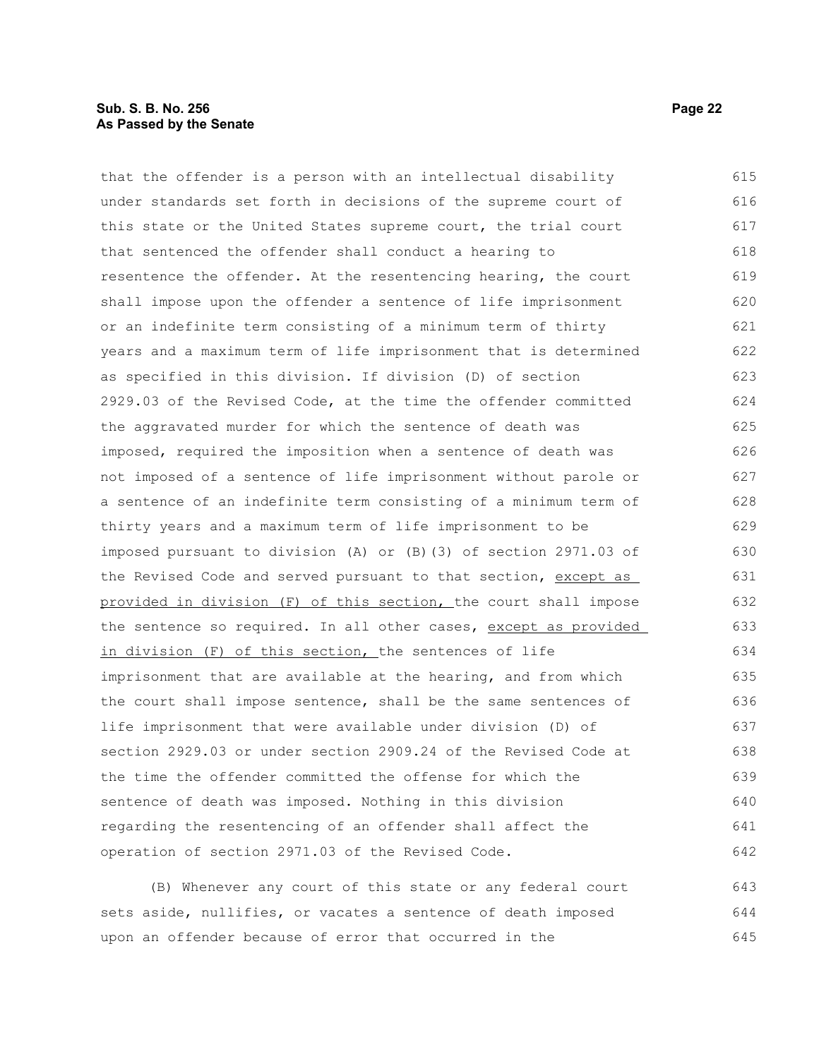that the offender is a person with an intellectual disability under standards set forth in decisions of the supreme court of this state or the United States supreme court, the trial court that sentenced the offender shall conduct a hearing to resentence the offender. At the resentencing hearing, the court shall impose upon the offender a sentence of life imprisonment or an indefinite term consisting of a minimum term of thirty years and a maximum term of life imprisonment that is determined as specified in this division. If division (D) of section 2929.03 of the Revised Code, at the time the offender committed the aggravated murder for which the sentence of death was imposed, required the imposition when a sentence of death was not imposed of a sentence of life imprisonment without parole or a sentence of an indefinite term consisting of a minimum term of thirty years and a maximum term of life imprisonment to be imposed pursuant to division (A) or (B)(3) of section 2971.03 of the Revised Code and served pursuant to that section, <u>except as provided in division (F) of this section,</u> the court shall impose the sentence so required. In all other cases, <u>except as provided in division (F) of this section,</u> the sentences of life imprisonment that are available at the hearing, and from which the court shall impose sentence, shall be the same sentences of life imprisonment that were available under division (D) of section 2929.03 or under section 2909.24 of the Revised Code at the time the offender committed the offense for which the sentence of death was imposed. Nothing in this division regarding the resentencing of an offender shall affect the operation of section 2971.03 of the Revised Code.

(B) Whenever any court of this state or any federal court sets aside, nullifies, or vacates a sentence of death imposed upon an offender because of error that occurred in the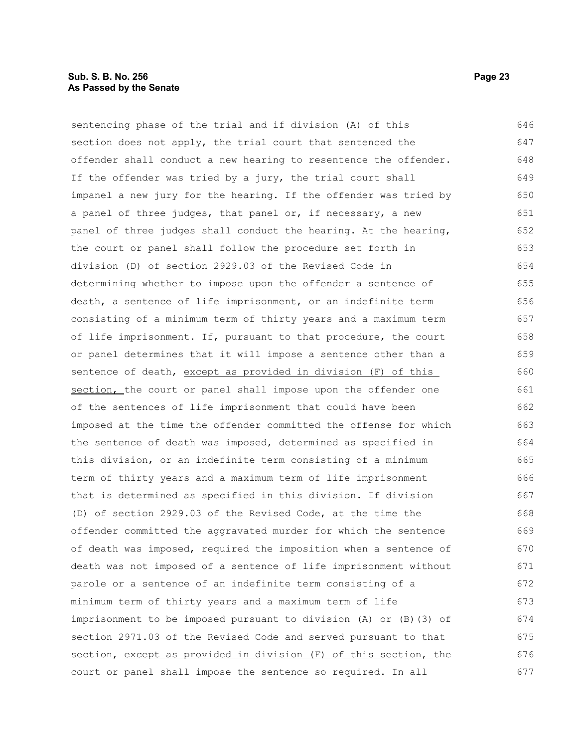sentencing phase of the trial and if division (A) of this section does not apply, the trial court that sentenced the offender shall conduct a new hearing to resentence the offender. If the offender was tried by a jury, the trial court shall impanel a new jury for the hearing. If the offender was tried by a panel of three judges, that panel or, if necessary, a new panel of three judges shall conduct the hearing. At the hearing, the court or panel shall follow the procedure set forth in division (D) of section 2929.03 of the Revised Code in determining whether to impose upon the offender a sentence of death, a sentence of life imprisonment, or an indefinite term consisting of a minimum term of thirty years and a maximum term of life imprisonment. If, pursuant to that procedure, the court or panel determines that it will impose a sentence other than a sentence of death, <u>except as provided in division (F) of this section,</u> the court or panel shall impose upon the offender one of the sentences of life imprisonment that could have been imposed at the time the offender committed the offense for which the sentence of death was imposed, determined as specified in this division, or an indefinite term consisting of a minimum term of thirty years and a maximum term of life imprisonment that is determined as specified in this division. If division (D) of section 2929.03 of the Revised Code, at the time the offender committed the aggravated murder for which the sentence of death was imposed, required the imposition when a sentence of death was not imposed of a sentence of life imprisonment without parole or a sentence of an indefinite term consisting of a minimum term of thirty years and a maximum term of life imprisonment to be imposed pursuant to division (A) or (B)(3) of section 2971.03 of the Revised Code and served pursuant to that section, <u>except as provided in division (F) of this section,</u> the court or panel shall impose the sentence so required. In all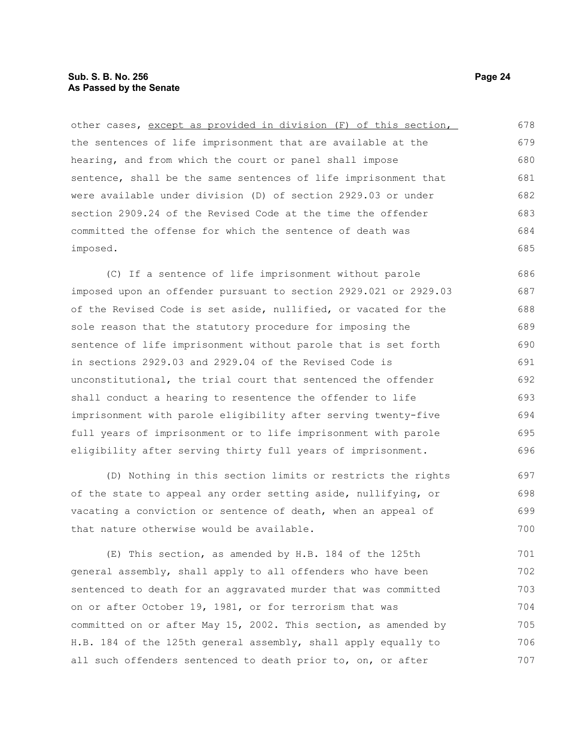other cases, <u>except as provided in division (F) of this section,</u> the sentences of life imprisonment that are available at the hearing, and from which the court or panel shall impose sentence, shall be the same sentences of life imprisonment that were available under division (D) of section 2929.03 or under section 2909.24 of the Revised Code at the time the offender committed the offense for which the sentence of death was imposed.

(C) If a sentence of life imprisonment without parole imposed upon an offender pursuant to section 2929.021 or 2929.03 of the Revised Code is set aside, nullified, or vacated for the sole reason that the statutory procedure for imposing the sentence of life imprisonment without parole that is set forth in sections 2929.03 and 2929.04 of the Revised Code is unconstitutional, the trial court that sentenced the offender shall conduct a hearing to resentence the offender to life imprisonment with parole eligibility after serving twenty-five full years of imprisonment or to life imprisonment with parole eligibility after serving thirty full years of imprisonment.

(D) Nothing in this section limits or restricts the rights of the state to appeal any order setting aside, nullifying, or vacating a conviction or sentence of death, when an appeal of that nature otherwise would be available.

(E) This section, as amended by H.B. 184 of the 125th general assembly, shall apply to all offenders who have been sentenced to death for an aggravated murder that was committed on or after October 19, 1981, or for terrorism that was committed on or after May 15, 2002. This section, as amended by H.B. 184 of the 125th general assembly, shall apply equally to all such offenders sentenced to death prior to, on, or after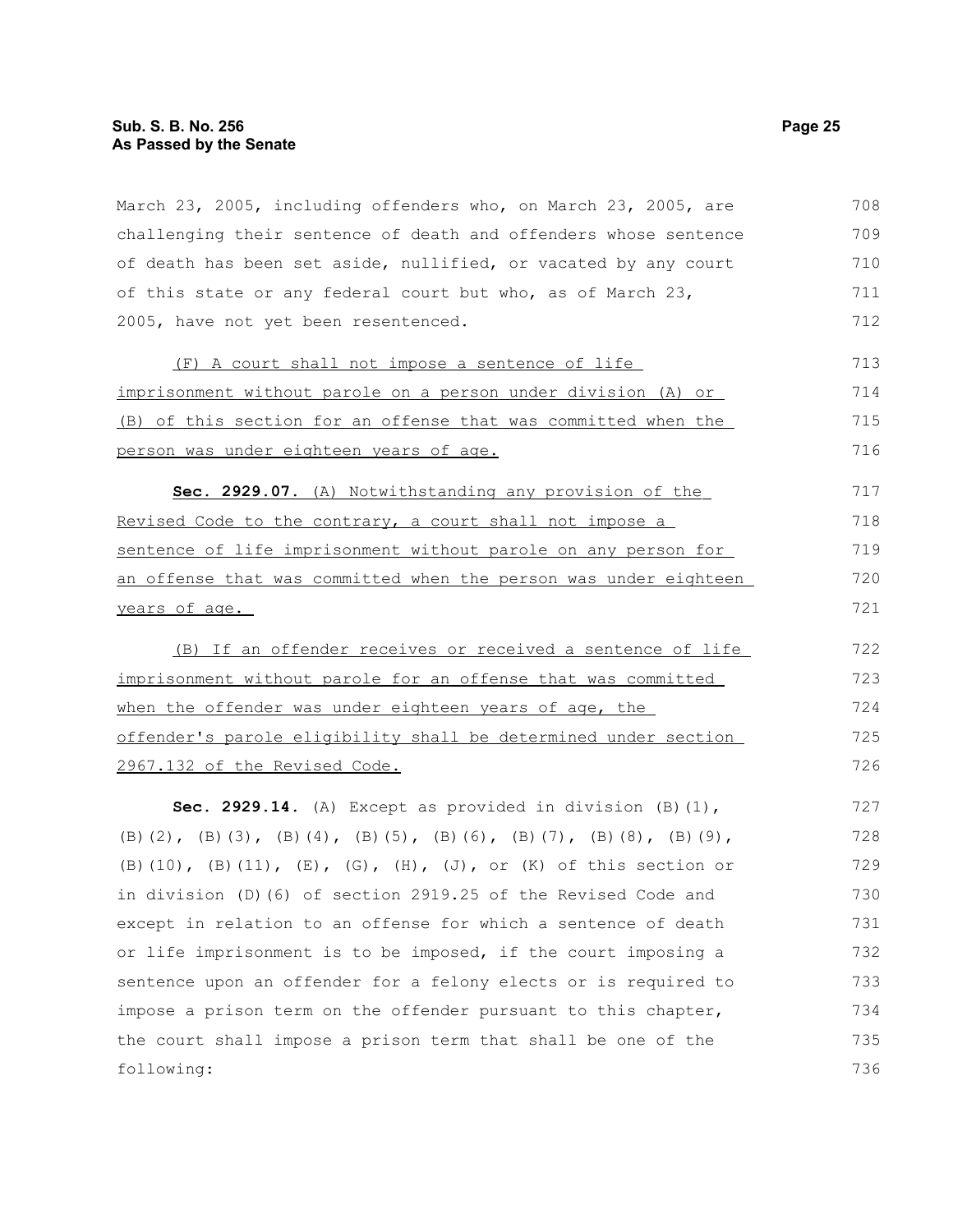March 23, 2005, including offenders who, on March 23, 2005, are challenging their sentence of death and offenders whose sentence of death has been set aside, nullified, or vacated by any court of this state or any federal court but who, as of March 23, 2005, have not yet been resentenced.

(F) A court shall not impose a sentence of life imprisonment without parole on a person under division (A) or (B) of this section for an offense that was committed when the person was under eighteen years of age.

**Sec. 2929.07.** (A) Notwithstanding any provision of the Revised Code to the contrary, a court shall not impose a sentence of life imprisonment without parole on any person for an offense that was committed when the person was under eighteen years of age.

(B) If an offender receives or received a sentence of life imprisonment without parole for an offense that was committed when the offender was under eighteen years of age, the offender's parole eligibility shall be determined under section 2967.132 of the Revised Code.

**Sec. 2929.14.** (A) Except as provided in division (B)(1), (B)(2), (B)(3), (B)(4), (B)(5), (B)(6), (B)(7), (B)(8), (B)(9), (B)(10), (B)(11), (E), (G), (H), (J), or (K) of this section or in division (D)(6) of section 2919.25 of the Revised Code and except in relation to an offense for which a sentence of death or life imprisonment is to be imposed, if the court imposing a sentence upon an offender for a felony elects or is required to impose a prison term on the offender pursuant to this chapter, the court shall impose a prison term that shall be one of the following: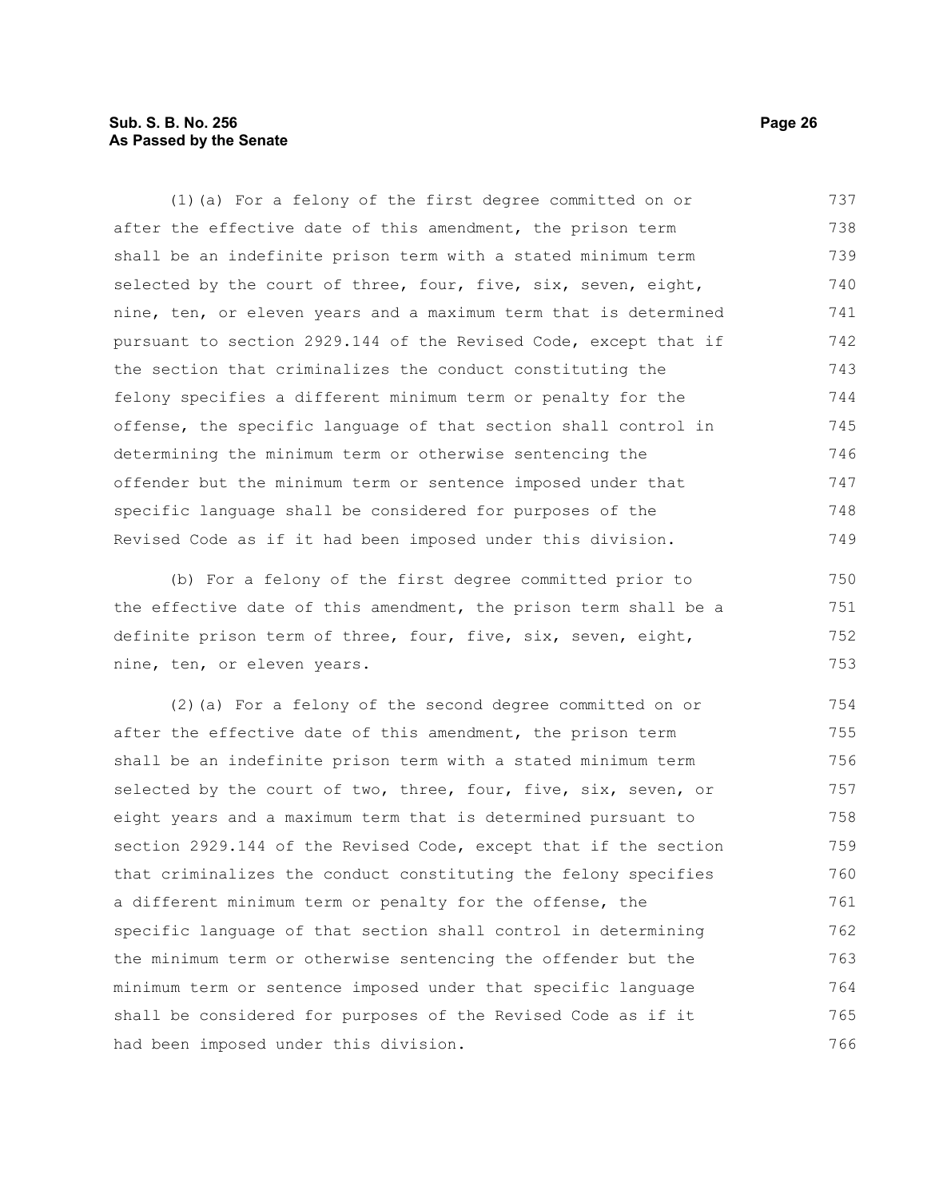(1)(a) For a felony of the first degree committed on or after the effective date of this amendment, the prison term shall be an indefinite prison term with a stated minimum term selected by the court of three, four, five, six, seven, eight, nine, ten, or eleven years and a maximum term that is determined pursuant to section 2929.144 of the Revised Code, except that if the section that criminalizes the conduct constituting the felony specifies a different minimum term or penalty for the offense, the specific language of that section shall control in determining the minimum term or otherwise sentencing the offender but the minimum term or sentence imposed under that specific language shall be considered for purposes of the Revised Code as if it had been imposed under this division.

(b) For a felony of the first degree committed prior to the effective date of this amendment, the prison term shall be a definite prison term of three, four, five, six, seven, eight, nine, ten, or eleven years.

(2)(a) For a felony of the second degree committed on or after the effective date of this amendment, the prison term shall be an indefinite prison term with a stated minimum term selected by the court of two, three, four, five, six, seven, or eight years and a maximum term that is determined pursuant to section 2929.144 of the Revised Code, except that if the section that criminalizes the conduct constituting the felony specifies a different minimum term or penalty for the offense, the specific language of that section shall control in determining the minimum term or otherwise sentencing the offender but the minimum term or sentence imposed under that specific language shall be considered for purposes of the Revised Code as if it had been imposed under this division.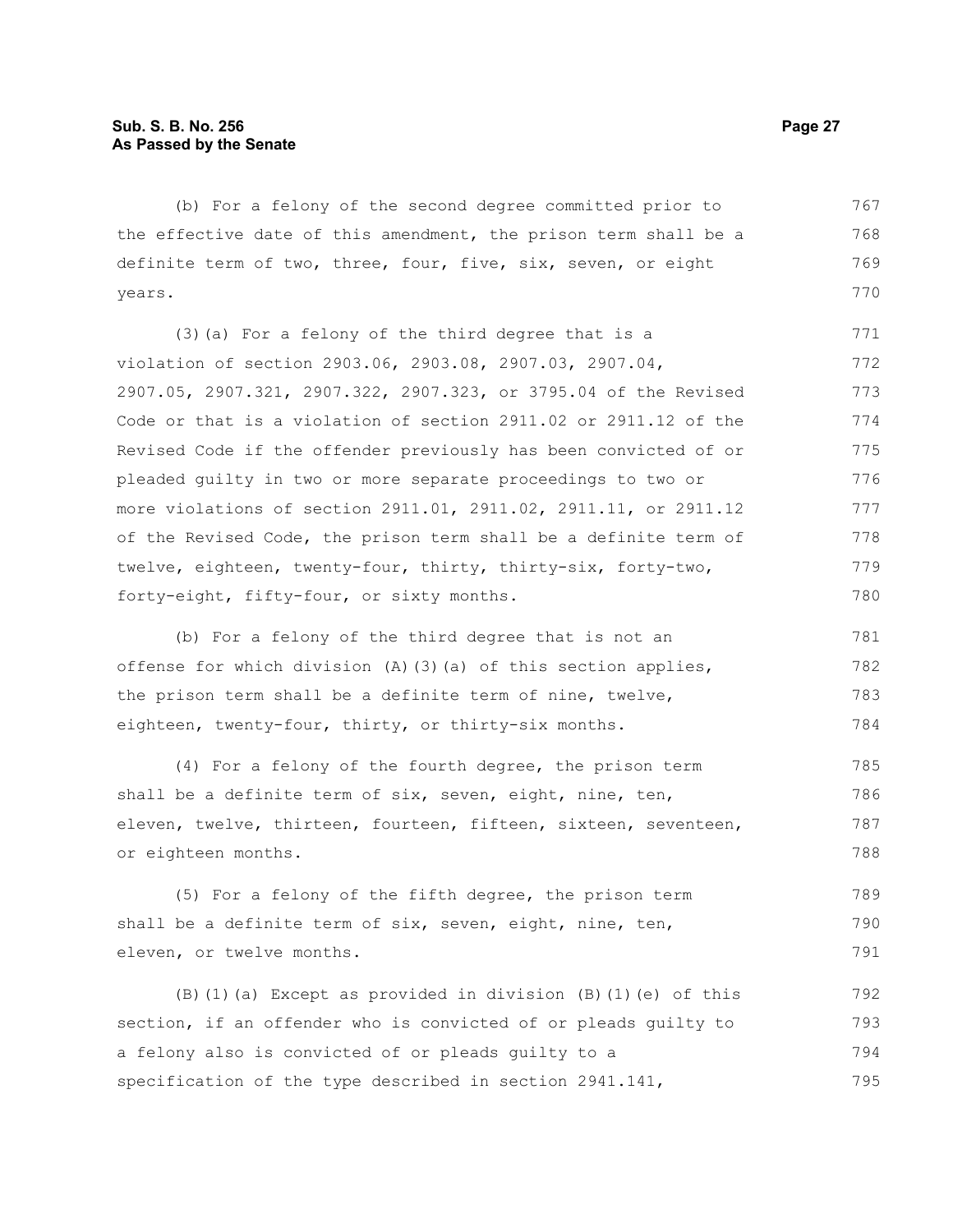(b) For a felony of the second degree committed prior to the effective date of this amendment, the prison term shall be a definite term of two, three, four, five, six, seven, or eight years.

(3)(a) For a felony of the third degree that is a violation of section 2903.06, 2903.08, 2907.03, 2907.04, 2907.05, 2907.321, 2907.322, 2907.323, or 3795.04 of the Revised Code or that is a violation of section 2911.02 or 2911.12 of the Revised Code if the offender previously has been convicted of or pleaded guilty in two or more separate proceedings to two or more violations of section 2911.01, 2911.02, 2911.11, or 2911.12 of the Revised Code, the prison term shall be a definite term of twelve, eighteen, twenty-four, thirty, thirty-six, forty-two, forty-eight, fifty-four, or sixty months.

(b) For a felony of the third degree that is not an offense for which division (A)(3)(a) of this section applies, the prison term shall be a definite term of nine, twelve, eighteen, twenty-four, thirty, or thirty-six months.

(4) For a felony of the fourth degree, the prison term shall be a definite term of six, seven, eight, nine, ten, eleven, twelve, thirteen, fourteen, fifteen, sixteen, seventeen, or eighteen months.

(5) For a felony of the fifth degree, the prison term shall be a definite term of six, seven, eight, nine, ten, eleven, or twelve months.

(B)(1)(a) Except as provided in division (B)(1)(e) of this section, if an offender who is convicted of or pleads guilty to a felony also is convicted of or pleads guilty to a specification of the type described in section 2941.141,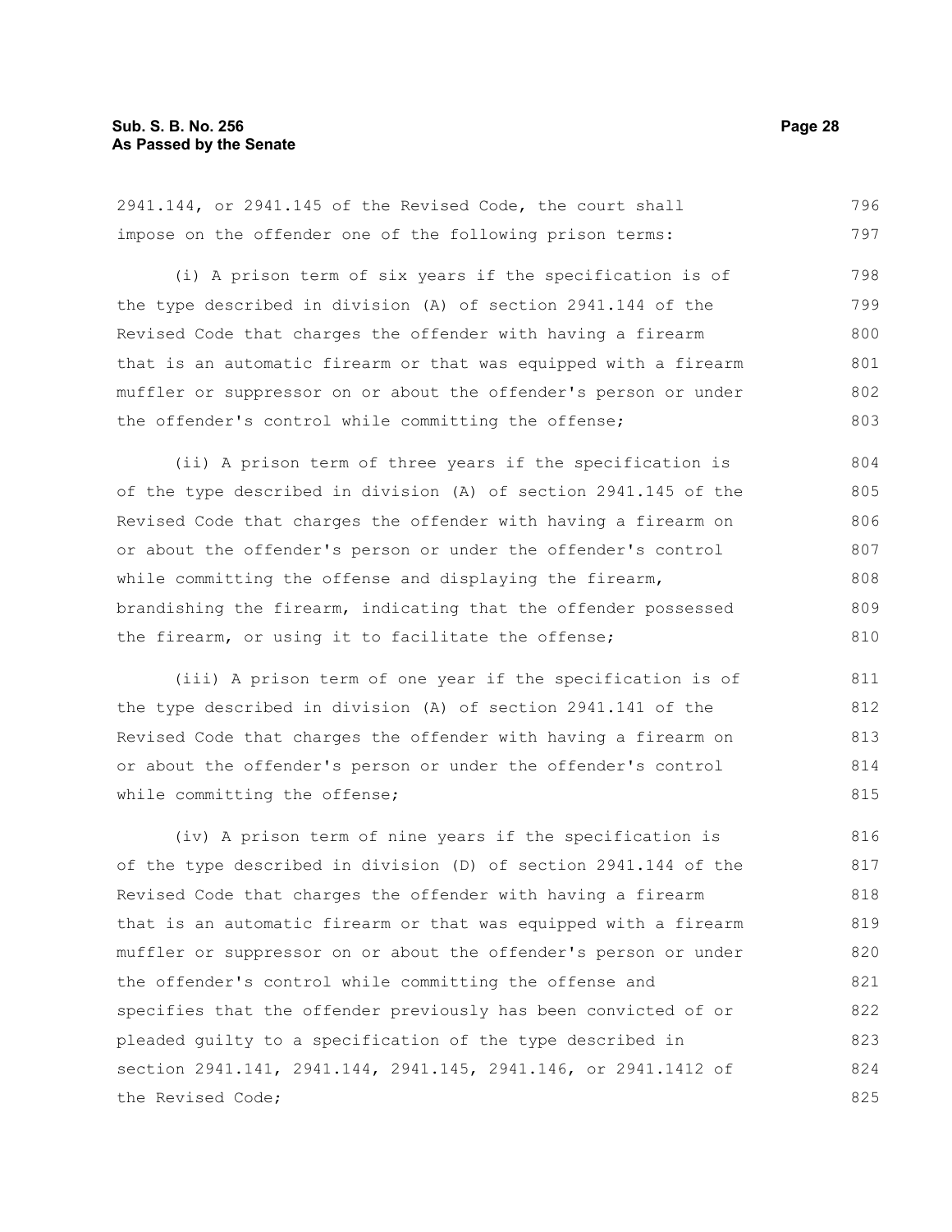2941.144, or 2941.145 of the Revised Code, the court shall impose on the offender one of the following prison terms:

(i) A prison term of six years if the specification is of the type described in division (A) of section 2941.144 of the Revised Code that charges the offender with having a firearm that is an automatic firearm or that was equipped with a firearm muffler or suppressor on or about the offender's person or under the offender's control while committing the offense;

(ii) A prison term of three years if the specification is of the type described in division (A) of section 2941.145 of the Revised Code that charges the offender with having a firearm on or about the offender's person or under the offender's control while committing the offense and displaying the firearm, brandishing the firearm, indicating that the offender possessed the firearm, or using it to facilitate the offense;

(iii) A prison term of one year if the specification is of the type described in division (A) of section 2941.141 of the Revised Code that charges the offender with having a firearm on or about the offender's person or under the offender's control while committing the offense;

(iv) A prison term of nine years if the specification is of the type described in division (D) of section 2941.144 of the Revised Code that charges the offender with having a firearm that is an automatic firearm or that was equipped with a firearm muffler or suppressor on or about the offender's person or under the offender's control while committing the offense and specifies that the offender previously has been convicted of or pleaded guilty to a specification of the type described in section 2941.141, 2941.144, 2941.145, 2941.146, or 2941.1412 of the Revised Code;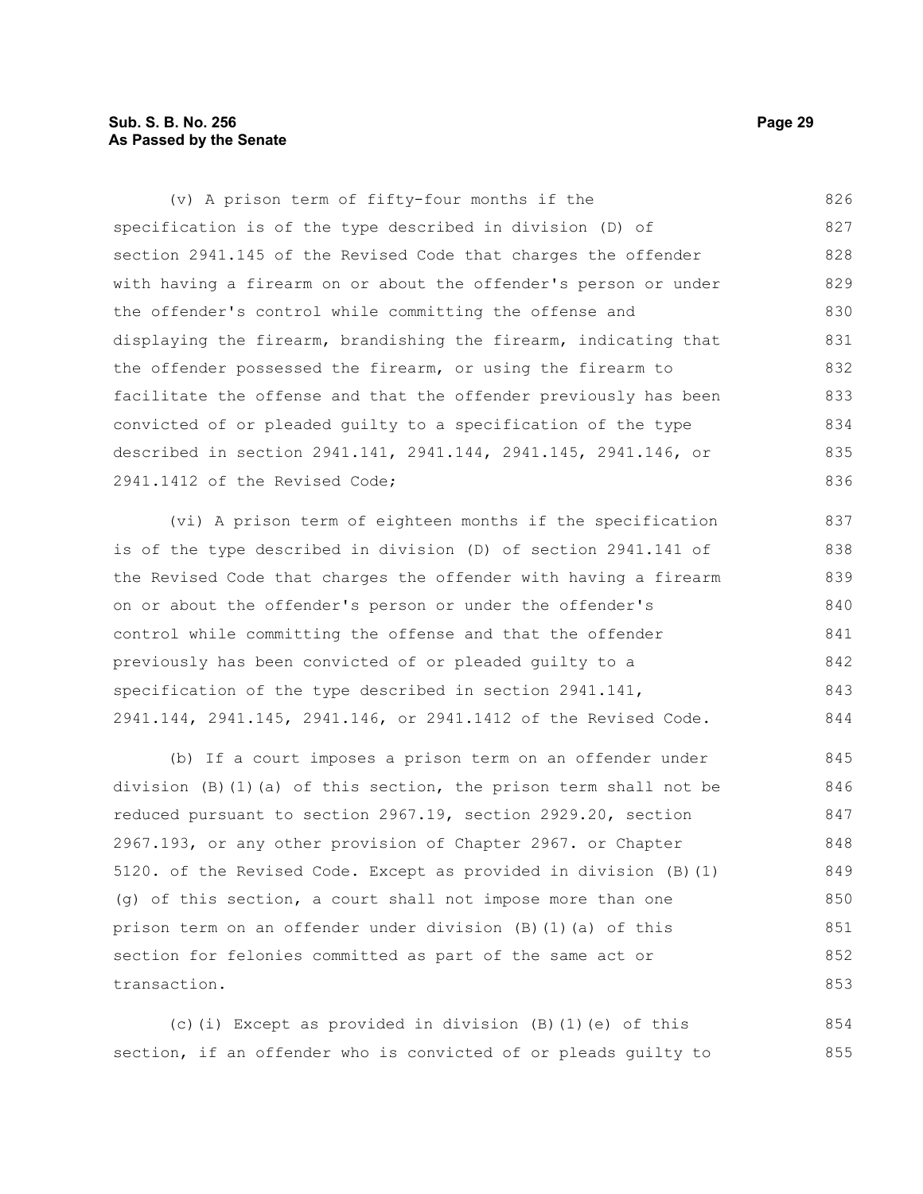(v) A prison term of fifty-four months if the specification is of the type described in division (D) of section 2941.145 of the Revised Code that charges the offender with having a firearm on or about the offender's person or under the offender's control while committing the offense and displaying the firearm, brandishing the firearm, indicating that the offender possessed the firearm, or using the firearm to facilitate the offense and that the offender previously has been convicted of or pleaded guilty to a specification of the type described in section 2941.141, 2941.144, 2941.145, 2941.146, or 2941.1412 of the Revised Code;

(vi) A prison term of eighteen months if the specification is of the type described in division (D) of section 2941.141 of the Revised Code that charges the offender with having a firearm on or about the offender's person or under the offender's control while committing the offense and that the offender previously has been convicted of or pleaded guilty to a specification of the type described in section 2941.141, 2941.144, 2941.145, 2941.146, or 2941.1412 of the Revised Code.

(b) If a court imposes a prison term on an offender under division (B)(1)(a) of this section, the prison term shall not be reduced pursuant to section 2967.19, section 2929.20, section 2967.193, or any other provision of Chapter 2967. or Chapter 5120. of the Revised Code. Except as provided in division (B)(1)(g) of this section, a court shall not impose more than one prison term on an offender under division (B)(1)(a) of this section for felonies committed as part of the same act or transaction.

(c)(i) Except as provided in division (B)(1)(e) of this section, if an offender who is convicted of or pleads guilty to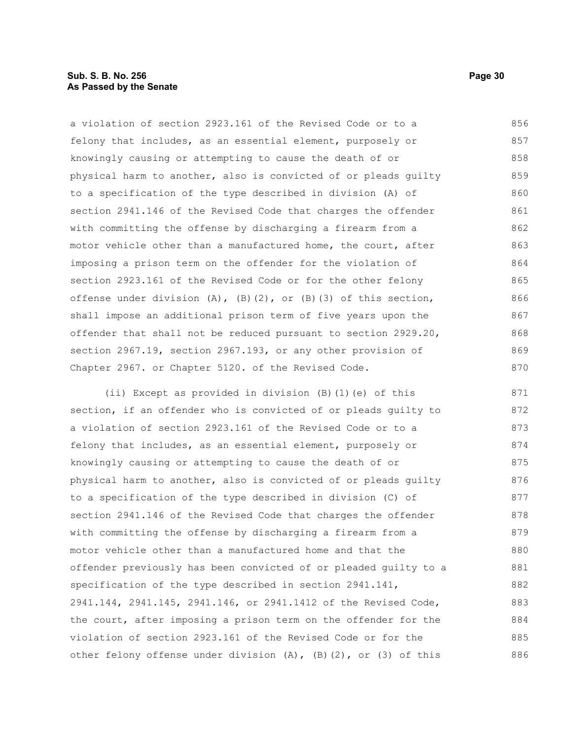a violation of section 2923.161 of the Revised Code or to a felony that includes, as an essential element, purposely or knowingly causing or attempting to cause the death of or physical harm to another, also is convicted of or pleads guilty to a specification of the type described in division (A) of section 2941.146 of the Revised Code that charges the offender with committing the offense by discharging a firearm from a motor vehicle other than a manufactured home, the court, after imposing a prison term on the offender for the violation of section 2923.161 of the Revised Code or for the other felony offense under division (A), (B)(2), or (B)(3) of this section, shall impose an additional prison term of five years upon the offender that shall not be reduced pursuant to section 2929.20, section 2967.19, section 2967.193, or any other provision of Chapter 2967. or Chapter 5120. of the Revised Code.

(ii) Except as provided in division (B)(1)(e) of this section, if an offender who is convicted of or pleads guilty to a violation of section 2923.161 of the Revised Code or to a felony that includes, as an essential element, purposely or knowingly causing or attempting to cause the death of or physical harm to another, also is convicted of or pleads guilty to a specification of the type described in division (C) of section 2941.146 of the Revised Code that charges the offender with committing the offense by discharging a firearm from a motor vehicle other than a manufactured home and that the offender previously has been convicted of or pleaded guilty to a specification of the type described in section 2941.141, 2941.144, 2941.145, 2941.146, or 2941.1412 of the Revised Code, the court, after imposing a prison term on the offender for the violation of section 2923.161 of the Revised Code or for the other felony offense under division (A), (B)(2), or (3) of this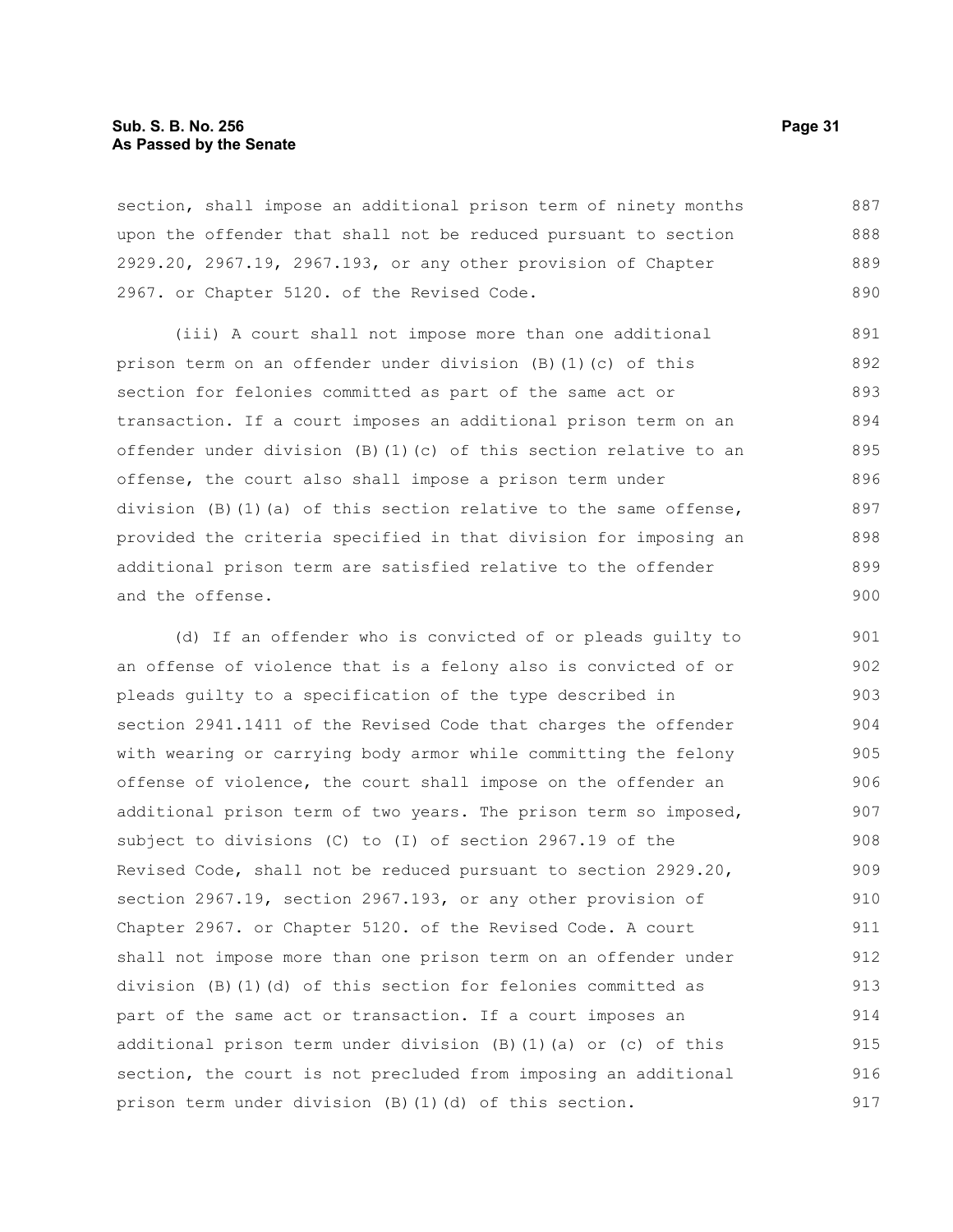section, shall impose an additional prison term of ninety months upon the offender that shall not be reduced pursuant to section 2929.20, 2967.19, 2967.193, or any other provision of Chapter 2967. or Chapter 5120. of the Revised Code.

(iii) A court shall not impose more than one additional prison term on an offender under division (B)(1)(c) of this section for felonies committed as part of the same act or transaction. If a court imposes an additional prison term on an offender under division (B)(1)(c) of this section relative to an offense, the court also shall impose a prison term under division (B)(1)(a) of this section relative to the same offense, provided the criteria specified in that division for imposing an additional prison term are satisfied relative to the offender and the offense.

(d) If an offender who is convicted of or pleads guilty to an offense of violence that is a felony also is convicted of or pleads guilty to a specification of the type described in section 2941.1411 of the Revised Code that charges the offender with wearing or carrying body armor while committing the felony offense of violence, the court shall impose on the offender an additional prison term of two years. The prison term so imposed, subject to divisions (C) to (I) of section 2967.19 of the Revised Code, shall not be reduced pursuant to section 2929.20, section 2967.19, section 2967.193, or any other provision of Chapter 2967. or Chapter 5120. of the Revised Code. A court shall not impose more than one prison term on an offender under division (B)(1)(d) of this section for felonies committed as part of the same act or transaction. If a court imposes an additional prison term under division (B)(1)(a) or (c) of this section, the court is not precluded from imposing an additional prison term under division (B)(1)(d) of this section.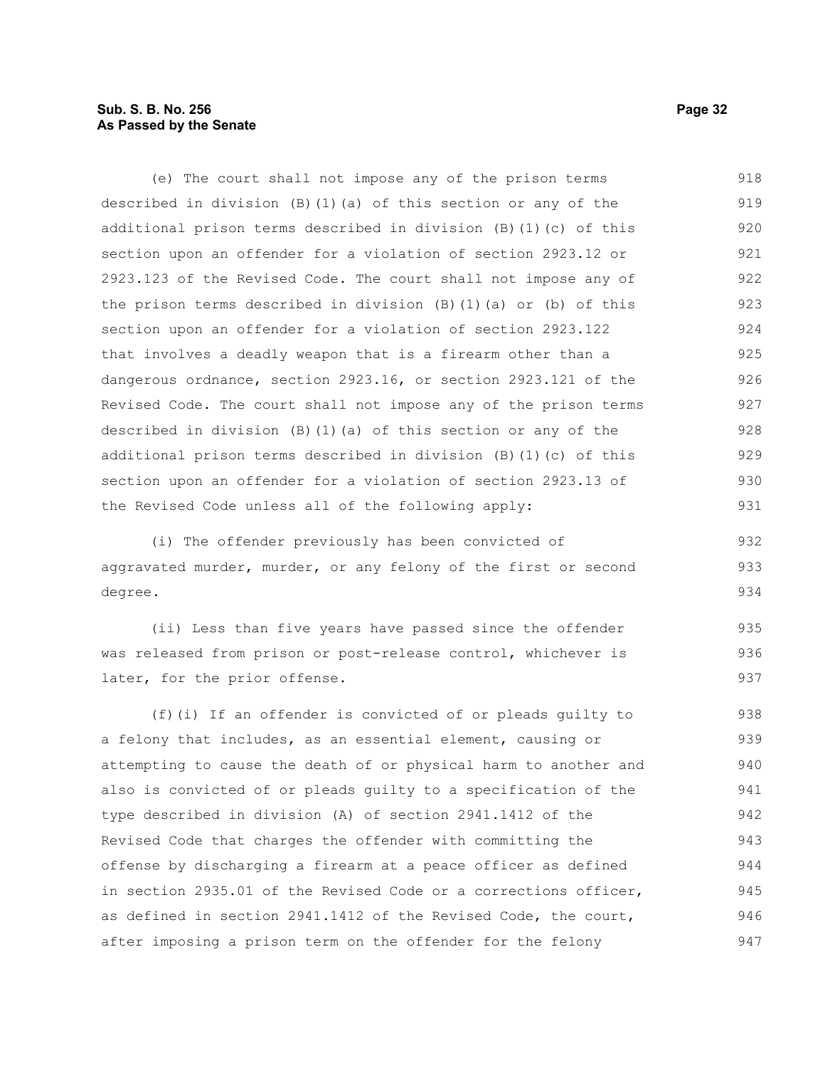(e) The court shall not impose any of the prison terms described in division (B)(1)(a) of this section or any of the additional prison terms described in division (B)(1)(c) of this section upon an offender for a violation of section 2923.12 or 2923.123 of the Revised Code. The court shall not impose any of the prison terms described in division (B)(1)(a) or (b) of this section upon an offender for a violation of section 2923.122 that involves a deadly weapon that is a firearm other than a dangerous ordnance, section 2923.16, or section 2923.121 of the Revised Code. The court shall not impose any of the prison terms described in division (B)(1)(a) of this section or any of the additional prison terms described in division (B)(1)(c) of this section upon an offender for a violation of section 2923.13 of the Revised Code unless all of the following apply:

(i) The offender previously has been convicted of aggravated murder, murder, or any felony of the first or second degree.

(ii) Less than five years have passed since the offender was released from prison or post-release control, whichever is later, for the prior offense.

(f)(i) If an offender is convicted of or pleads guilty to a felony that includes, as an essential element, causing or attempting to cause the death of or physical harm to another and also is convicted of or pleads guilty to a specification of the type described in division (A) of section 2941.1412 of the Revised Code that charges the offender with committing the offense by discharging a firearm at a peace officer as defined in section 2935.01 of the Revised Code or a corrections officer, as defined in section 2941.1412 of the Revised Code, the court, after imposing a prison term on the offender for the felony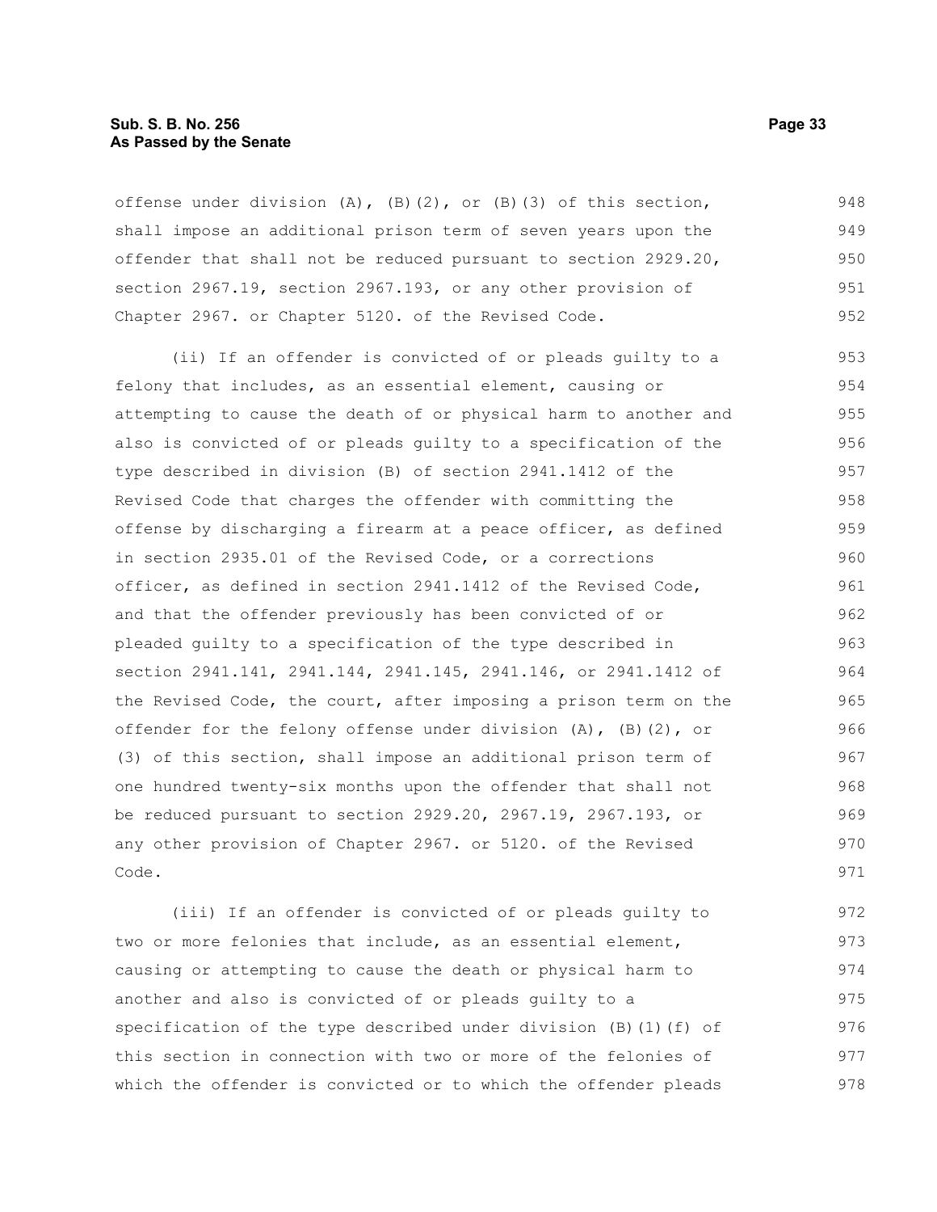offense under division (A), (B)(2), or (B)(3) of this section, shall impose an additional prison term of seven years upon the offender that shall not be reduced pursuant to section 2929.20, section 2967.19, section 2967.193, or any other provision of Chapter 2967. or Chapter 5120. of the Revised Code.

(ii) If an offender is convicted of or pleads guilty to a felony that includes, as an essential element, causing or attempting to cause the death of or physical harm to another and also is convicted of or pleads guilty to a specification of the type described in division (B) of section 2941.1412 of the Revised Code that charges the offender with committing the offense by discharging a firearm at a peace officer, as defined in section 2935.01 of the Revised Code, or a corrections officer, as defined in section 2941.1412 of the Revised Code, and that the offender previously has been convicted of or pleaded guilty to a specification of the type described in section 2941.141, 2941.144, 2941.145, 2941.146, or 2941.1412 of the Revised Code, the court, after imposing a prison term on the offender for the felony offense under division (A), (B)(2), or (3) of this section, shall impose an additional prison term of one hundred twenty-six months upon the offender that shall not be reduced pursuant to section 2929.20, 2967.19, 2967.193, or any other provision of Chapter 2967. or 5120. of the Revised Code.

(iii) If an offender is convicted of or pleads guilty to two or more felonies that include, as an essential element, causing or attempting to cause the death or physical harm to another and also is convicted of or pleads guilty to a specification of the type described under division (B)(1)(f) of this section in connection with two or more of the felonies of which the offender is convicted or to which the offender pleads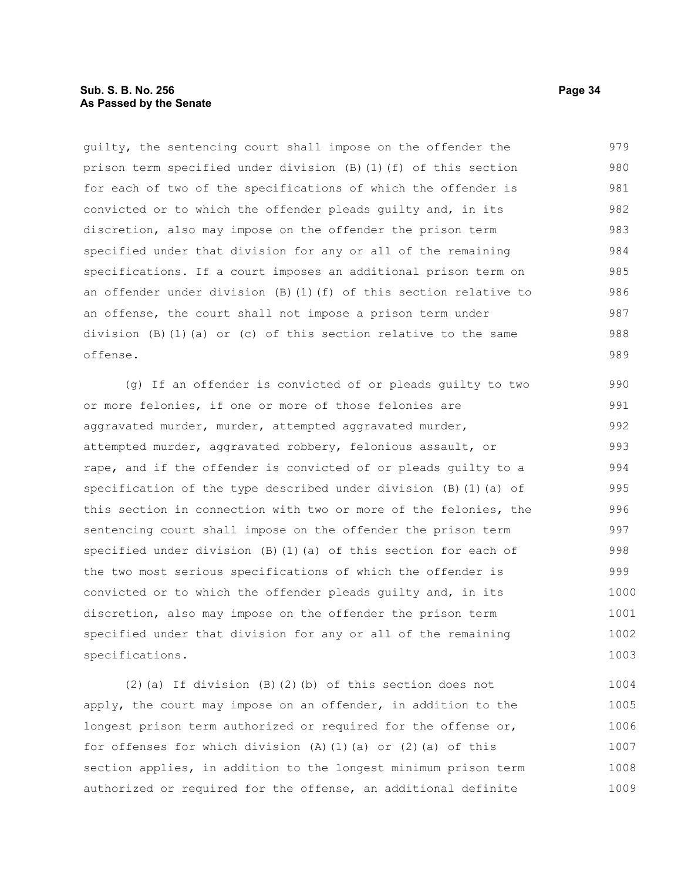guilty, the sentencing court shall impose on the offender the prison term specified under division (B)(1)(f) of this section for each of two of the specifications of which the offender is convicted or to which the offender pleads guilty and, in its discretion, also may impose on the offender the prison term specified under that division for any or all of the remaining specifications. If a court imposes an additional prison term on an offender under division (B)(1)(f) of this section relative to an offense, the court shall not impose a prison term under division (B)(1)(a) or (c) of this section relative to the same offense.

(g) If an offender is convicted of or pleads guilty to two or more felonies, if one or more of those felonies are aggravated murder, murder, attempted aggravated murder, attempted murder, aggravated robbery, felonious assault, or rape, and if the offender is convicted of or pleads guilty to a specification of the type described under division (B)(1)(a) of this section in connection with two or more of the felonies, the sentencing court shall impose on the offender the prison term specified under division (B)(1)(a) of this section for each of the two most serious specifications of which the offender is convicted or to which the offender pleads guilty and, in its discretion, also may impose on the offender the prison term specified under that division for any or all of the remaining specifications.

(2)(a) If division (B)(2)(b) of this section does not apply, the court may impose on an offender, in addition to the longest prison term authorized or required for the offense or, for offenses for which division (A)(1)(a) or (2)(a) of this section applies, in addition to the longest minimum prison term authorized or required for the offense, an additional definite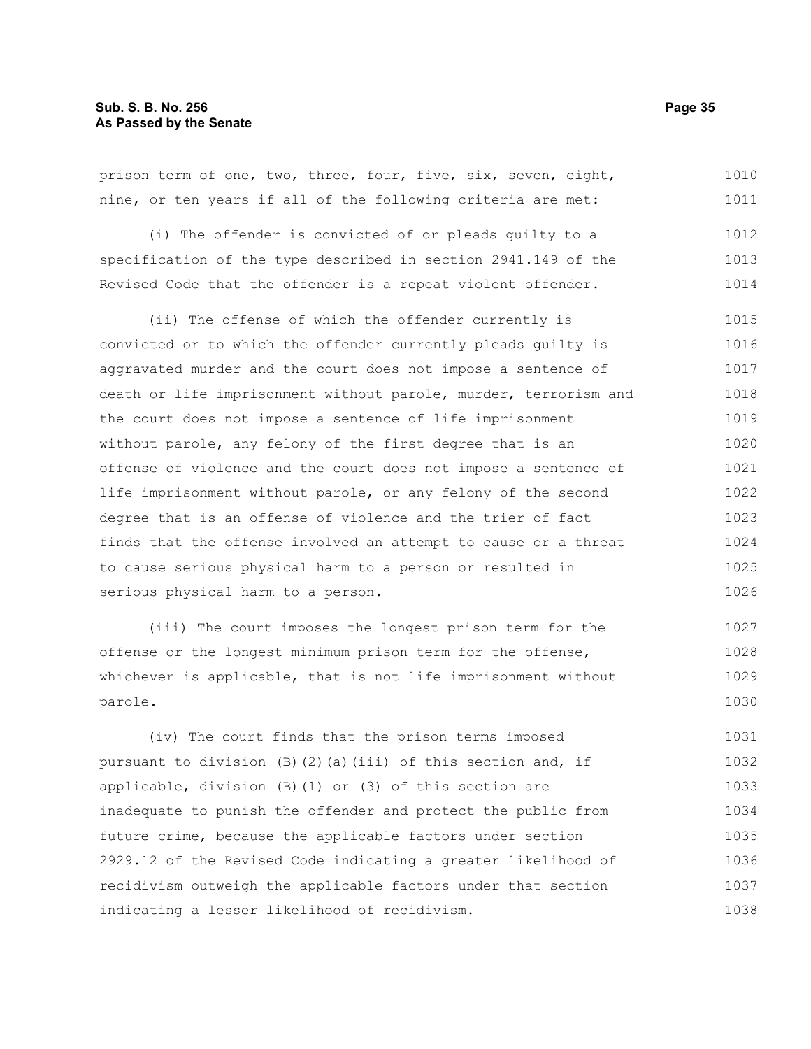prison term of one, two, three, four, five, six, seven, eight, nine, or ten years if all of the following criteria are met:

(i) The offender is convicted of or pleads guilty to a specification of the type described in section 2941.149 of the Revised Code that the offender is a repeat violent offender.

(ii) The offense of which the offender currently is convicted or to which the offender currently pleads guilty is aggravated murder and the court does not impose a sentence of death or life imprisonment without parole, murder, terrorism and the court does not impose a sentence of life imprisonment without parole, any felony of the first degree that is an offense of violence and the court does not impose a sentence of life imprisonment without parole, or any felony of the second degree that is an offense of violence and the trier of fact finds that the offense involved an attempt to cause or a threat to cause serious physical harm to a person or resulted in serious physical harm to a person.

(iii) The court imposes the longest prison term for the offense or the longest minimum prison term for the offense, whichever is applicable, that is not life imprisonment without parole.

(iv) The court finds that the prison terms imposed pursuant to division (B)(2)(a)(iii) of this section and, if applicable, division (B)(1) or (3) of this section are inadequate to punish the offender and protect the public from future crime, because the applicable factors under section 2929.12 of the Revised Code indicating a greater likelihood of recidivism outweigh the applicable factors under that section indicating a lesser likelihood of recidivism.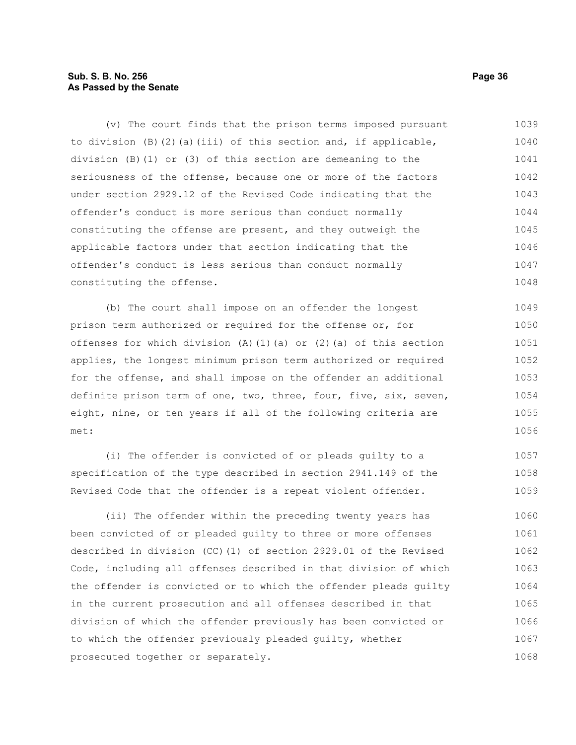(v) The court finds that the prison terms imposed pursuant to division (B)(2)(a)(iii) of this section and, if applicable, division (B)(1) or (3) of this section are demeaning to the seriousness of the offense, because one or more of the factors under section 2929.12 of the Revised Code indicating that the offender's conduct is more serious than conduct normally constituting the offense are present, and they outweigh the applicable factors under that section indicating that the offender's conduct is less serious than conduct normally constituting the offense.

(b) The court shall impose on an offender the longest prison term authorized or required for the offense or, for offenses for which division (A)(1)(a) or (2)(a) of this section applies, the longest minimum prison term authorized or required for the offense, and shall impose on the offender an additional definite prison term of one, two, three, four, five, six, seven, eight, nine, or ten years if all of the following criteria are met:

(i) The offender is convicted of or pleads guilty to a specification of the type described in section 2941.149 of the Revised Code that the offender is a repeat violent offender.

(ii) The offender within the preceding twenty years has been convicted of or pleaded guilty to three or more offenses described in division (CC)(1) of section 2929.01 of the Revised Code, including all offenses described in that division of which the offender is convicted or to which the offender pleads guilty in the current prosecution and all offenses described in that division of which the offender previously has been convicted or to which the offender previously pleaded guilty, whether prosecuted together or separately.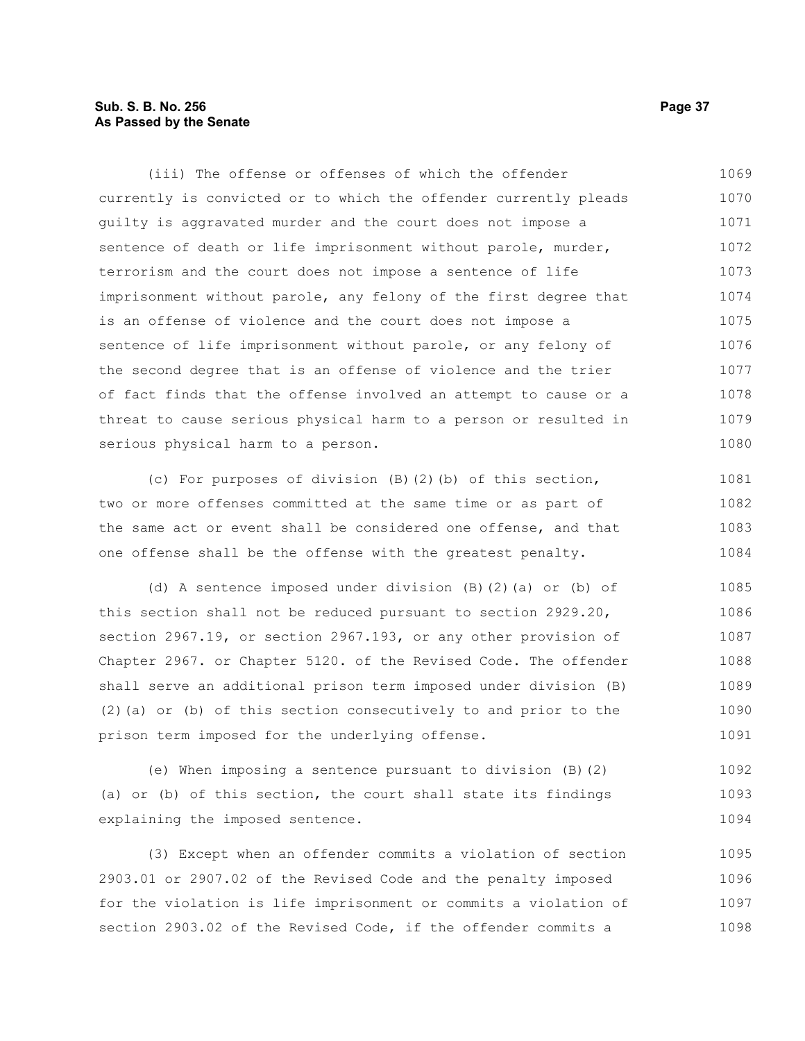(iii) The offense or offenses of which the offender currently is convicted or to which the offender currently pleads guilty is aggravated murder and the court does not impose a sentence of death or life imprisonment without parole, murder, terrorism and the court does not impose a sentence of life imprisonment without parole, any felony of the first degree that is an offense of violence and the court does not impose a sentence of life imprisonment without parole, or any felony of the second degree that is an offense of violence and the trier of fact finds that the offense involved an attempt to cause or a threat to cause serious physical harm to a person or resulted in serious physical harm to a person.

(c) For purposes of division (B)(2)(b) of this section, two or more offenses committed at the same time or as part of the same act or event shall be considered one offense, and that one offense shall be the offense with the greatest penalty.

(d) A sentence imposed under division (B)(2)(a) or (b) of this section shall not be reduced pursuant to section 2929.20, section 2967.19, or section 2967.193, or any other provision of Chapter 2967. or Chapter 5120. of the Revised Code. The offender shall serve an additional prison term imposed under division (B)(2)(a) or (b) of this section consecutively to and prior to the prison term imposed for the underlying offense.

(e) When imposing a sentence pursuant to division (B)(2)(a) or (b) of this section, the court shall state its findings explaining the imposed sentence.

(3) Except when an offender commits a violation of section 2903.01 or 2907.02 of the Revised Code and the penalty imposed for the violation is life imprisonment or commits a violation of section 2903.02 of the Revised Code, if the offender commits a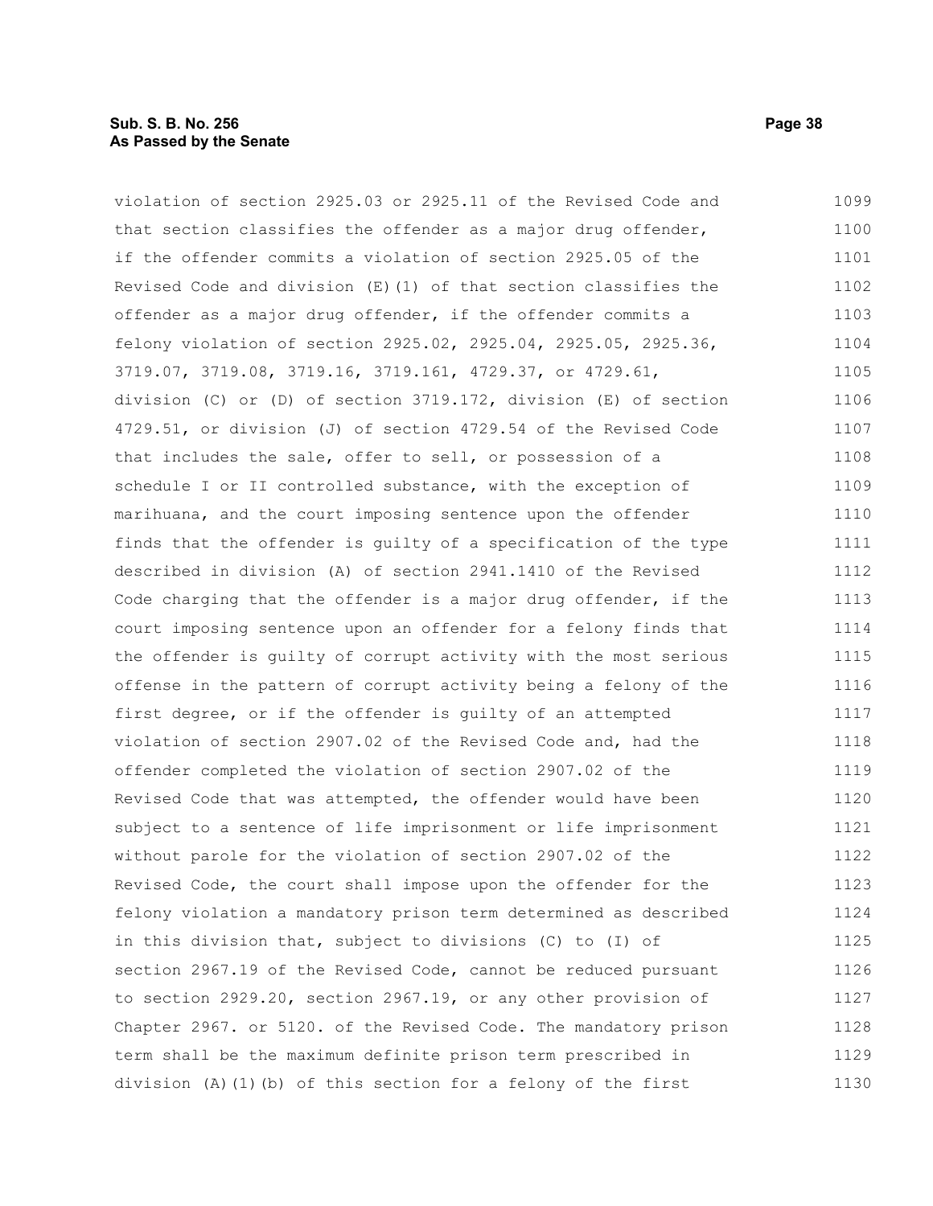violation of section 2925.03 or 2925.11 of the Revised Code and that section classifies the offender as a major drug offender, if the offender commits a violation of section 2925.05 of the Revised Code and division (E)(1) of that section classifies the offender as a major drug offender, if the offender commits a felony violation of section 2925.02, 2925.04, 2925.05, 2925.36, 3719.07, 3719.08, 3719.16, 3719.161, 4729.37, or 4729.61, division (C) or (D) of section 3719.172, division (E) of section 4729.51, or division (J) of section 4729.54 of the Revised Code that includes the sale, offer to sell, or possession of a schedule I or II controlled substance, with the exception of marihuana, and the court imposing sentence upon the offender finds that the offender is guilty of a specification of the type described in division (A) of section 2941.1410 of the Revised Code charging that the offender is a major drug offender, if the court imposing sentence upon an offender for a felony finds that the offender is guilty of corrupt activity with the most serious offense in the pattern of corrupt activity being a felony of the first degree, or if the offender is guilty of an attempted violation of section 2907.02 of the Revised Code and, had the offender completed the violation of section 2907.02 of the Revised Code that was attempted, the offender would have been subject to a sentence of life imprisonment or life imprisonment without parole for the violation of section 2907.02 of the Revised Code, the court shall impose upon the offender for the felony violation a mandatory prison term determined as described in this division that, subject to divisions (C) to (I) of section 2967.19 of the Revised Code, cannot be reduced pursuant to section 2929.20, section 2967.19, or any other provision of Chapter 2967. or 5120. of the Revised Code. The mandatory prison term shall be the maximum definite prison term prescribed in division (A)(1)(b) of this section for a felony of the first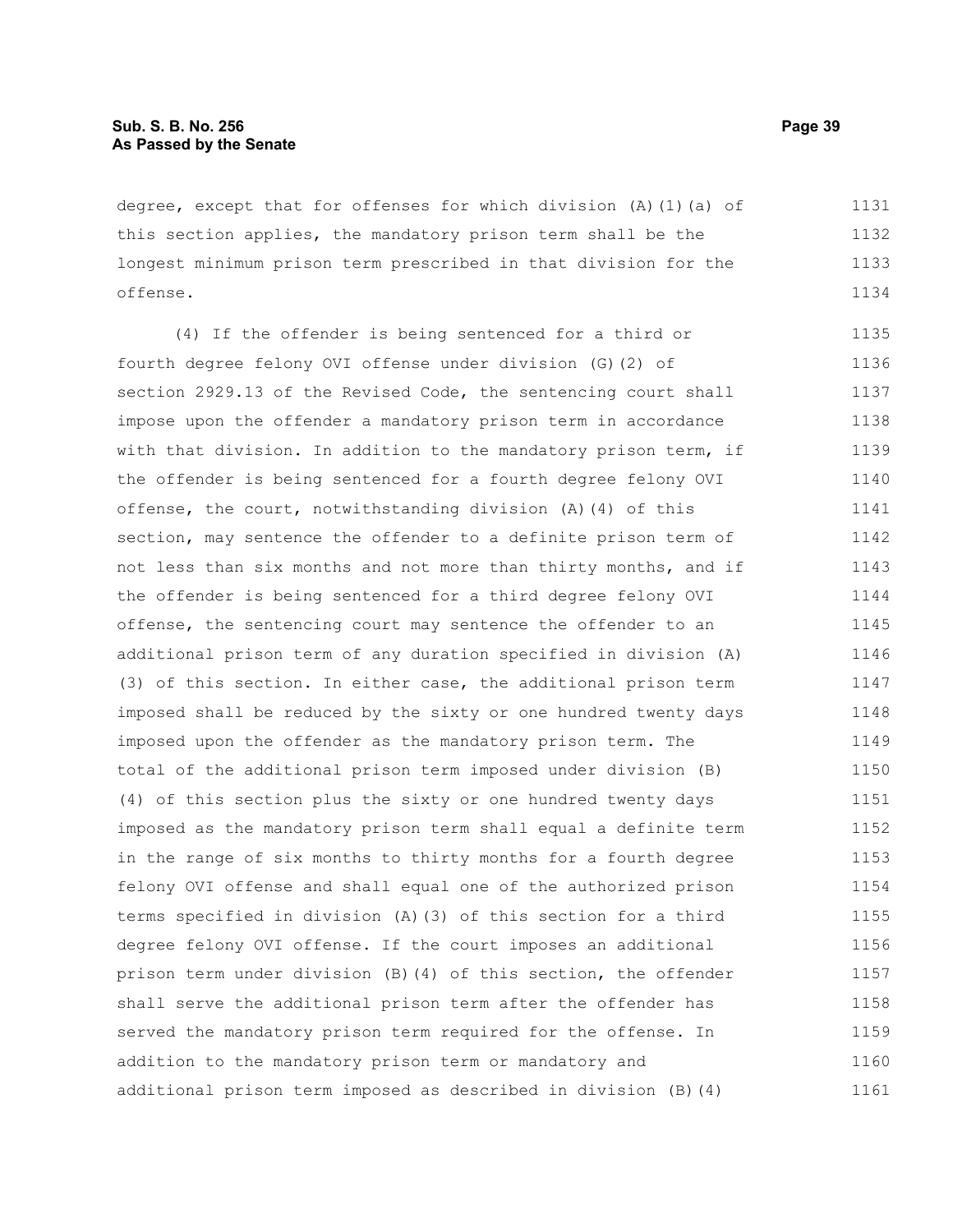degree, except that for offenses for which division (A)(1)(a) of this section applies, the mandatory prison term shall be the longest minimum prison term prescribed in that division for the offense.

(4) If the offender is being sentenced for a third or fourth degree felony OVI offense under division (G)(2) of section 2929.13 of the Revised Code, the sentencing court shall impose upon the offender a mandatory prison term in accordance with that division. In addition to the mandatory prison term, if the offender is being sentenced for a fourth degree felony OVI offense, the court, notwithstanding division (A)(4) of this section, may sentence the offender to a definite prison term of not less than six months and not more than thirty months, and if the offender is being sentenced for a third degree felony OVI offense, the sentencing court may sentence the offender to an additional prison term of any duration specified in division (A)(3) of this section. In either case, the additional prison term imposed shall be reduced by the sixty or one hundred twenty days imposed upon the offender as the mandatory prison term. The total of the additional prison term imposed under division (B)(4) of this section plus the sixty or one hundred twenty days imposed as the mandatory prison term shall equal a definite term in the range of six months to thirty months for a fourth degree felony OVI offense and shall equal one of the authorized prison terms specified in division (A)(3) of this section for a third degree felony OVI offense. If the court imposes an additional prison term under division (B)(4) of this section, the offender shall serve the additional prison term after the offender has served the mandatory prison term required for the offense. In addition to the mandatory prison term or mandatory and additional prison term imposed as described in division (B)(4)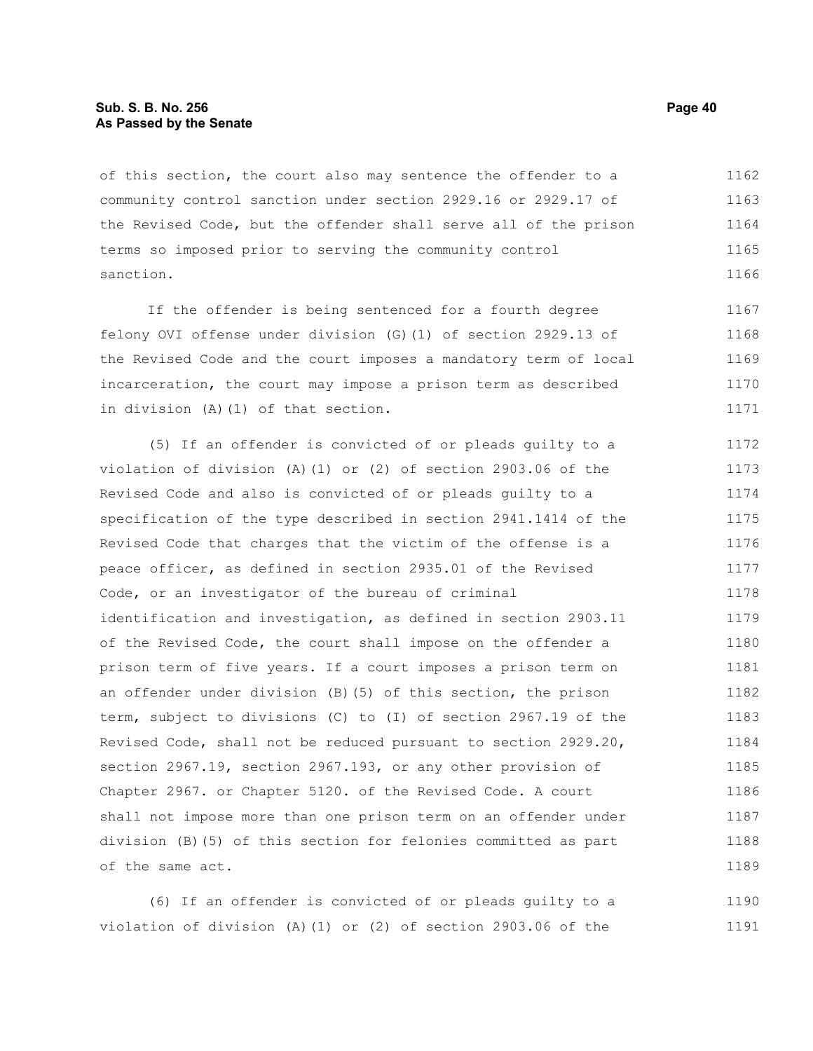of this section, the court also may sentence the offender to a community control sanction under section 2929.16 or 2929.17 of the Revised Code, but the offender shall serve all of the prison terms so imposed prior to serving the community control sanction.

If the offender is being sentenced for a fourth degree felony OVI offense under division (G)(1) of section 2929.13 of the Revised Code and the court imposes a mandatory term of local incarceration, the court may impose a prison term as described in division (A)(1) of that section.

(5) If an offender is convicted of or pleads guilty to a violation of division (A)(1) or (2) of section 2903.06 of the Revised Code and also is convicted of or pleads guilty to a specification of the type described in section 2941.1414 of the Revised Code that charges that the victim of the offense is a peace officer, as defined in section 2935.01 of the Revised Code, or an investigator of the bureau of criminal identification and investigation, as defined in section 2903.11 of the Revised Code, the court shall impose on the offender a prison term of five years. If a court imposes a prison term on an offender under division (B)(5) of this section, the prison term, subject to divisions (C) to (I) of section 2967.19 of the Revised Code, shall not be reduced pursuant to section 2929.20, section 2967.19, section 2967.193, or any other provision of Chapter 2967. or Chapter 5120. of the Revised Code. A court shall not impose more than one prison term on an offender under division (B)(5) of this section for felonies committed as part of the same act.

(6) If an offender is convicted of or pleads guilty to a violation of division (A)(1) or (2) of section 2903.06 of the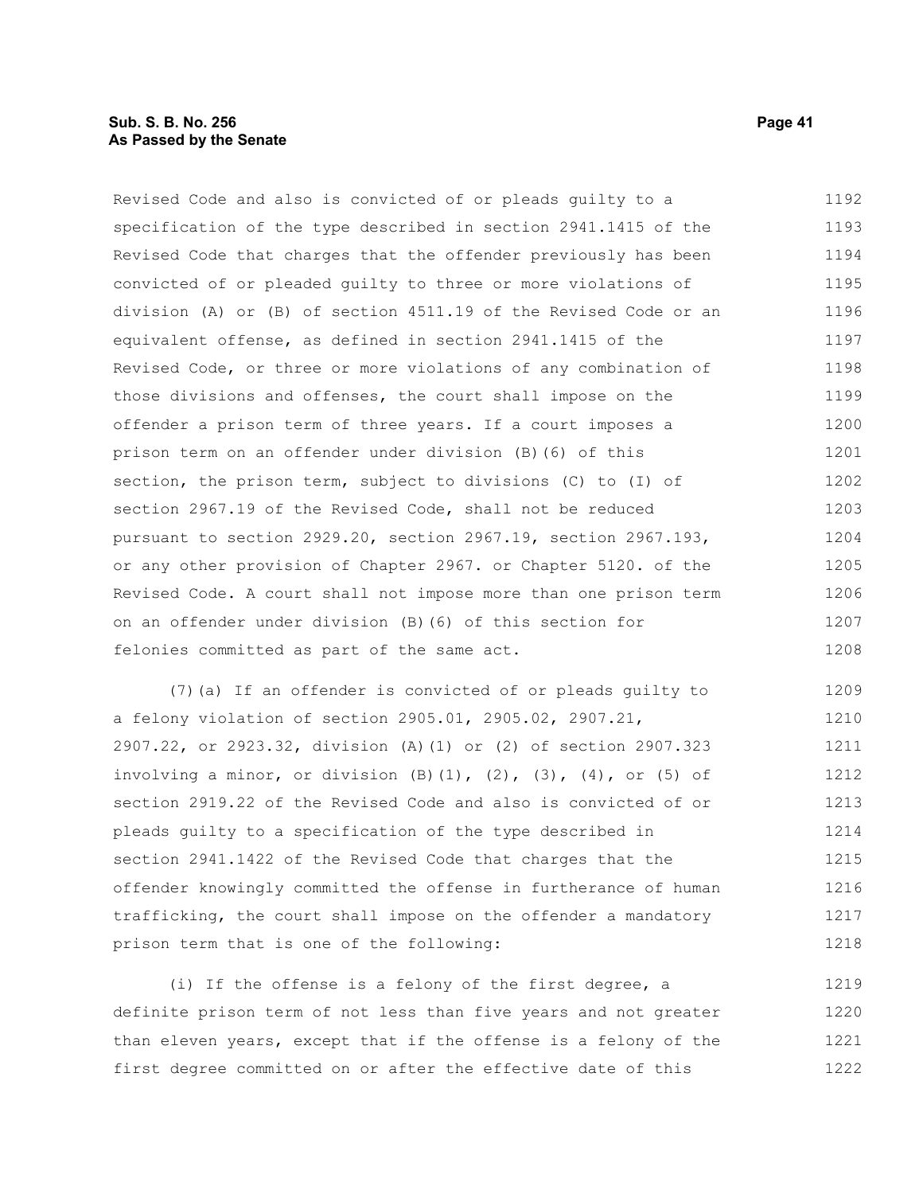Revised Code and also is convicted of or pleads guilty to a specification of the type described in section 2941.1415 of the Revised Code that charges that the offender previously has been convicted of or pleaded guilty to three or more violations of division (A) or (B) of section 4511.19 of the Revised Code or an equivalent offense, as defined in section 2941.1415 of the Revised Code, or three or more violations of any combination of those divisions and offenses, the court shall impose on the offender a prison term of three years. If a court imposes a prison term on an offender under division (B)(6) of this section, the prison term, subject to divisions (C) to (I) of section 2967.19 of the Revised Code, shall not be reduced pursuant to section 2929.20, section 2967.19, section 2967.193, or any other provision of Chapter 2967. or Chapter 5120. of the Revised Code. A court shall not impose more than one prison term on an offender under division (B)(6) of this section for felonies committed as part of the same act.

(7)(a) If an offender is convicted of or pleads guilty to a felony violation of section 2905.01, 2905.02, 2907.21, 2907.22, or 2923.32, division (A)(1) or (2) of section 2907.323 involving a minor, or division (B)(1), (2), (3), (4), or (5) of section 2919.22 of the Revised Code and also is convicted of or pleads guilty to a specification of the type described in section 2941.1422 of the Revised Code that charges that the offender knowingly committed the offense in furtherance of human trafficking, the court shall impose on the offender a mandatory prison term that is one of the following:

(i) If the offense is a felony of the first degree, a definite prison term of not less than five years and not greater than eleven years, except that if the offense is a felony of the first degree committed on or after the effective date of this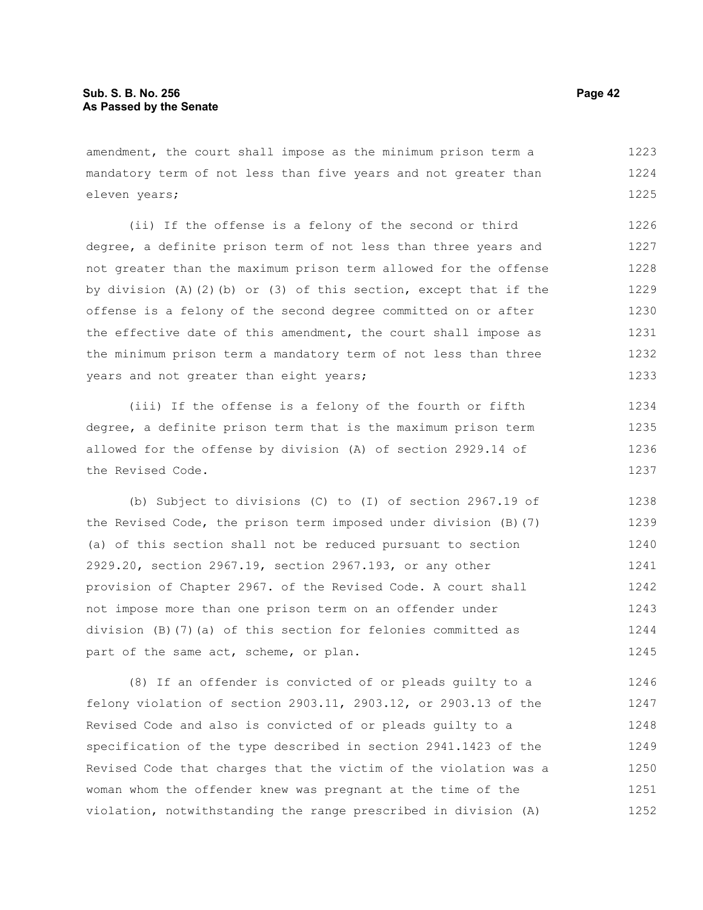amendment, the court shall impose as the minimum prison term a mandatory term of not less than five years and not greater than eleven years;

(ii) If the offense is a felony of the second or third degree, a definite prison term of not less than three years and not greater than the maximum prison term allowed for the offense by division (A)(2)(b) or (3) of this section, except that if the offense is a felony of the second degree committed on or after the effective date of this amendment, the court shall impose as the minimum prison term a mandatory term of not less than three years and not greater than eight years;

(iii) If the offense is a felony of the fourth or fifth degree, a definite prison term that is the maximum prison term allowed for the offense by division (A) of section 2929.14 of the Revised Code.

(b) Subject to divisions (C) to (I) of section 2967.19 of the Revised Code, the prison term imposed under division (B)(7)(a) of this section shall not be reduced pursuant to section 2929.20, section 2967.19, section 2967.193, or any other provision of Chapter 2967. of the Revised Code. A court shall not impose more than one prison term on an offender under division (B)(7)(a) of this section for felonies committed as part of the same act, scheme, or plan.

(8) If an offender is convicted of or pleads guilty to a felony violation of section 2903.11, 2903.12, or 2903.13 of the Revised Code and also is convicted of or pleads guilty to a specification of the type described in section 2941.1423 of the Revised Code that charges that the victim of the violation was a woman whom the offender knew was pregnant at the time of the violation, notwithstanding the range prescribed in division (A)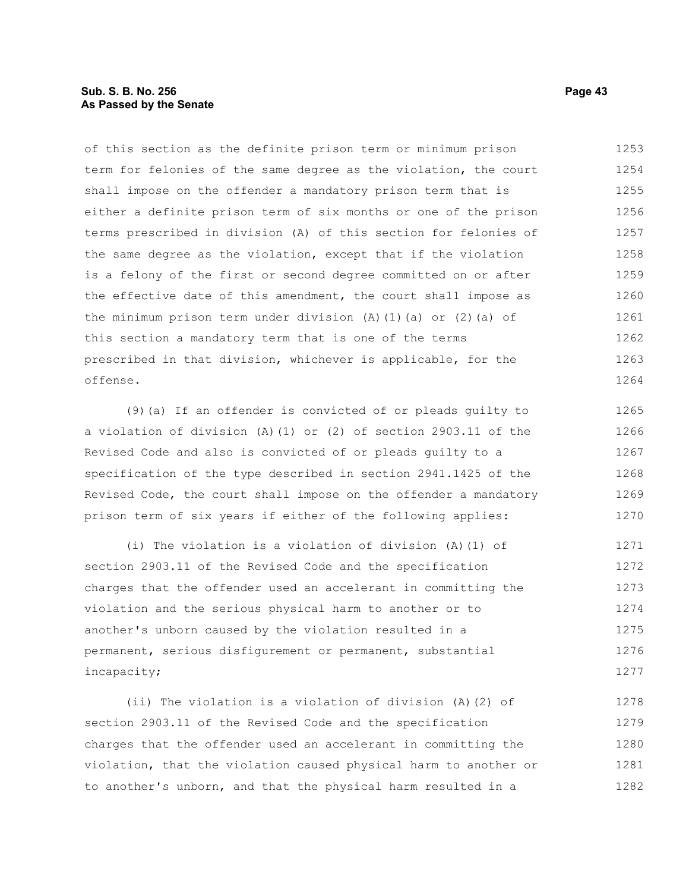of this section as the definite prison term or minimum prison term for felonies of the same degree as the violation, the court shall impose on the offender a mandatory prison term that is either a definite prison term of six months or one of the prison terms prescribed in division (A) of this section for felonies of the same degree as the violation, except that if the violation is a felony of the first or second degree committed on or after the effective date of this amendment, the court shall impose as the minimum prison term under division (A)(1)(a) or (2)(a) of this section a mandatory term that is one of the terms prescribed in that division, whichever is applicable, for the offense.

(9)(a) If an offender is convicted of or pleads guilty to a violation of division (A)(1) or (2) of section 2903.11 of the Revised Code and also is convicted of or pleads guilty to a specification of the type described in section 2941.1425 of the Revised Code, the court shall impose on the offender a mandatory prison term of six years if either of the following applies:

(i) The violation is a violation of division (A)(1) of section 2903.11 of the Revised Code and the specification charges that the offender used an accelerant in committing the violation and the serious physical harm to another or to another's unborn caused by the violation resulted in a permanent, serious disfigurement or permanent, substantial incapacity;

(ii) The violation is a violation of division (A)(2) of section 2903.11 of the Revised Code and the specification charges that the offender used an accelerant in committing the violation, that the violation caused physical harm to another or to another's unborn, and that the physical harm resulted in a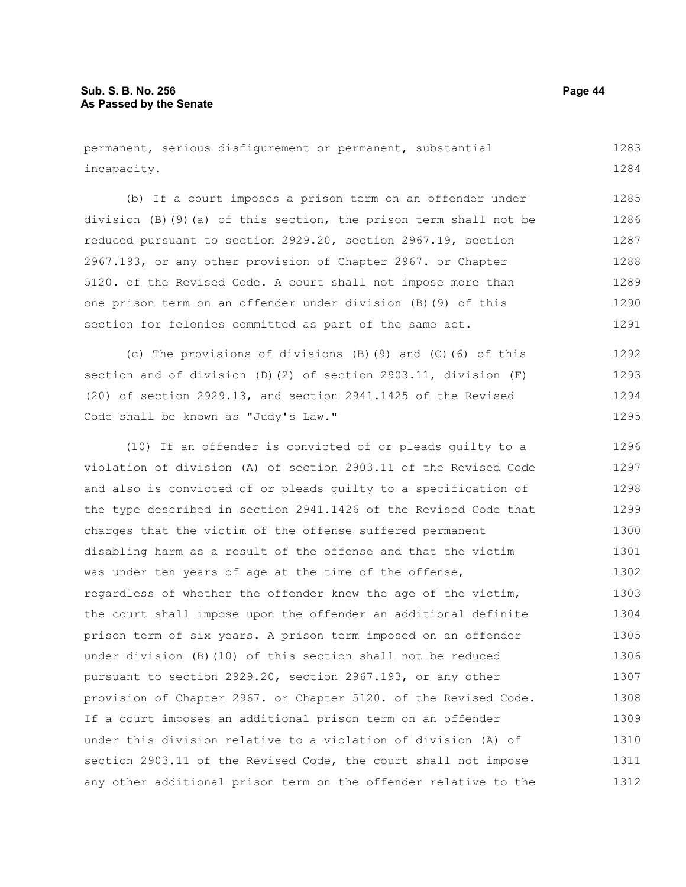permanent, serious disfigurement or permanent, substantial incapacity.

(b) If a court imposes a prison term on an offender under division (B)(9)(a) of this section, the prison term shall not be reduced pursuant to section 2929.20, section 2967.19, section 2967.193, or any other provision of Chapter 2967. or Chapter 5120. of the Revised Code. A court shall not impose more than one prison term on an offender under division (B)(9) of this section for felonies committed as part of the same act.

(c) The provisions of divisions (B)(9) and (C)(6) of this section and of division (D)(2) of section 2903.11, division (F)(20) of section 2929.13, and section 2941.1425 of the Revised Code shall be known as "Judy's Law."

(10) If an offender is convicted of or pleads guilty to a violation of division (A) of section 2903.11 of the Revised Code and also is convicted of or pleads guilty to a specification of the type described in section 2941.1426 of the Revised Code that charges that the victim of the offense suffered permanent disabling harm as a result of the offense and that the victim was under ten years of age at the time of the offense, regardless of whether the offender knew the age of the victim, the court shall impose upon the offender an additional definite prison term of six years. A prison term imposed on an offender under division (B)(10) of this section shall not be reduced pursuant to section 2929.20, section 2967.193, or any other provision of Chapter 2967. or Chapter 5120. of the Revised Code. If a court imposes an additional prison term on an offender under this division relative to a violation of division (A) of section 2903.11 of the Revised Code, the court shall not impose any other additional prison term on the offender relative to the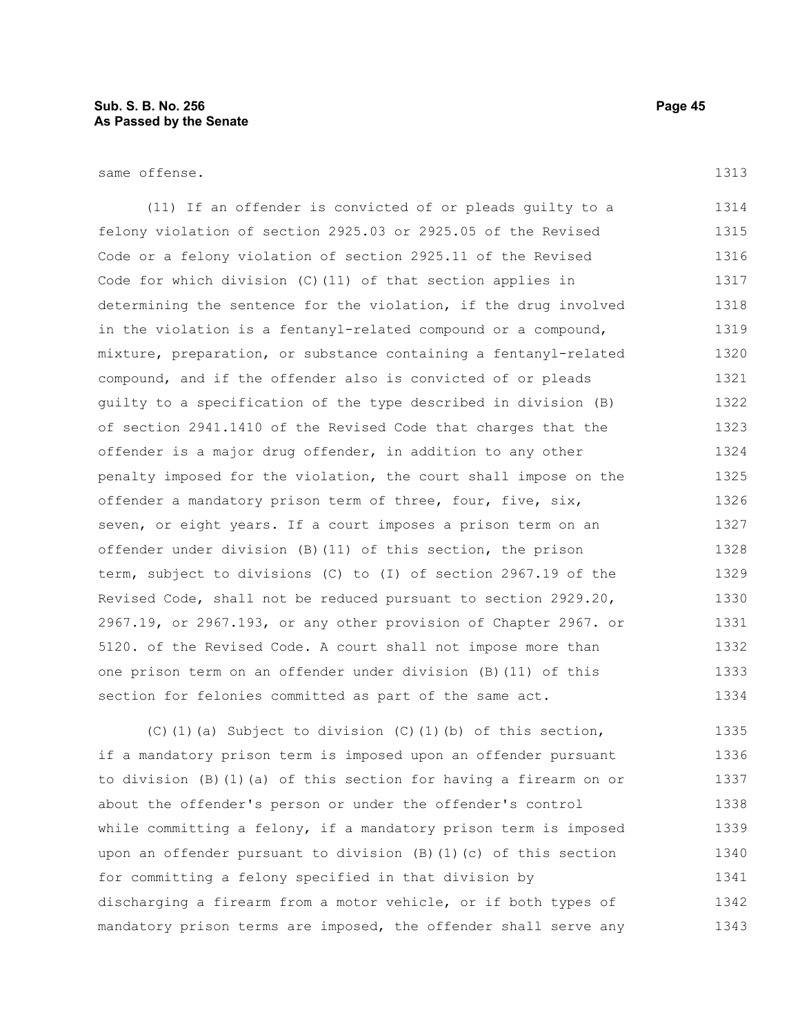same offense.

(11) If an offender is convicted of or pleads guilty to a felony violation of section 2925.03 or 2925.05 of the Revised Code or a felony violation of section 2925.11 of the Revised Code for which division (C)(11) of that section applies in determining the sentence for the violation, if the drug involved in the violation is a fentanyl-related compound or a compound, mixture, preparation, or substance containing a fentanyl-related compound, and if the offender also is convicted of or pleads guilty to a specification of the type described in division (B) of section 2941.1410 of the Revised Code that charges that the offender is a major drug offender, in addition to any other penalty imposed for the violation, the court shall impose on the offender a mandatory prison term of three, four, five, six, seven, or eight years. If a court imposes a prison term on an offender under division (B)(11) of this section, the prison term, subject to divisions (C) to (I) of section 2967.19 of the Revised Code, shall not be reduced pursuant to section 2929.20, 2967.19, or 2967.193, or any other provision of Chapter 2967. or 5120. of the Revised Code. A court shall not impose more than one prison term on an offender under division (B)(11) of this section for felonies committed as part of the same act.

(C)(1)(a) Subject to division (C)(1)(b) of this section, if a mandatory prison term is imposed upon an offender pursuant to division (B)(1)(a) of this section for having a firearm on or about the offender's person or under the offender's control while committing a felony, if a mandatory prison term is imposed upon an offender pursuant to division (B)(1)(c) of this section for committing a felony specified in that division by discharging a firearm from a motor vehicle, or if both types of mandatory prison terms are imposed, the offender shall serve any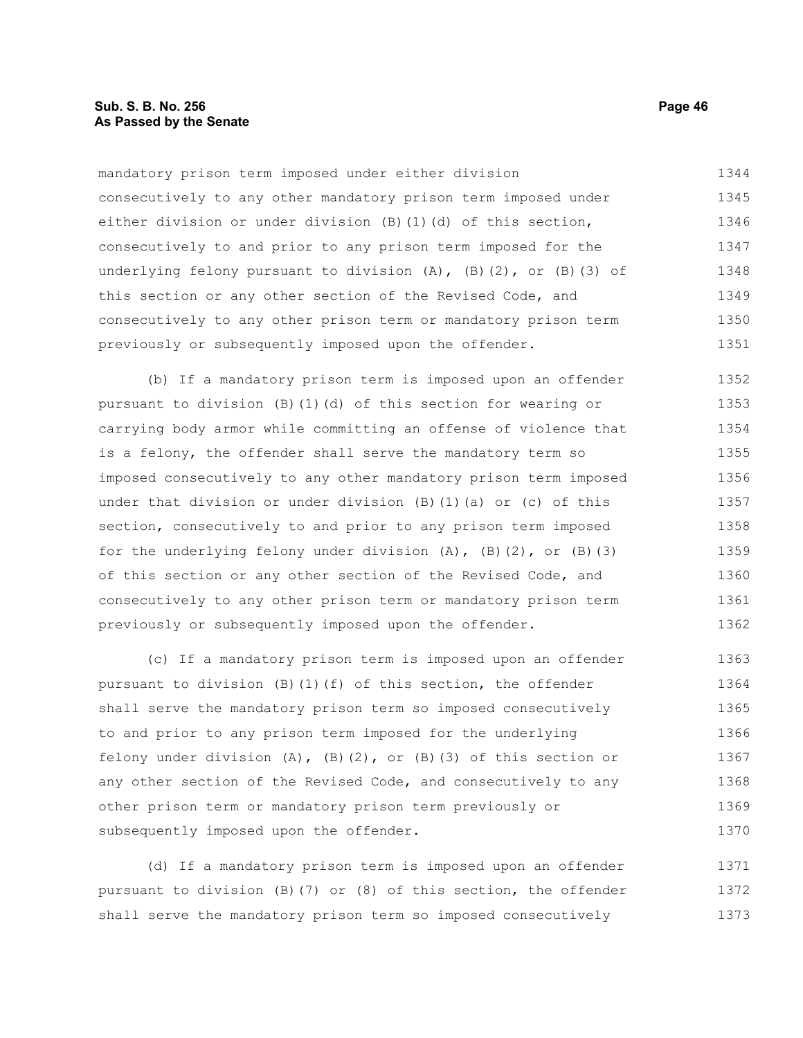mandatory prison term imposed under either division consecutively to any other mandatory prison term imposed under either division or under division (B)(1)(d) of this section, consecutively to and prior to any prison term imposed for the underlying felony pursuant to division (A), (B)(2), or (B)(3) of this section or any other section of the Revised Code, and consecutively to any other prison term or mandatory prison term previously or subsequently imposed upon the offender.

(b) If a mandatory prison term is imposed upon an offender pursuant to division (B)(1)(d) of this section for wearing or carrying body armor while committing an offense of violence that is a felony, the offender shall serve the mandatory term so imposed consecutively to any other mandatory prison term imposed under that division or under division (B)(1)(a) or (c) of this section, consecutively to and prior to any prison term imposed for the underlying felony under division (A), (B)(2), or (B)(3) of this section or any other section of the Revised Code, and consecutively to any other prison term or mandatory prison term previously or subsequently imposed upon the offender.

(c) If a mandatory prison term is imposed upon an offender pursuant to division (B)(1)(f) of this section, the offender shall serve the mandatory prison term so imposed consecutively to and prior to any prison term imposed for the underlying felony under division (A), (B)(2), or (B)(3) of this section or any other section of the Revised Code, and consecutively to any other prison term or mandatory prison term previously or subsequently imposed upon the offender.

(d) If a mandatory prison term is imposed upon an offender pursuant to division (B)(7) or (8) of this section, the offender shall serve the mandatory prison term so imposed consecutively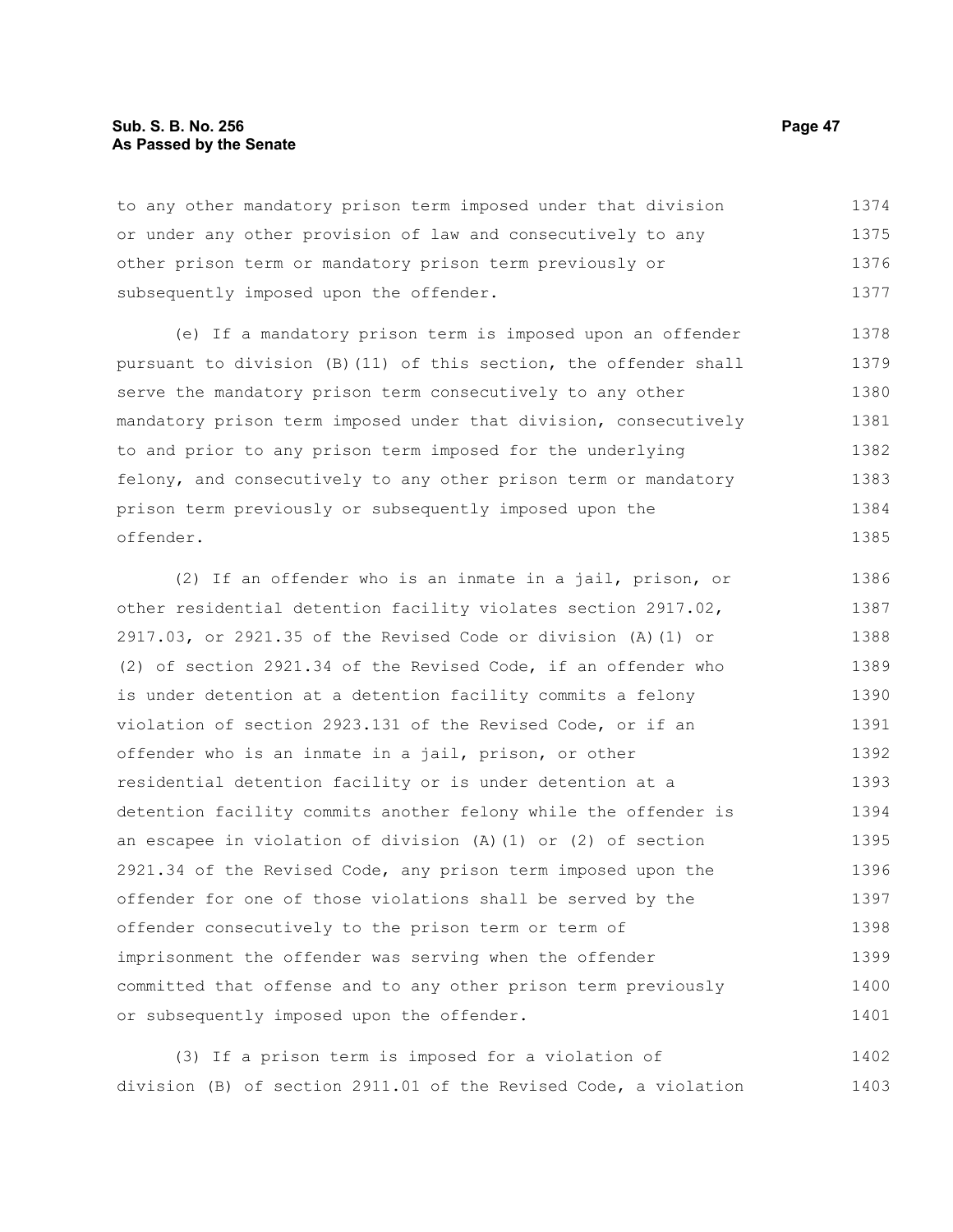to any other mandatory prison term imposed under that division or under any other provision of law and consecutively to any other prison term or mandatory prison term previously or subsequently imposed upon the offender.

(e) If a mandatory prison term is imposed upon an offender pursuant to division (B)(11) of this section, the offender shall serve the mandatory prison term consecutively to any other mandatory prison term imposed under that division, consecutively to and prior to any prison term imposed for the underlying felony, and consecutively to any other prison term or mandatory prison term previously or subsequently imposed upon the offender.

(2) If an offender who is an inmate in a jail, prison, or other residential detention facility violates section 2917.02, 2917.03, or 2921.35 of the Revised Code or division (A)(1) or (2) of section 2921.34 of the Revised Code, if an offender who is under detention at a detention facility commits a felony violation of section 2923.131 of the Revised Code, or if an offender who is an inmate in a jail, prison, or other residential detention facility or is under detention at a detention facility commits another felony while the offender is an escapee in violation of division (A)(1) or (2) of section 2921.34 of the Revised Code, any prison term imposed upon the offender for one of those violations shall be served by the offender consecutively to the prison term or term of imprisonment the offender was serving when the offender committed that offense and to any other prison term previously or subsequently imposed upon the offender.

(3) If a prison term is imposed for a violation of division (B) of section 2911.01 of the Revised Code, a violation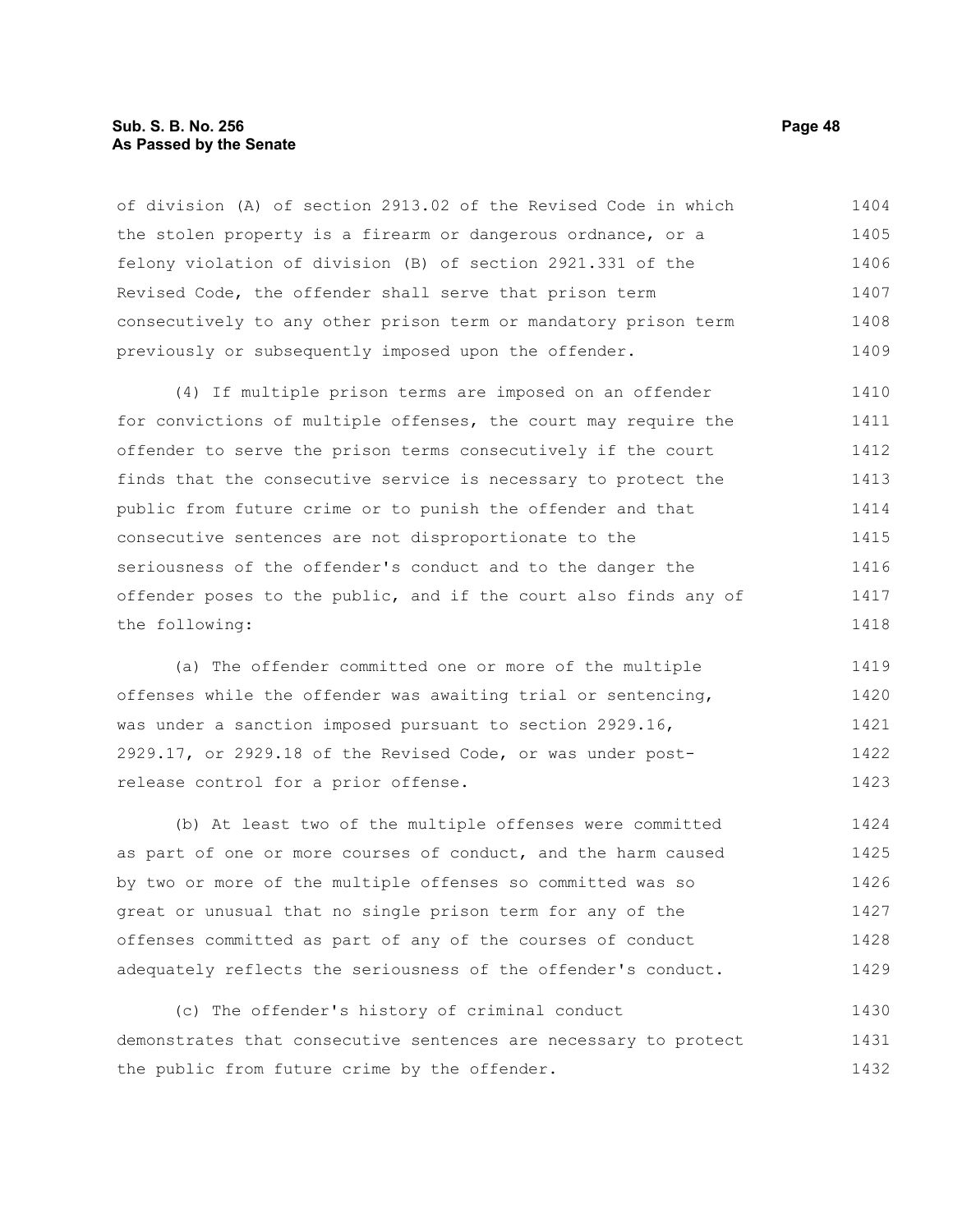of division (A) of section 2913.02 of the Revised Code in which the stolen property is a firearm or dangerous ordnance, or a felony violation of division (B) of section 2921.331 of the Revised Code, the offender shall serve that prison term consecutively to any other prison term or mandatory prison term previously or subsequently imposed upon the offender.

(4) If multiple prison terms are imposed on an offender for convictions of multiple offenses, the court may require the offender to serve the prison terms consecutively if the court finds that the consecutive service is necessary to protect the public from future crime or to punish the offender and that consecutive sentences are not disproportionate to the seriousness of the offender's conduct and to the danger the offender poses to the public, and if the court also finds any of the following:

(a) The offender committed one or more of the multiple offenses while the offender was awaiting trial or sentencing, was under a sanction imposed pursuant to section 2929.16, 2929.17, or 2929.18 of the Revised Code, or was under post-release control for a prior offense.

(b) At least two of the multiple offenses were committed as part of one or more courses of conduct, and the harm caused by two or more of the multiple offenses so committed was so great or unusual that no single prison term for any of the offenses committed as part of any of the courses of conduct adequately reflects the seriousness of the offender's conduct.

(c) The offender's history of criminal conduct demonstrates that consecutive sentences are necessary to protect the public from future crime by the offender.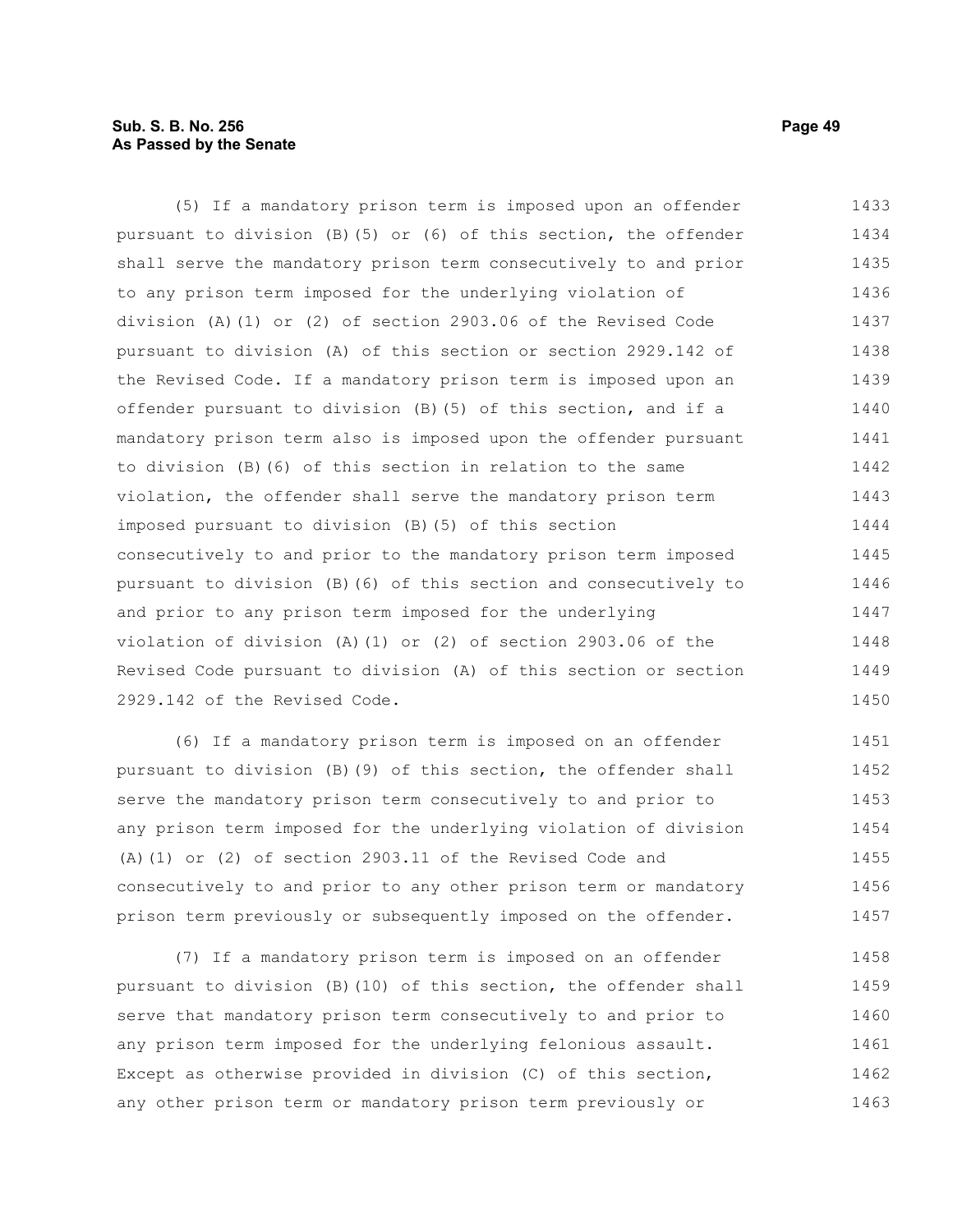(5) If a mandatory prison term is imposed upon an offender pursuant to division (B)(5) or (6) of this section, the offender shall serve the mandatory prison term consecutively to and prior to any prison term imposed for the underlying violation of division (A)(1) or (2) of section 2903.06 of the Revised Code pursuant to division (A) of this section or section 2929.142 of the Revised Code. If a mandatory prison term is imposed upon an offender pursuant to division (B)(5) of this section, and if a mandatory prison term also is imposed upon the offender pursuant to division (B)(6) of this section in relation to the same violation, the offender shall serve the mandatory prison term imposed pursuant to division (B)(5) of this section consecutively to and prior to the mandatory prison term imposed pursuant to division (B)(6) of this section and consecutively to and prior to any prison term imposed for the underlying violation of division (A)(1) or (2) of section 2903.06 of the Revised Code pursuant to division (A) of this section or section 2929.142 of the Revised Code.

(6) If a mandatory prison term is imposed on an offender pursuant to division (B)(9) of this section, the offender shall serve the mandatory prison term consecutively to and prior to any prison term imposed for the underlying violation of division (A)(1) or (2) of section 2903.11 of the Revised Code and consecutively to and prior to any other prison term or mandatory prison term previously or subsequently imposed on the offender.

(7) If a mandatory prison term is imposed on an offender pursuant to division (B)(10) of this section, the offender shall serve that mandatory prison term consecutively to and prior to any prison term imposed for the underlying felonious assault. Except as otherwise provided in division (C) of this section, any other prison term or mandatory prison term previously or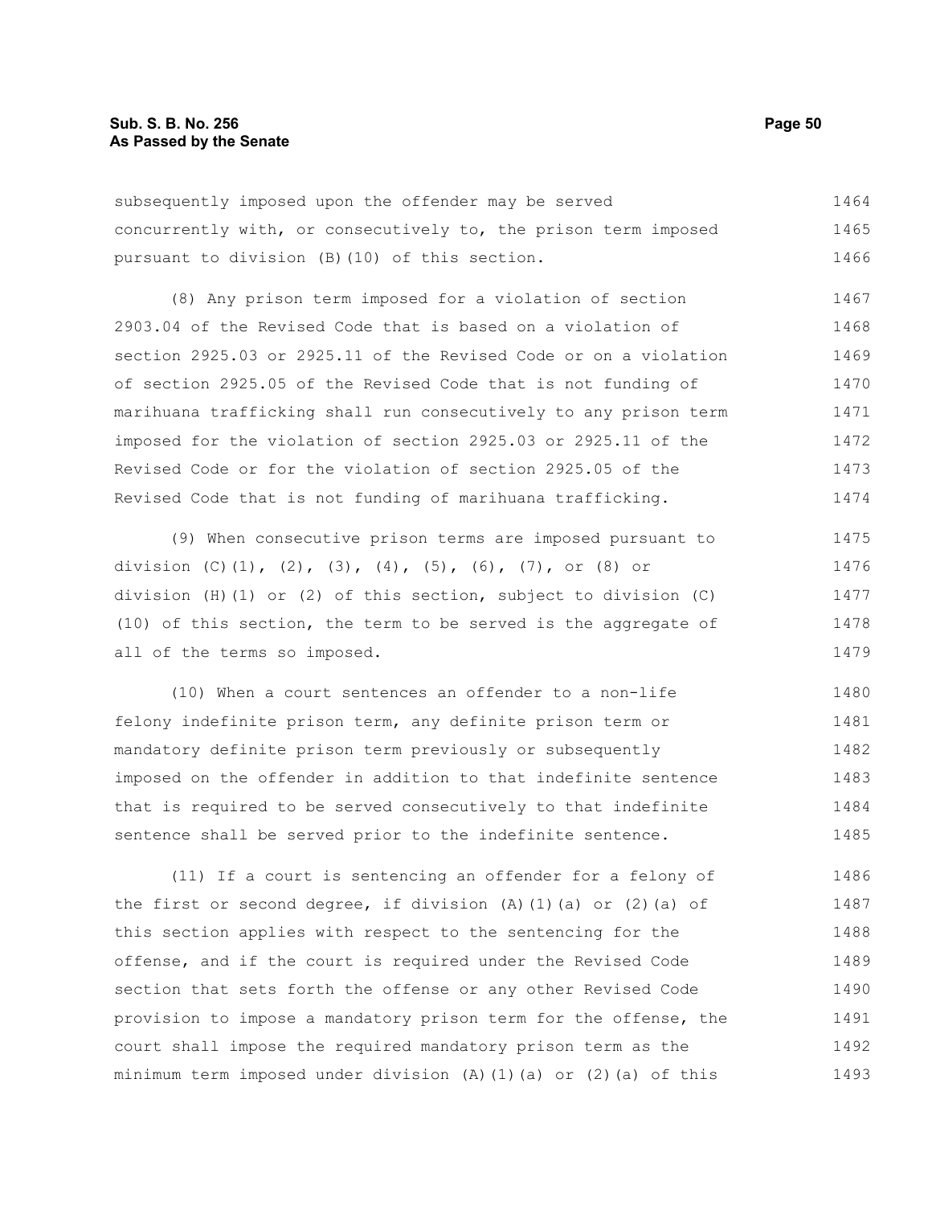subsequently imposed upon the offender may be served concurrently with, or consecutively to, the prison term imposed pursuant to division (B)(10) of this section.

(8) Any prison term imposed for a violation of section 2903.04 of the Revised Code that is based on a violation of section 2925.03 or 2925.11 of the Revised Code or on a violation of section 2925.05 of the Revised Code that is not funding of marihuana trafficking shall run consecutively to any prison term imposed for the violation of section 2925.03 or 2925.11 of the Revised Code or for the violation of section 2925.05 of the Revised Code that is not funding of marihuana trafficking.

(9) When consecutive prison terms are imposed pursuant to division (C)(1), (2), (3), (4), (5), (6), (7), or (8) or division (H)(1) or (2) of this section, subject to division (C)(10) of this section, the term to be served is the aggregate of all of the terms so imposed.

(10) When a court sentences an offender to a non-life felony indefinite prison term, any definite prison term or mandatory definite prison term previously or subsequently imposed on the offender in addition to that indefinite sentence that is required to be served consecutively to that indefinite sentence shall be served prior to the indefinite sentence.

(11) If a court is sentencing an offender for a felony of the first or second degree, if division (A)(1)(a) or (2)(a) of this section applies with respect to the sentencing for the offense, and if the court is required under the Revised Code section that sets forth the offense or any other Revised Code provision to impose a mandatory prison term for the offense, the court shall impose the required mandatory prison term as the minimum term imposed under division (A)(1)(a) or (2)(a) of this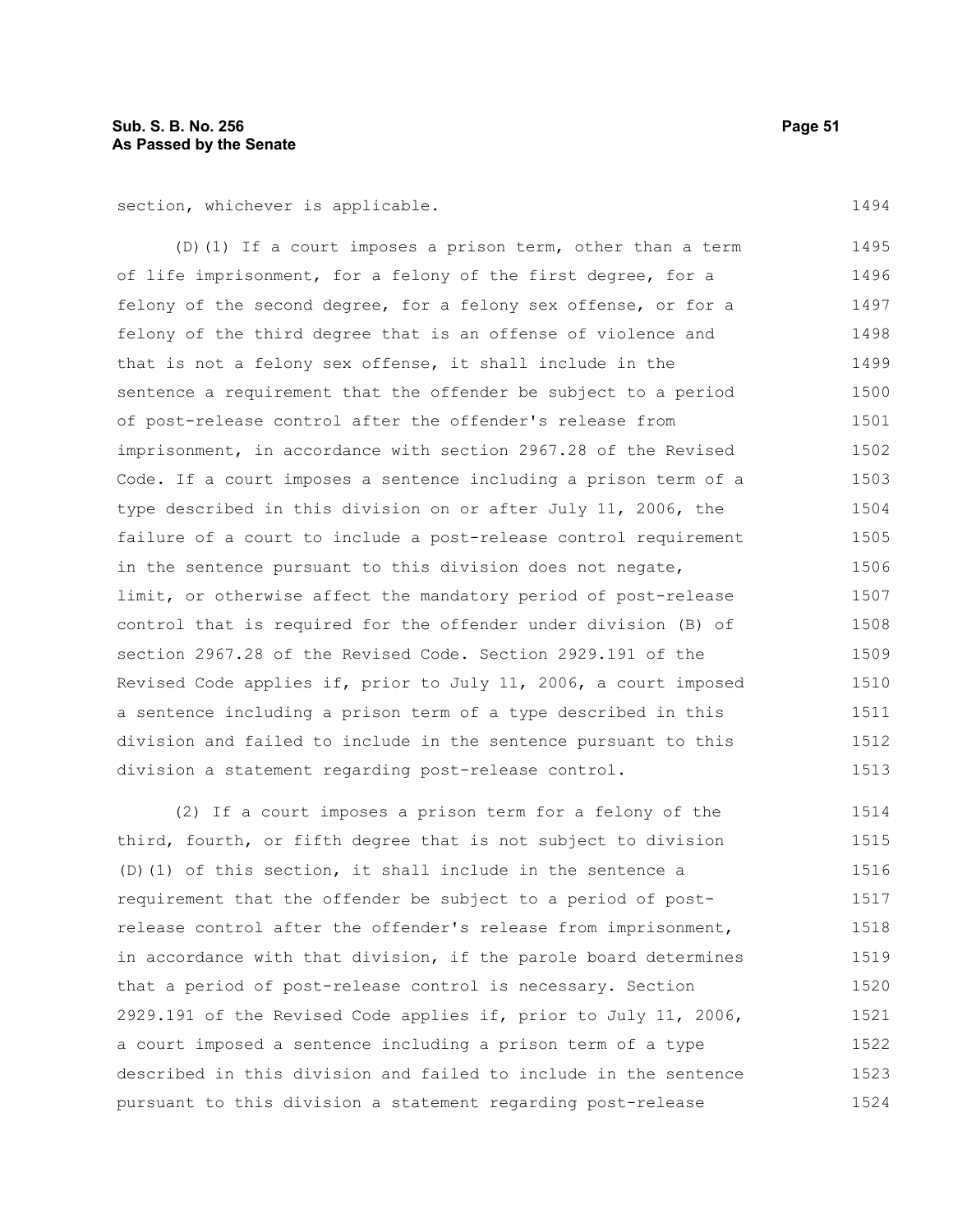section, whichever is applicable.

(D)(1) If a court imposes a prison term, other than a term of life imprisonment, for a felony of the first degree, for a felony of the second degree, for a felony sex offense, or for a felony of the third degree that is an offense of violence and that is not a felony sex offense, it shall include in the sentence a requirement that the offender be subject to a period of post-release control after the offender's release from imprisonment, in accordance with section 2967.28 of the Revised Code. If a court imposes a sentence including a prison term of a type described in this division on or after July 11, 2006, the failure of a court to include a post-release control requirement in the sentence pursuant to this division does not negate, limit, or otherwise affect the mandatory period of post-release control that is required for the offender under division (B) of section 2967.28 of the Revised Code. Section 2929.191 of the Revised Code applies if, prior to July 11, 2006, a court imposed a sentence including a prison term of a type described in this division and failed to include in the sentence pursuant to this division a statement regarding post-release control.

(2) If a court imposes a prison term for a felony of the third, fourth, or fifth degree that is not subject to division (D)(1) of this section, it shall include in the sentence a requirement that the offender be subject to a period of post-release control after the offender's release from imprisonment, in accordance with that division, if the parole board determines that a period of post-release control is necessary. Section 2929.191 of the Revised Code applies if, prior to July 11, 2006, a court imposed a sentence including a prison term of a type described in this division and failed to include in the sentence pursuant to this division a statement regarding post-release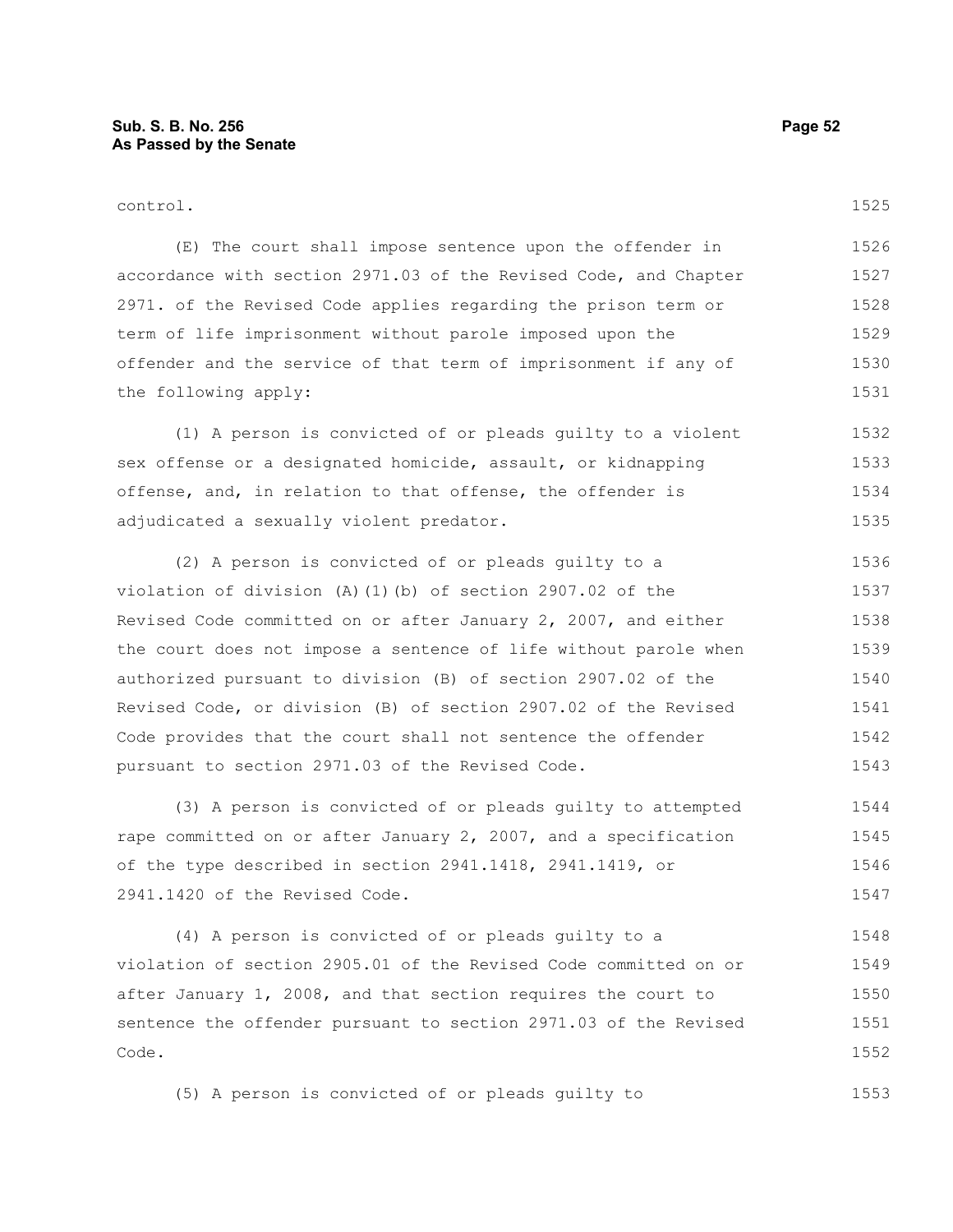control.

(E) The court shall impose sentence upon the offender in accordance with section 2971.03 of the Revised Code, and Chapter 2971. of the Revised Code applies regarding the prison term or term of life imprisonment without parole imposed upon the offender and the service of that term of imprisonment if any of the following apply:

(1) A person is convicted of or pleads guilty to a violent sex offense or a designated homicide, assault, or kidnapping offense, and, in relation to that offense, the offender is adjudicated a sexually violent predator.

(2) A person is convicted of or pleads guilty to a violation of division (A)(1)(b) of section 2907.02 of the Revised Code committed on or after January 2, 2007, and either the court does not impose a sentence of life without parole when authorized pursuant to division (B) of section 2907.02 of the Revised Code, or division (B) of section 2907.02 of the Revised Code provides that the court shall not sentence the offender pursuant to section 2971.03 of the Revised Code.

(3) A person is convicted of or pleads guilty to attempted rape committed on or after January 2, 2007, and a specification of the type described in section 2941.1418, 2941.1419, or 2941.1420 of the Revised Code.

(4) A person is convicted of or pleads guilty to a violation of section 2905.01 of the Revised Code committed on or after January 1, 2008, and that section requires the court to sentence the offender pursuant to section 2971.03 of the Revised Code.

(5) A person is convicted of or pleads guilty to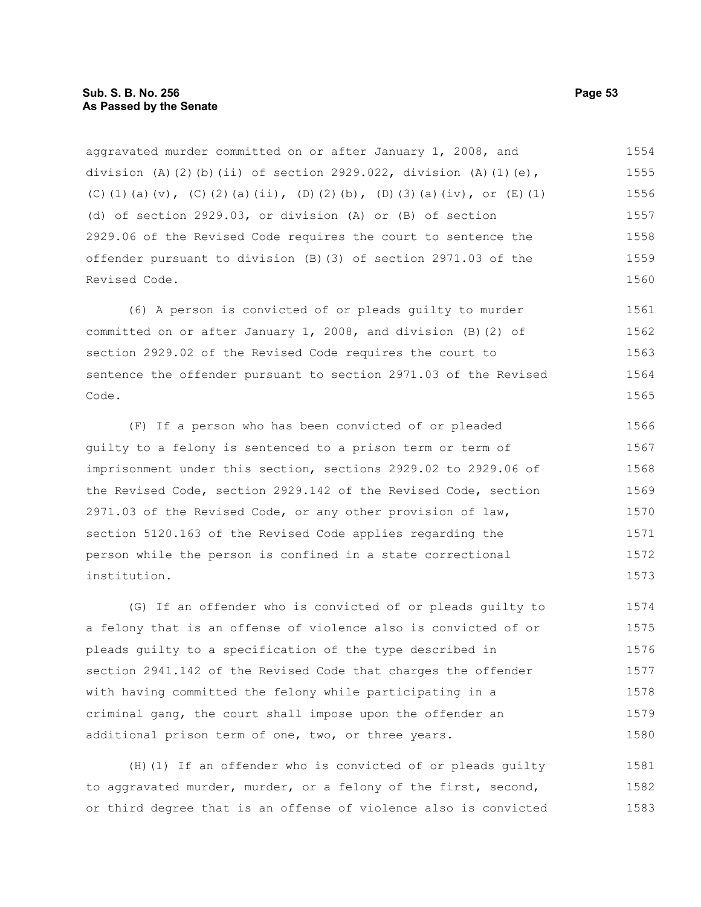aggravated murder committed on or after January 1, 2008, and division (A)(2)(b)(ii) of section 2929.022, division (A)(1)(e), (C)(1)(a)(v), (C)(2)(a)(ii), (D)(2)(b), (D)(3)(a)(iv), or (E)(1)(d) of section 2929.03, or division (A) or (B) of section 2929.06 of the Revised Code requires the court to sentence the offender pursuant to division (B)(3) of section 2971.03 of the Revised Code.

(6) A person is convicted of or pleads guilty to murder committed on or after January 1, 2008, and division (B)(2) of section 2929.02 of the Revised Code requires the court to sentence the offender pursuant to section 2971.03 of the Revised Code.

(F) If a person who has been convicted of or pleaded guilty to a felony is sentenced to a prison term or term of imprisonment under this section, sections 2929.02 to 2929.06 of the Revised Code, section 2929.142 of the Revised Code, section 2971.03 of the Revised Code, or any other provision of law, section 5120.163 of the Revised Code applies regarding the person while the person is confined in a state correctional institution.

(G) If an offender who is convicted of or pleads guilty to a felony that is an offense of violence also is convicted of or pleads guilty to a specification of the type described in section 2941.142 of the Revised Code that charges the offender with having committed the felony while participating in a criminal gang, the court shall impose upon the offender an additional prison term of one, two, or three years.

(H)(1) If an offender who is convicted of or pleads guilty to aggravated murder, murder, or a felony of the first, second, or third degree that is an offense of violence also is convicted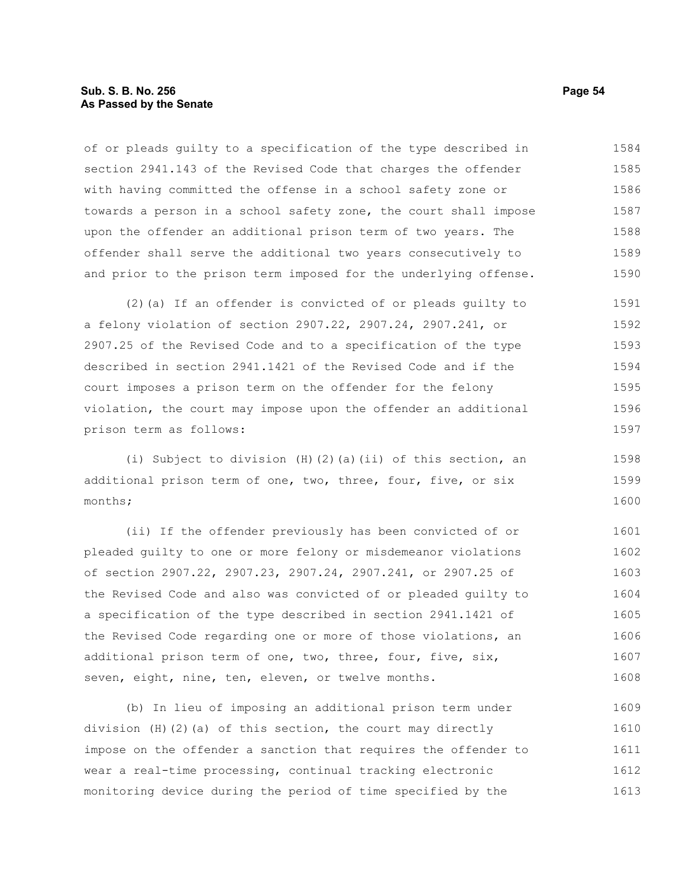of or pleads guilty to a specification of the type described in section 2941.143 of the Revised Code that charges the offender with having committed the offense in a school safety zone or towards a person in a school safety zone, the court shall impose upon the offender an additional prison term of two years. The offender shall serve the additional two years consecutively to and prior to the prison term imposed for the underlying offense.

(2)(a) If an offender is convicted of or pleads guilty to a felony violation of section 2907.22, 2907.24, 2907.241, or 2907.25 of the Revised Code and to a specification of the type described in section 2941.1421 of the Revised Code and if the court imposes a prison term on the offender for the felony violation, the court may impose upon the offender an additional prison term as follows:

(i) Subject to division (H)(2)(a)(ii) of this section, an additional prison term of one, two, three, four, five, or six months;

(ii) If the offender previously has been convicted of or pleaded guilty to one or more felony or misdemeanor violations of section 2907.22, 2907.23, 2907.24, 2907.241, or 2907.25 of the Revised Code and also was convicted of or pleaded guilty to a specification of the type described in section 2941.1421 of the Revised Code regarding one or more of those violations, an additional prison term of one, two, three, four, five, six, seven, eight, nine, ten, eleven, or twelve months.

(b) In lieu of imposing an additional prison term under division (H)(2)(a) of this section, the court may directly impose on the offender a sanction that requires the offender to wear a real-time processing, continual tracking electronic monitoring device during the period of time specified by the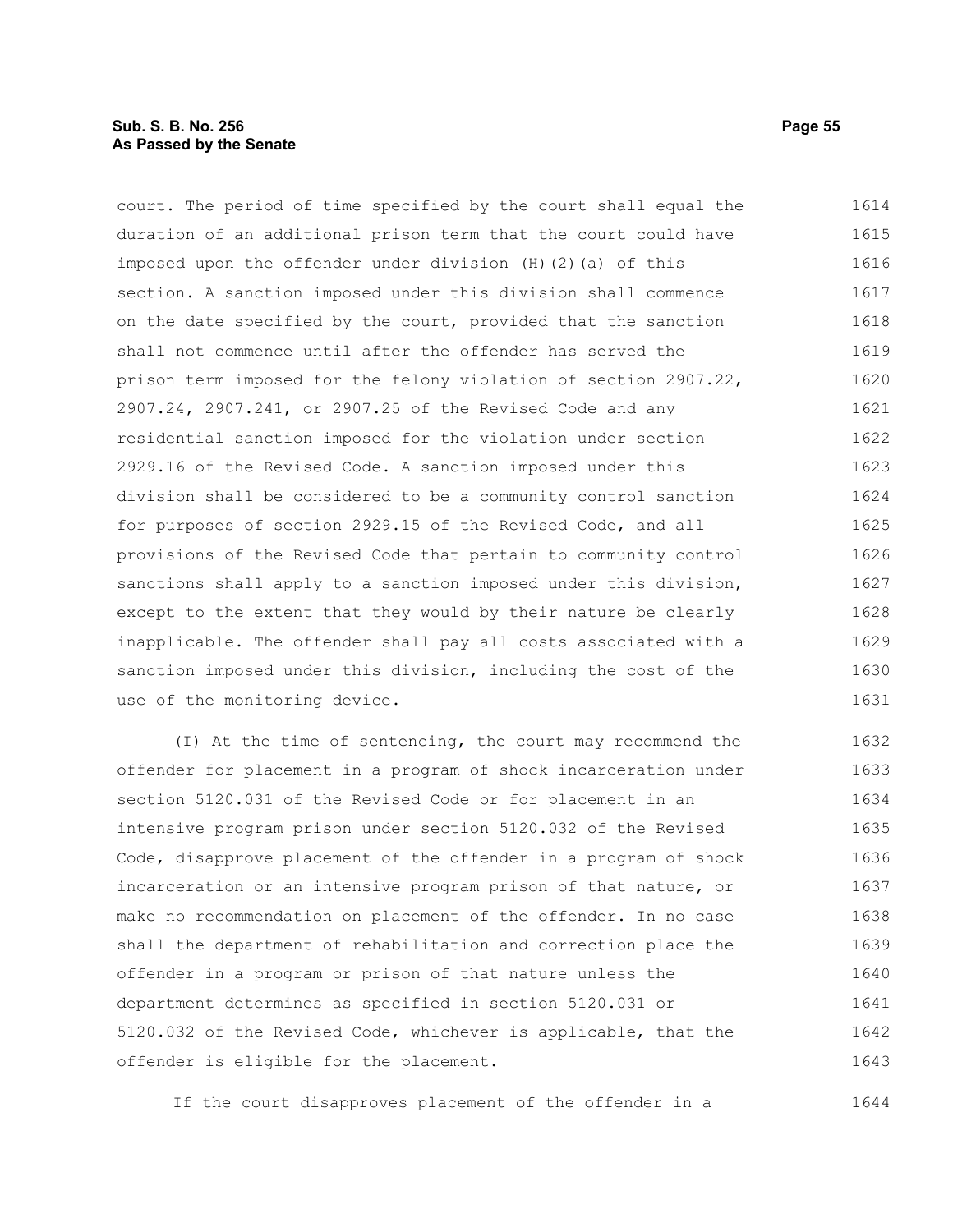court. The period of time specified by the court shall equal the duration of an additional prison term that the court could have imposed upon the offender under division (H)(2)(a) of this section. A sanction imposed under this division shall commence on the date specified by the court, provided that the sanction shall not commence until after the offender has served the prison term imposed for the felony violation of section 2907.22, 2907.24, 2907.241, or 2907.25 of the Revised Code and any residential sanction imposed for the violation under section 2929.16 of the Revised Code. A sanction imposed under this division shall be considered to be a community control sanction for purposes of section 2929.15 of the Revised Code, and all provisions of the Revised Code that pertain to community control sanctions shall apply to a sanction imposed under this division, except to the extent that they would by their nature be clearly inapplicable. The offender shall pay all costs associated with a sanction imposed under this division, including the cost of the use of the monitoring device.

(I) At the time of sentencing, the court may recommend the offender for placement in a program of shock incarceration under section 5120.031 of the Revised Code or for placement in an intensive program prison under section 5120.032 of the Revised Code, disapprove placement of the offender in a program of shock incarceration or an intensive program prison of that nature, or make no recommendation on placement of the offender. In no case shall the department of rehabilitation and correction place the offender in a program or prison of that nature unless the department determines as specified in section 5120.031 or 5120.032 of the Revised Code, whichever is applicable, that the offender is eligible for the placement.

If the court disapproves placement of the offender in a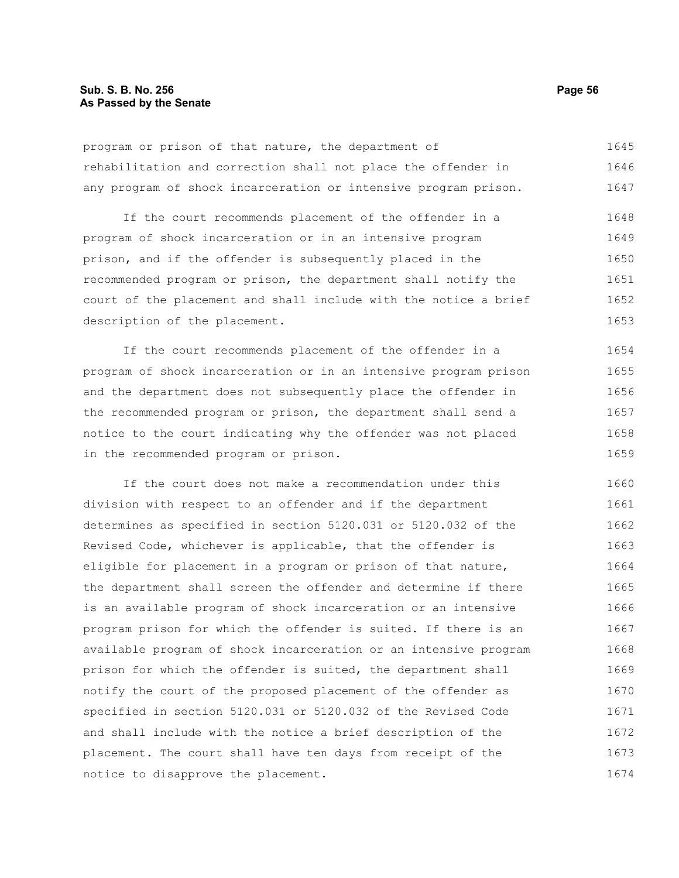program or prison of that nature, the department of rehabilitation and correction shall not place the offender in any program of shock incarceration or intensive program prison.

If the court recommends placement of the offender in a program of shock incarceration or in an intensive program prison, and if the offender is subsequently placed in the recommended program or prison, the department shall notify the court of the placement and shall include with the notice a brief description of the placement.

If the court recommends placement of the offender in a program of shock incarceration or in an intensive program prison and the department does not subsequently place the offender in the recommended program or prison, the department shall send a notice to the court indicating why the offender was not placed in the recommended program or prison.

If the court does not make a recommendation under this division with respect to an offender and if the department determines as specified in section 5120.031 or 5120.032 of the Revised Code, whichever is applicable, that the offender is eligible for placement in a program or prison of that nature, the department shall screen the offender and determine if there is an available program of shock incarceration or an intensive program prison for which the offender is suited. If there is an available program of shock incarceration or an intensive program prison for which the offender is suited, the department shall notify the court of the proposed placement of the offender as specified in section 5120.031 or 5120.032 of the Revised Code and shall include with the notice a brief description of the placement. The court shall have ten days from receipt of the notice to disapprove the placement.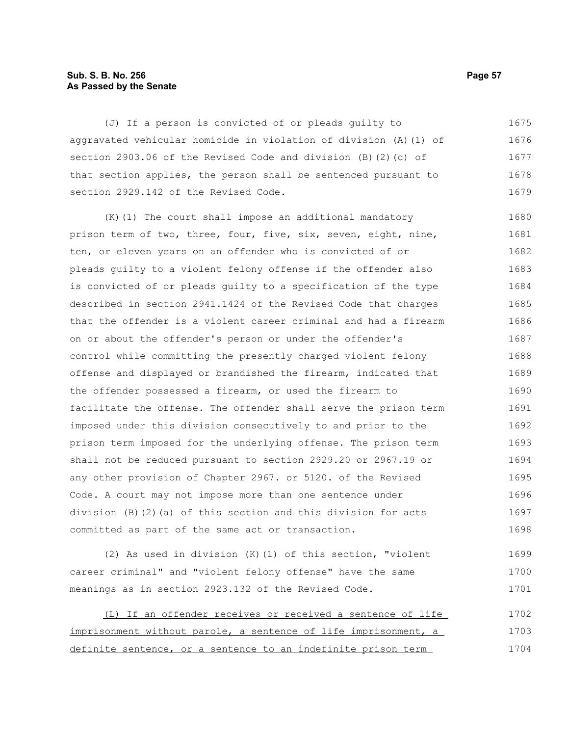(J) If a person is convicted of or pleads guilty to aggravated vehicular homicide in violation of division (A)(1) of section 2903.06 of the Revised Code and division (B)(2)(c) of that section applies, the person shall be sentenced pursuant to section 2929.142 of the Revised Code.

(K)(1) The court shall impose an additional mandatory prison term of two, three, four, five, six, seven, eight, nine, ten, or eleven years on an offender who is convicted of or pleads guilty to a violent felony offense if the offender also is convicted of or pleads guilty to a specification of the type described in section 2941.1424 of the Revised Code that charges that the offender is a violent career criminal and had a firearm on or about the offender's person or under the offender's control while committing the presently charged violent felony offense and displayed or brandished the firearm, indicated that the offender possessed a firearm, or used the firearm to facilitate the offense. The offender shall serve the prison term imposed under this division consecutively to and prior to the prison term imposed for the underlying offense. The prison term shall not be reduced pursuant to section 2929.20 or 2967.19 or any other provision of Chapter 2967. or 5120. of the Revised Code. A court may not impose more than one sentence under division (B)(2)(a) of this section and this division for acts committed as part of the same act or transaction.

(2) As used in division (K)(1) of this section, "violent career criminal" and "violent felony offense" have the same meanings as in section 2923.132 of the Revised Code.

<u>(L) If an offender receives or received a sentence of life imprisonment without parole, a sentence of life imprisonment, a definite sentence, or a sentence to an indefinite prison term</u>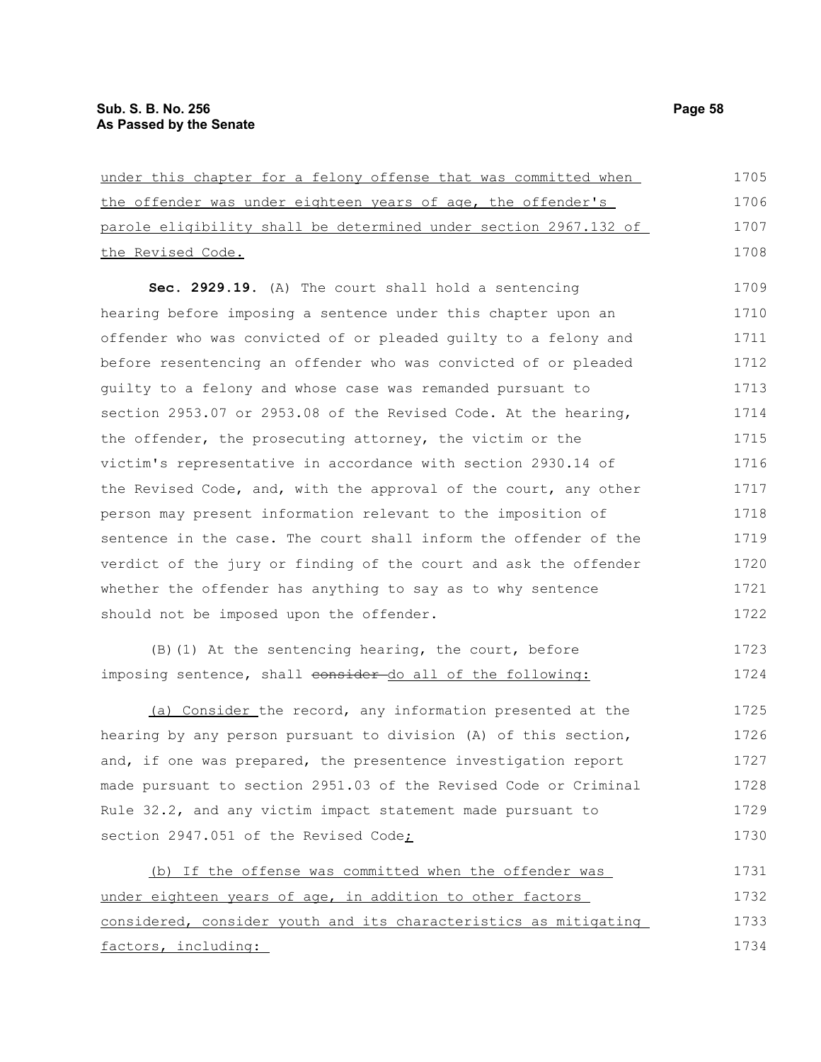under this chapter for a felony offense that was committed when the offender was under eighteen years of age, the offender's parole eligibility shall be determined under section 2967.132 of the Revised Code.

**Sec. 2929.19.** (A) The court shall hold a sentencing hearing before imposing a sentence under this chapter upon an offender who was convicted of or pleaded guilty to a felony and before resentencing an offender who was convicted of or pleaded guilty to a felony and whose case was remanded pursuant to section 2953.07 or 2953.08 of the Revised Code. At the hearing, the offender, the prosecuting attorney, the victim or the victim's representative in accordance with section 2930.14 of the Revised Code, and, with the approval of the court, any other person may present information relevant to the imposition of sentence in the case. The court shall inform the offender of the verdict of the jury or finding of the court and ask the offender whether the offender has anything to say as to why sentence should not be imposed upon the offender.

(B)(1) At the sentencing hearing, the court, before imposing sentence, shall ~~consider~~ do all of the following:

(a) Consider the record, any information presented at the hearing by any person pursuant to division (A) of this section, and, if one was prepared, the presentence investigation report made pursuant to section 2951.03 of the Revised Code or Criminal Rule 32.2, and any victim impact statement made pursuant to section 2947.051 of the Revised Code;

(b) If the offense was committed when the offender was under eighteen years of age, in addition to other factors considered, consider youth and its characteristics as mitigating factors, including: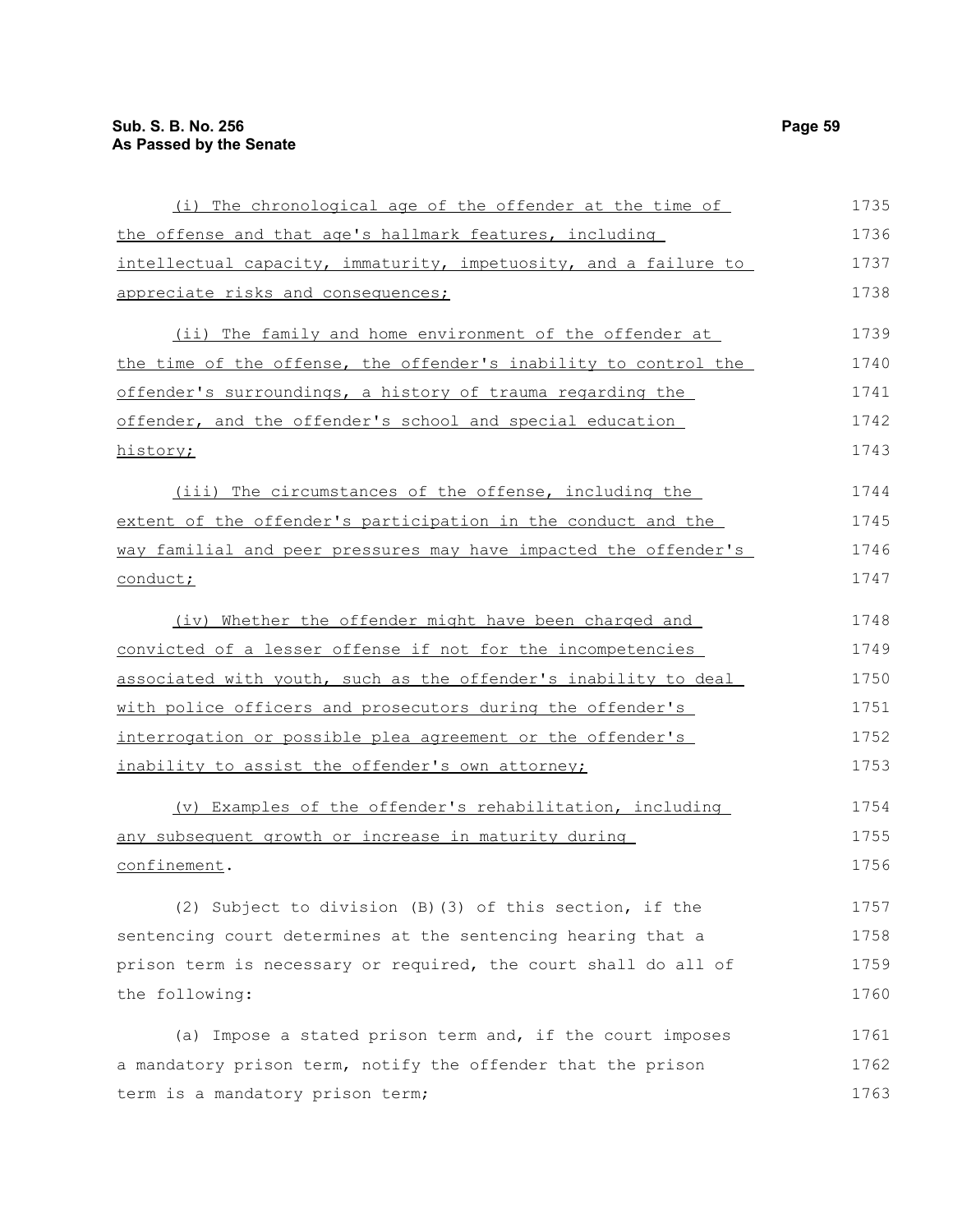(i) The chronological age of the offender at the time of the offense and that age's hallmark features, including intellectual capacity, immaturity, impetuosity, and a failure to appreciate risks and consequences;

(ii) The family and home environment of the offender at the time of the offense, the offender's inability to control the offender's surroundings, a history of trauma regarding the offender, and the offender's school and special education history;

(iii) The circumstances of the offense, including the extent of the offender's participation in the conduct and the way familial and peer pressures may have impacted the offender's conduct;

(iv) Whether the offender might have been charged and convicted of a lesser offense if not for the incompetencies associated with youth, such as the offender's inability to deal with police officers and prosecutors during the offender's interrogation or possible plea agreement or the offender's inability to assist the offender's own attorney;

(v) Examples of the offender's rehabilitation, including any subsequent growth or increase in maturity during confinement.

(2) Subject to division (B)(3) of this section, if the sentencing court determines at the sentencing hearing that a prison term is necessary or required, the court shall do all of the following:

(a) Impose a stated prison term and, if the court imposes a mandatory prison term, notify the offender that the prison term is a mandatory prison term;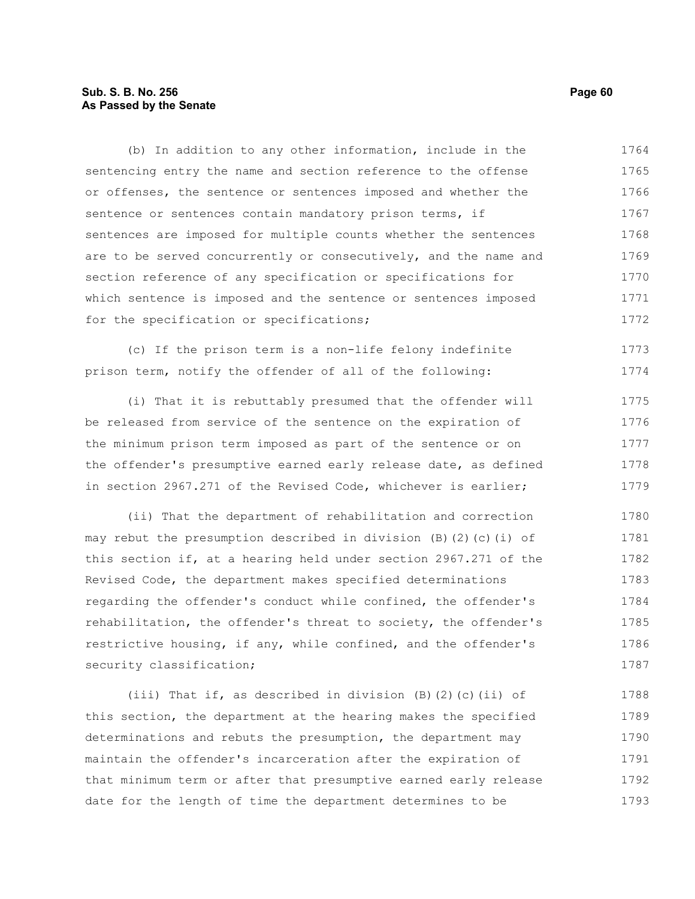(b) In addition to any other information, include in the sentencing entry the name and section reference to the offense or offenses, the sentence or sentences imposed and whether the sentence or sentences contain mandatory prison terms, if sentences are imposed for multiple counts whether the sentences are to be served concurrently or consecutively, and the name and section reference of any specification or specifications for which sentence is imposed and the sentence or sentences imposed for the specification or specifications;

(c) If the prison term is a non-life felony indefinite prison term, notify the offender of all of the following:

(i) That it is rebuttably presumed that the offender will be released from service of the sentence on the expiration of the minimum prison term imposed as part of the sentence or on the offender's presumptive earned early release date, as defined in section 2967.271 of the Revised Code, whichever is earlier;

(ii) That the department of rehabilitation and correction may rebut the presumption described in division (B)(2)(c)(i) of this section if, at a hearing held under section 2967.271 of the Revised Code, the department makes specified determinations regarding the offender's conduct while confined, the offender's rehabilitation, the offender's threat to society, the offender's restrictive housing, if any, while confined, and the offender's security classification;

(iii) That if, as described in division (B)(2)(c)(ii) of this section, the department at the hearing makes the specified determinations and rebuts the presumption, the department may maintain the offender's incarceration after the expiration of that minimum term or after that presumptive earned early release date for the length of time the department determines to be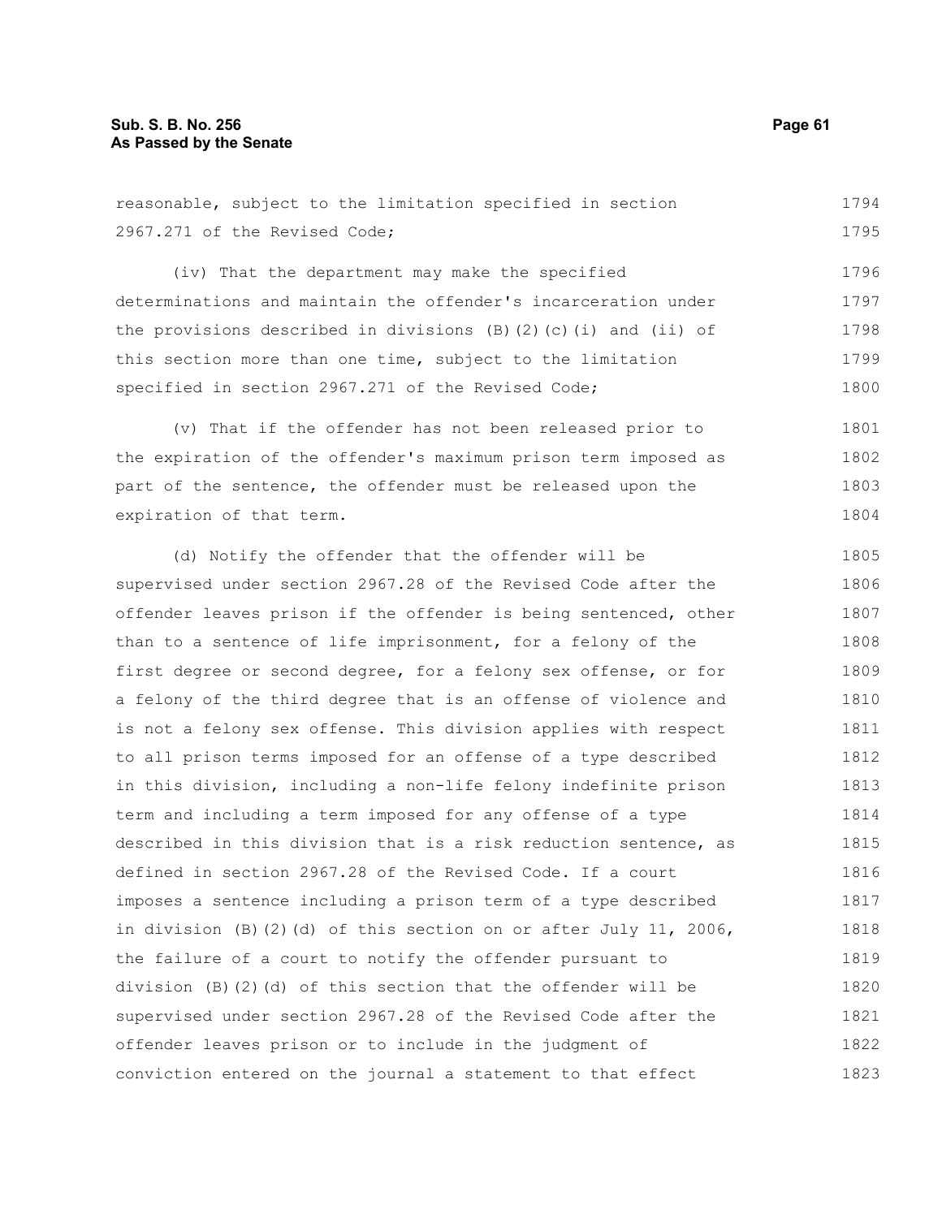reasonable, subject to the limitation specified in section 2967.271 of the Revised Code;

(iv) That the department may make the specified determinations and maintain the offender's incarceration under the provisions described in divisions (B)(2)(c)(i) and (ii) of this section more than one time, subject to the limitation specified in section 2967.271 of the Revised Code;

(v) That if the offender has not been released prior to the expiration of the offender's maximum prison term imposed as part of the sentence, the offender must be released upon the expiration of that term.

(d) Notify the offender that the offender will be supervised under section 2967.28 of the Revised Code after the offender leaves prison if the offender is being sentenced, other than to a sentence of life imprisonment, for a felony of the first degree or second degree, for a felony sex offense, or for a felony of the third degree that is an offense of violence and is not a felony sex offense. This division applies with respect to all prison terms imposed for an offense of a type described in this division, including a non-life felony indefinite prison term and including a term imposed for any offense of a type described in this division that is a risk reduction sentence, as defined in section 2967.28 of the Revised Code. If a court imposes a sentence including a prison term of a type described in division (B)(2)(d) of this section on or after July 11, 2006, the failure of a court to notify the offender pursuant to division (B)(2)(d) of this section that the offender will be supervised under section 2967.28 of the Revised Code after the offender leaves prison or to include in the judgment of conviction entered on the journal a statement to that effect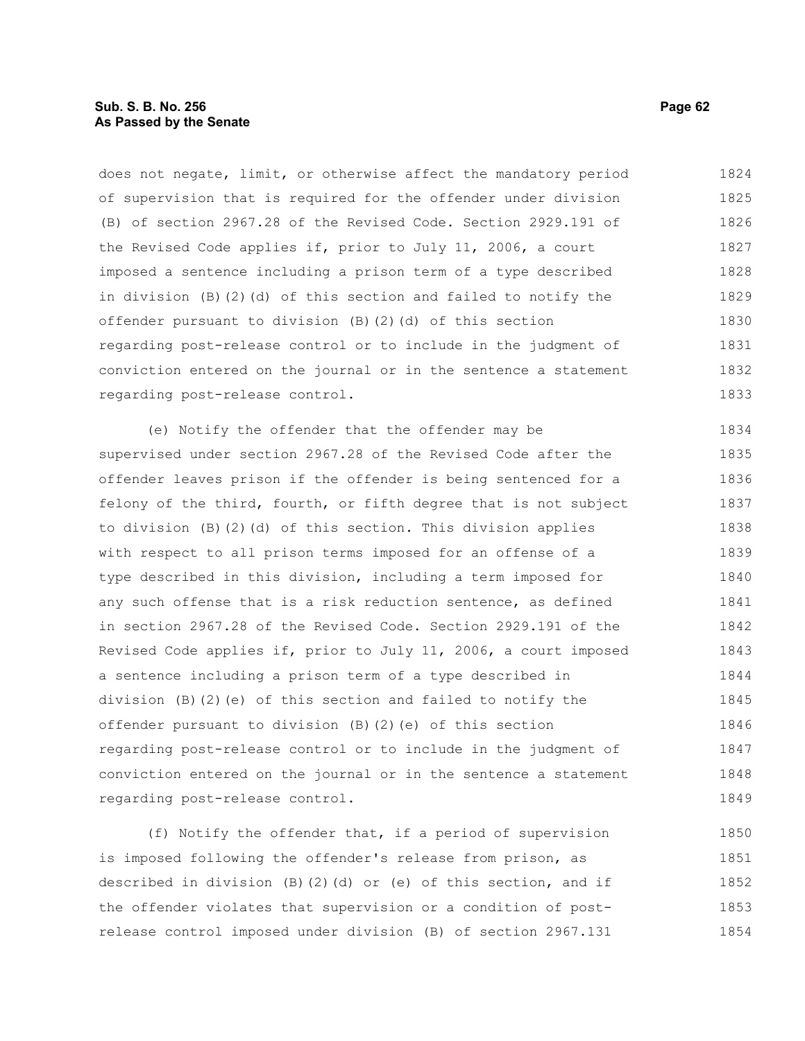does not negate, limit, or otherwise affect the mandatory period of supervision that is required for the offender under division (B) of section 2967.28 of the Revised Code. Section 2929.191 of the Revised Code applies if, prior to July 11, 2006, a court imposed a sentence including a prison term of a type described in division (B)(2)(d) of this section and failed to notify the offender pursuant to division (B)(2)(d) of this section regarding post-release control or to include in the judgment of conviction entered on the journal or in the sentence a statement regarding post-release control.

(e) Notify the offender that the offender may be supervised under section 2967.28 of the Revised Code after the offender leaves prison if the offender is being sentenced for a felony of the third, fourth, or fifth degree that is not subject to division (B)(2)(d) of this section. This division applies with respect to all prison terms imposed for an offense of a type described in this division, including a term imposed for any such offense that is a risk reduction sentence, as defined in section 2967.28 of the Revised Code. Section 2929.191 of the Revised Code applies if, prior to July 11, 2006, a court imposed a sentence including a prison term of a type described in division (B)(2)(e) of this section and failed to notify the offender pursuant to division (B)(2)(e) of this section regarding post-release control or to include in the judgment of conviction entered on the journal or in the sentence a statement regarding post-release control.

(f) Notify the offender that, if a period of supervision is imposed following the offender's release from prison, as described in division (B)(2)(d) or (e) of this section, and if the offender violates that supervision or a condition of post-release control imposed under division (B) of section 2967.131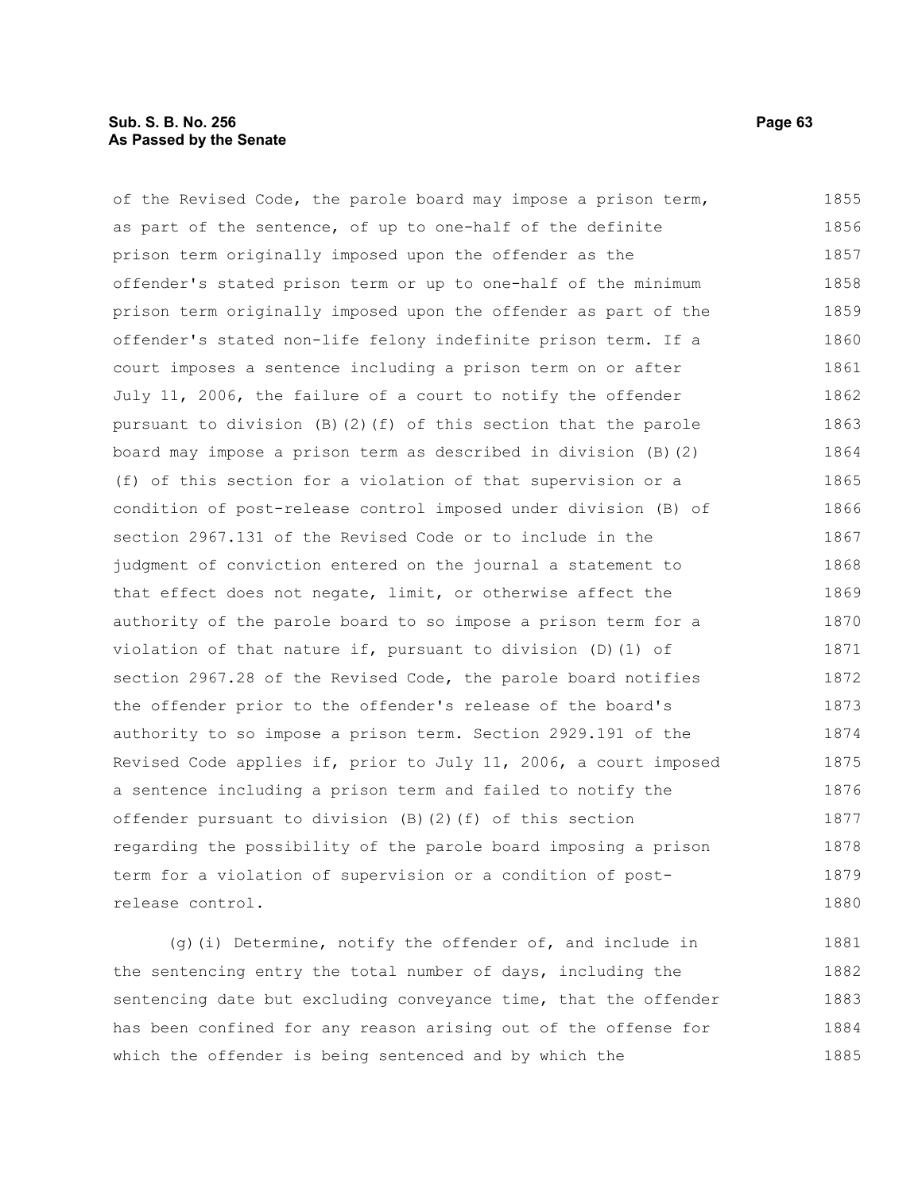of the Revised Code, the parole board may impose a prison term, as part of the sentence, of up to one-half of the definite prison term originally imposed upon the offender as the offender's stated prison term or up to one-half of the minimum prison term originally imposed upon the offender as part of the offender's stated non-life felony indefinite prison term. If a court imposes a sentence including a prison term on or after July 11, 2006, the failure of a court to notify the offender pursuant to division (B)(2)(f) of this section that the parole board may impose a prison term as described in division (B)(2)(f) of this section for a violation of that supervision or a condition of post-release control imposed under division (B) of section 2967.131 of the Revised Code or to include in the judgment of conviction entered on the journal a statement to that effect does not negate, limit, or otherwise affect the authority of the parole board to so impose a prison term for a violation of that nature if, pursuant to division (D)(1) of section 2967.28 of the Revised Code, the parole board notifies the offender prior to the offender's release of the board's authority to so impose a prison term. Section 2929.191 of the Revised Code applies if, prior to July 11, 2006, a court imposed a sentence including a prison term and failed to notify the offender pursuant to division (B)(2)(f) of this section regarding the possibility of the parole board imposing a prison term for a violation of supervision or a condition of post-release control.

(g)(i) Determine, notify the offender of, and include in the sentencing entry the total number of days, including the sentencing date but excluding conveyance time, that the offender has been confined for any reason arising out of the offense for which the offender is being sentenced and by which the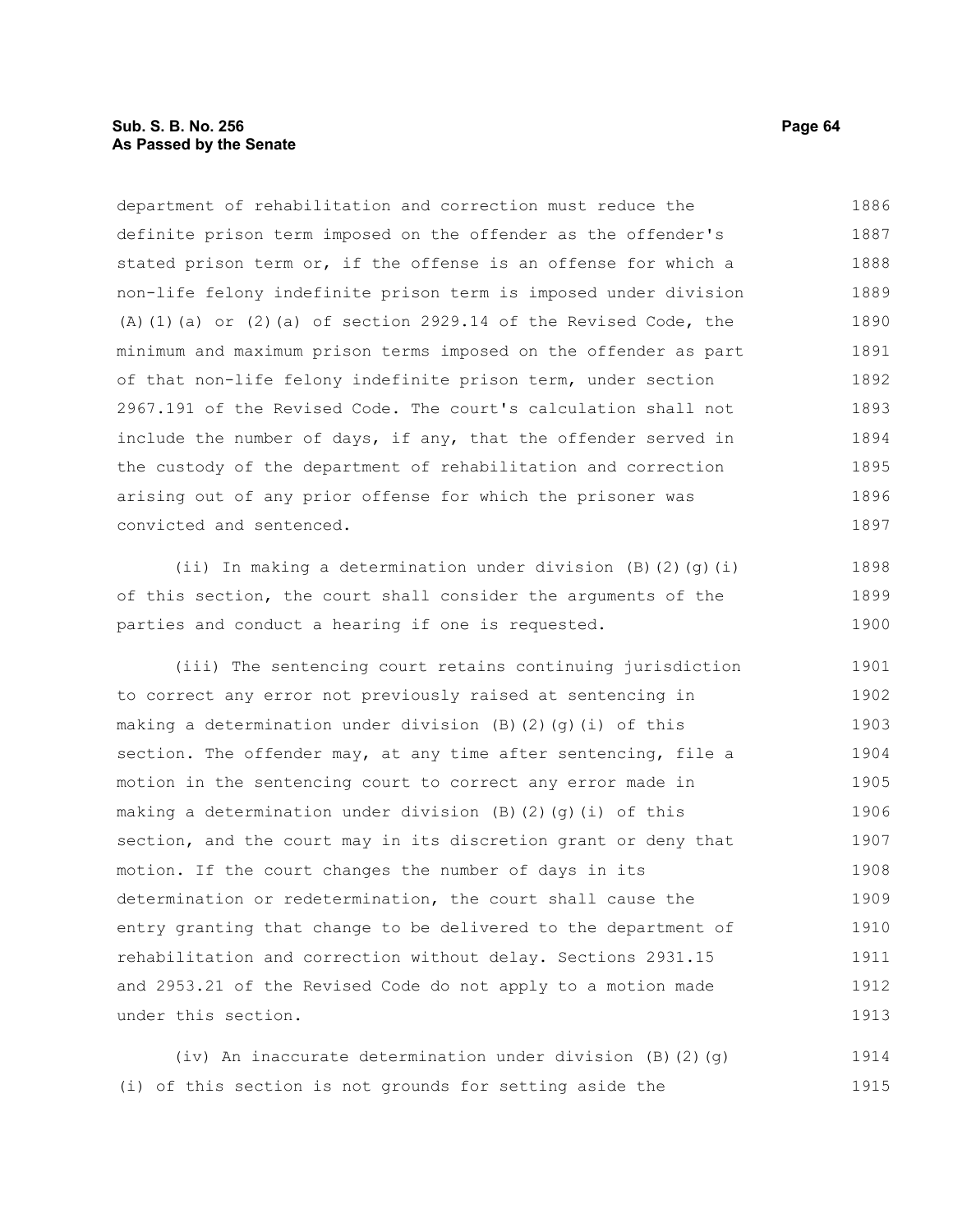department of rehabilitation and correction must reduce the definite prison term imposed on the offender as the offender's stated prison term or, if the offense is an offense for which a non-life felony indefinite prison term is imposed under division (A)(1)(a) or (2)(a) of section 2929.14 of the Revised Code, the minimum and maximum prison terms imposed on the offender as part of that non-life felony indefinite prison term, under section 2967.191 of the Revised Code. The court's calculation shall not include the number of days, if any, that the offender served in the custody of the department of rehabilitation and correction arising out of any prior offense for which the prisoner was convicted and sentenced.

(ii) In making a determination under division (B)(2)(g)(i) of this section, the court shall consider the arguments of the parties and conduct a hearing if one is requested.

(iii) The sentencing court retains continuing jurisdiction to correct any error not previously raised at sentencing in making a determination under division (B)(2)(g)(i) of this section. The offender may, at any time after sentencing, file a motion in the sentencing court to correct any error made in making a determination under division (B)(2)(g)(i) of this section, and the court may in its discretion grant or deny that motion. If the court changes the number of days in its determination or redetermination, the court shall cause the entry granting that change to be delivered to the department of rehabilitation and correction without delay. Sections 2931.15 and 2953.21 of the Revised Code do not apply to a motion made under this section.

(iv) An inaccurate determination under division (B)(2)(g)(i) of this section is not grounds for setting aside the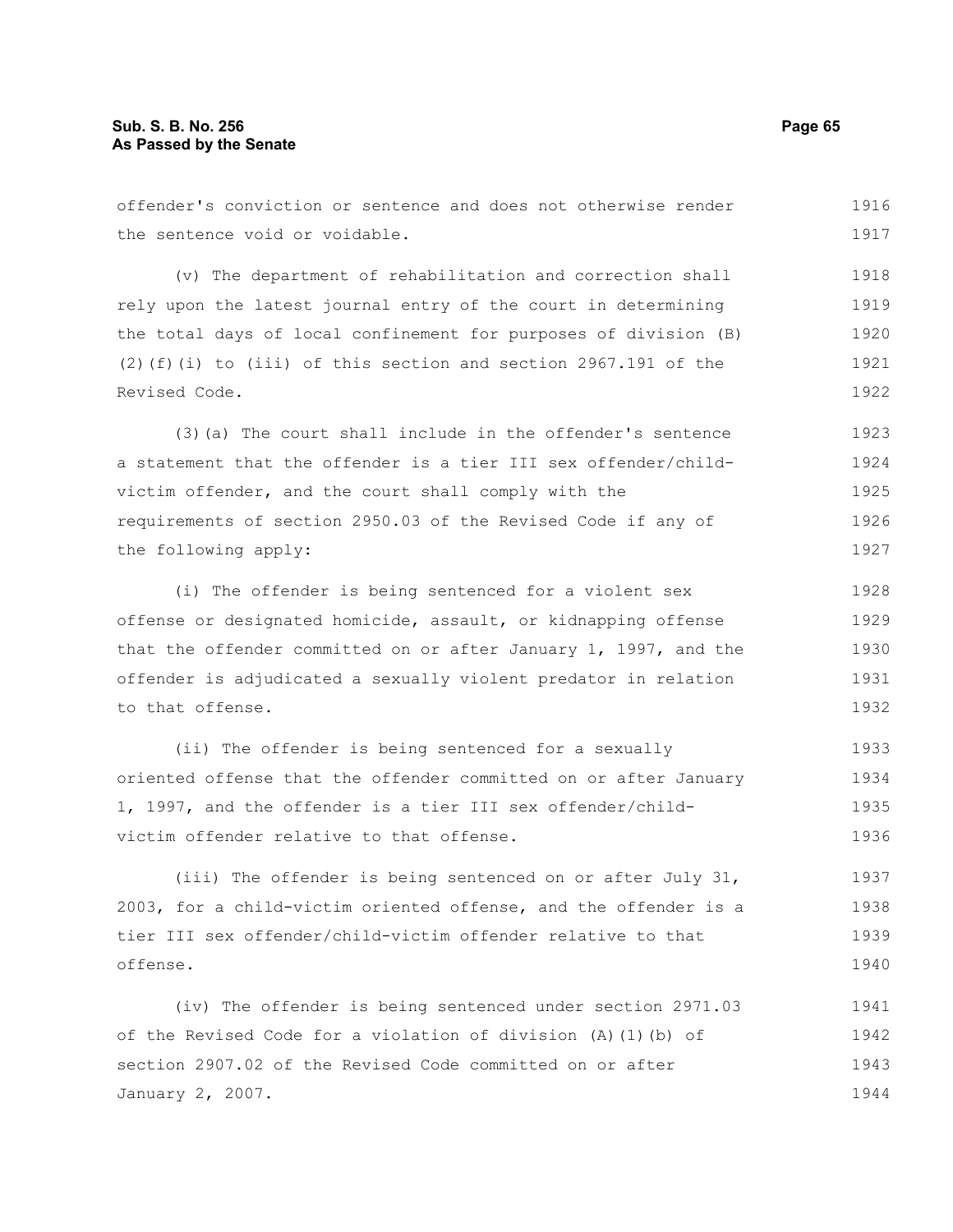offender's conviction or sentence and does not otherwise render the sentence void or voidable.

(v) The department of rehabilitation and correction shall rely upon the latest journal entry of the court in determining the total days of local confinement for purposes of division (B)(2)(f)(i) to (iii) of this section and section 2967.191 of the Revised Code.

(3)(a) The court shall include in the offender's sentence a statement that the offender is a tier III sex offender/child-victim offender, and the court shall comply with the requirements of section 2950.03 of the Revised Code if any of the following apply:

(i) The offender is being sentenced for a violent sex offense or designated homicide, assault, or kidnapping offense that the offender committed on or after January 1, 1997, and the offender is adjudicated a sexually violent predator in relation to that offense.

(ii) The offender is being sentenced for a sexually oriented offense that the offender committed on or after January 1, 1997, and the offender is a tier III sex offender/child-victim offender relative to that offense.

(iii) The offender is being sentenced on or after July 31, 2003, for a child-victim oriented offense, and the offender is a tier III sex offender/child-victim offender relative to that offense.

(iv) The offender is being sentenced under section 2971.03 of the Revised Code for a violation of division (A)(1)(b) of section 2907.02 of the Revised Code committed on or after January 2, 2007.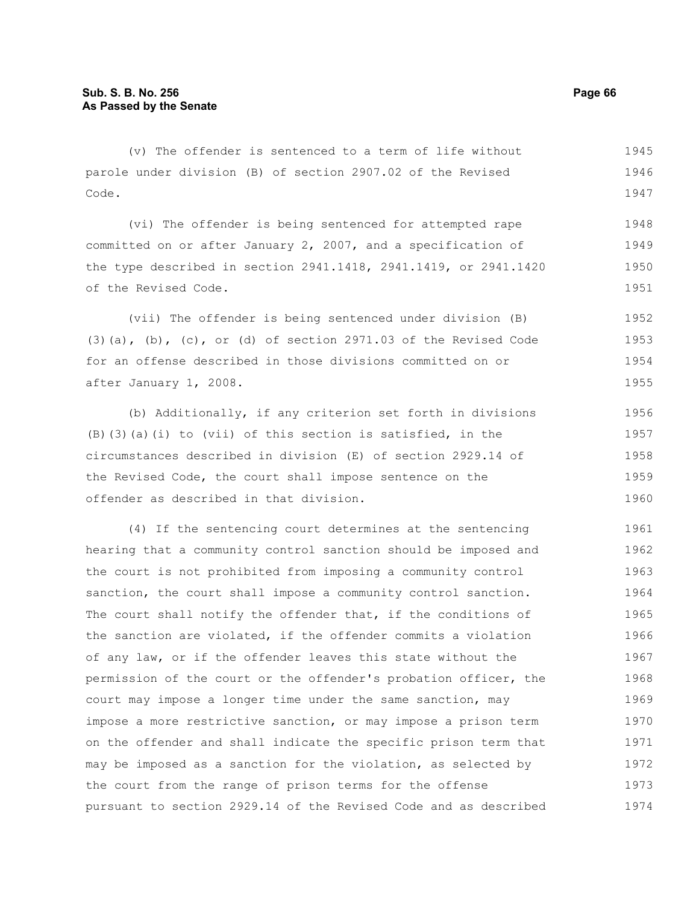(v) The offender is sentenced to a term of life without parole under division (B) of section 2907.02 of the Revised Code.

(vi) The offender is being sentenced for attempted rape committed on or after January 2, 2007, and a specification of the type described in section 2941.1418, 2941.1419, or 2941.1420 of the Revised Code.

(vii) The offender is being sentenced under division (B)(3)(a), (b), (c), or (d) of section 2971.03 of the Revised Code for an offense described in those divisions committed on or after January 1, 2008.

(b) Additionally, if any criterion set forth in divisions (B)(3)(a)(i) to (vii) of this section is satisfied, in the circumstances described in division (E) of section 2929.14 of the Revised Code, the court shall impose sentence on the offender as described in that division.

(4) If the sentencing court determines at the sentencing hearing that a community control sanction should be imposed and the court is not prohibited from imposing a community control sanction, the court shall impose a community control sanction. The court shall notify the offender that, if the conditions of the sanction are violated, if the offender commits a violation of any law, or if the offender leaves this state without the permission of the court or the offender's probation officer, the court may impose a longer time under the same sanction, may impose a more restrictive sanction, or may impose a prison term on the offender and shall indicate the specific prison term that may be imposed as a sanction for the violation, as selected by the court from the range of prison terms for the offense pursuant to section 2929.14 of the Revised Code and as described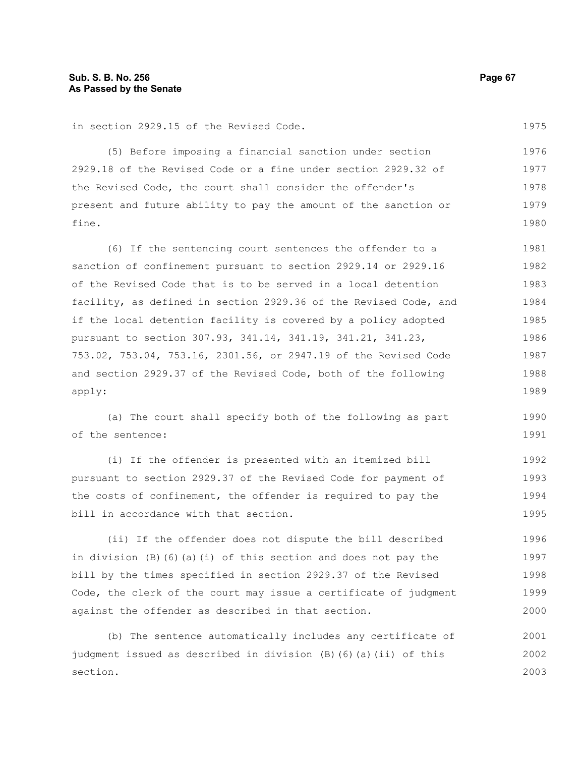in section 2929.15 of the Revised Code.

(5) Before imposing a financial sanction under section 2929.18 of the Revised Code or a fine under section 2929.32 of the Revised Code, the court shall consider the offender's present and future ability to pay the amount of the sanction or fine.

(6) If the sentencing court sentences the offender to a sanction of confinement pursuant to section 2929.14 or 2929.16 of the Revised Code that is to be served in a local detention facility, as defined in section 2929.36 of the Revised Code, and if the local detention facility is covered by a policy adopted pursuant to section 307.93, 341.14, 341.19, 341.21, 341.23, 753.02, 753.04, 753.16, 2301.56, or 2947.19 of the Revised Code and section 2929.37 of the Revised Code, both of the following apply:

(a) The court shall specify both of the following as part of the sentence:

(i) If the offender is presented with an itemized bill pursuant to section 2929.37 of the Revised Code for payment of the costs of confinement, the offender is required to pay the bill in accordance with that section.

(ii) If the offender does not dispute the bill described in division (B)(6)(a)(i) of this section and does not pay the bill by the times specified in section 2929.37 of the Revised Code, the clerk of the court may issue a certificate of judgment against the offender as described in that section.

(b) The sentence automatically includes any certificate of judgment issued as described in division (B)(6)(a)(ii) of this section.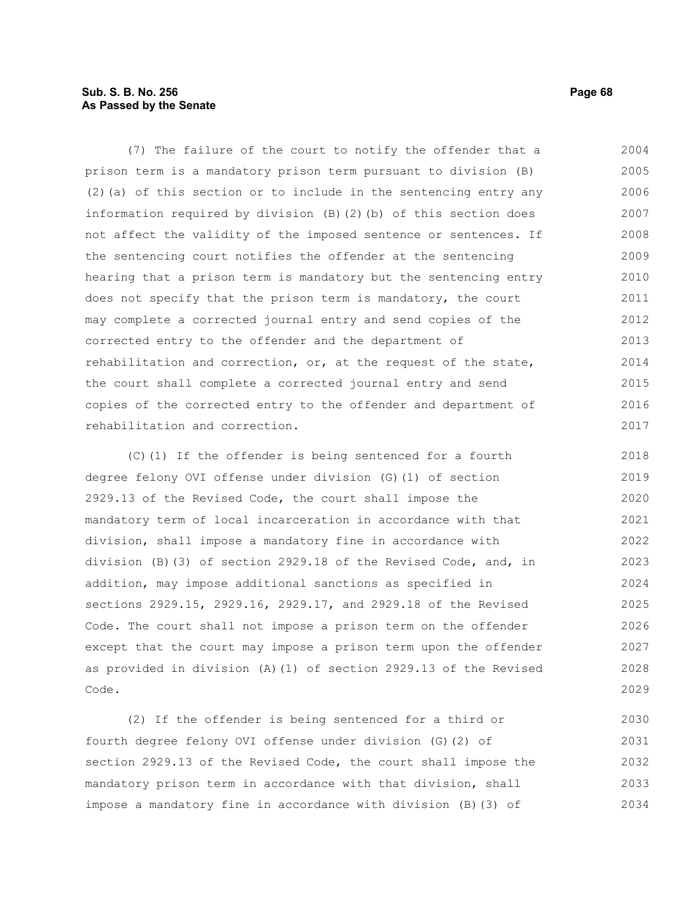(7) The failure of the court to notify the offender that a prison term is a mandatory prison term pursuant to division (B)(2)(a) of this section or to include in the sentencing entry any information required by division (B)(2)(b) of this section does not affect the validity of the imposed sentence or sentences. If the sentencing court notifies the offender at the sentencing hearing that a prison term is mandatory but the sentencing entry does not specify that the prison term is mandatory, the court may complete a corrected journal entry and send copies of the corrected entry to the offender and the department of rehabilitation and correction, or, at the request of the state, the court shall complete a corrected journal entry and send copies of the corrected entry to the offender and department of rehabilitation and correction.

(C)(1) If the offender is being sentenced for a fourth degree felony OVI offense under division (G)(1) of section 2929.13 of the Revised Code, the court shall impose the mandatory term of local incarceration in accordance with that division, shall impose a mandatory fine in accordance with division (B)(3) of section 2929.18 of the Revised Code, and, in addition, may impose additional sanctions as specified in sections 2929.15, 2929.16, 2929.17, and 2929.18 of the Revised Code. The court shall not impose a prison term on the offender except that the court may impose a prison term upon the offender as provided in division (A)(1) of section 2929.13 of the Revised Code.

(2) If the offender is being sentenced for a third or fourth degree felony OVI offense under division (G)(2) of section 2929.13 of the Revised Code, the court shall impose the mandatory prison term in accordance with that division, shall impose a mandatory fine in accordance with division (B)(3) of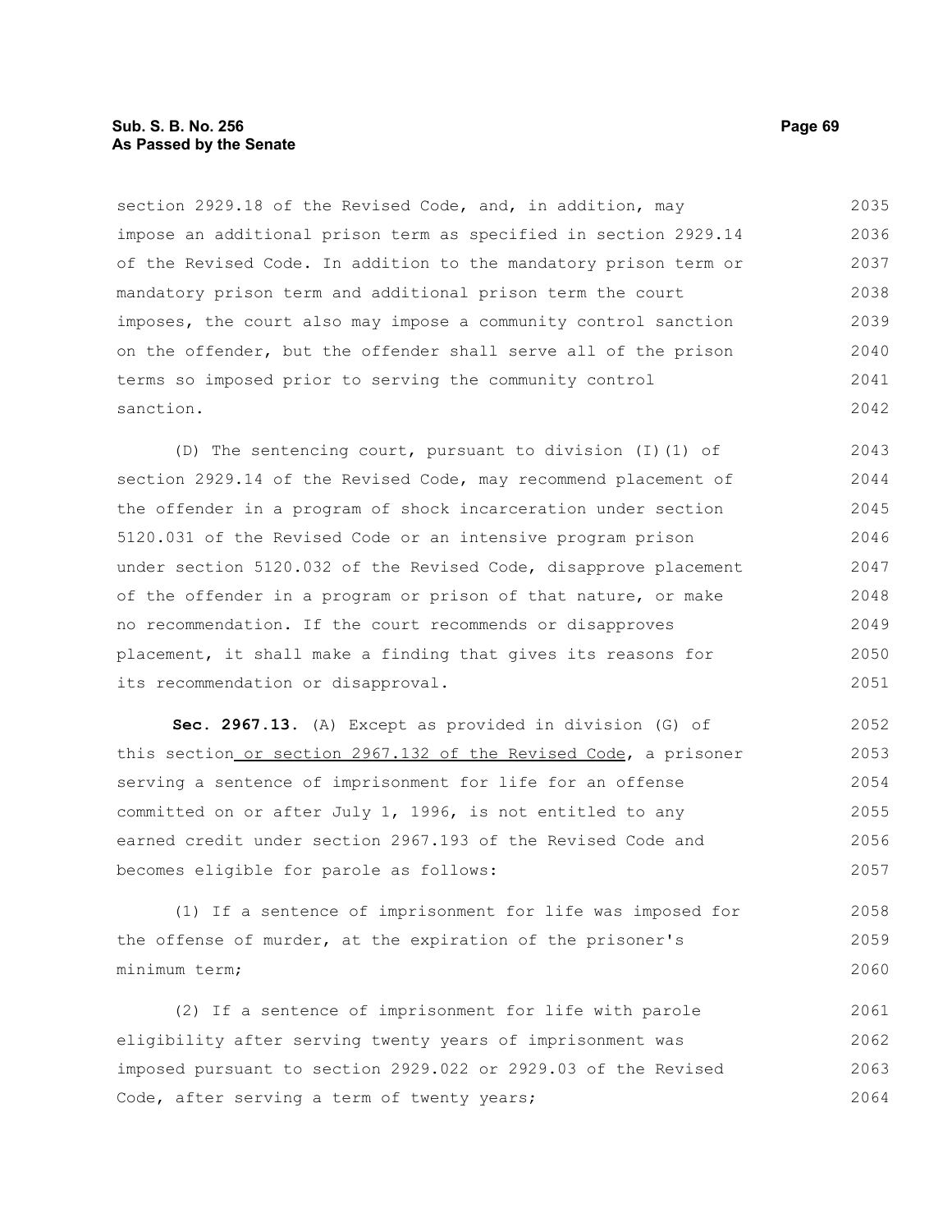section 2929.18 of the Revised Code, and, in addition, may impose an additional prison term as specified in section 2929.14 of the Revised Code. In addition to the mandatory prison term or mandatory prison term and additional prison term the court imposes, the court also may impose a community control sanction on the offender, but the offender shall serve all of the prison terms so imposed prior to serving the community control sanction.

(D) The sentencing court, pursuant to division (I)(1) of section 2929.14 of the Revised Code, may recommend placement of the offender in a program of shock incarceration under section 5120.031 of the Revised Code or an intensive program prison under section 5120.032 of the Revised Code, disapprove placement of the offender in a program or prison of that nature, or make no recommendation. If the court recommends or disapproves placement, it shall make a finding that gives its reasons for its recommendation or disapproval.

**Sec. 2967.13.** (A) Except as provided in division (G) of this section or section 2967.132 of the Revised Code, a prisoner serving a sentence of imprisonment for life for an offense committed on or after July 1, 1996, is not entitled to any earned credit under section 2967.193 of the Revised Code and becomes eligible for parole as follows:

(1) If a sentence of imprisonment for life was imposed for the offense of murder, at the expiration of the prisoner's minimum term;

(2) If a sentence of imprisonment for life with parole eligibility after serving twenty years of imprisonment was imposed pursuant to section 2929.022 or 2929.03 of the Revised Code, after serving a term of twenty years;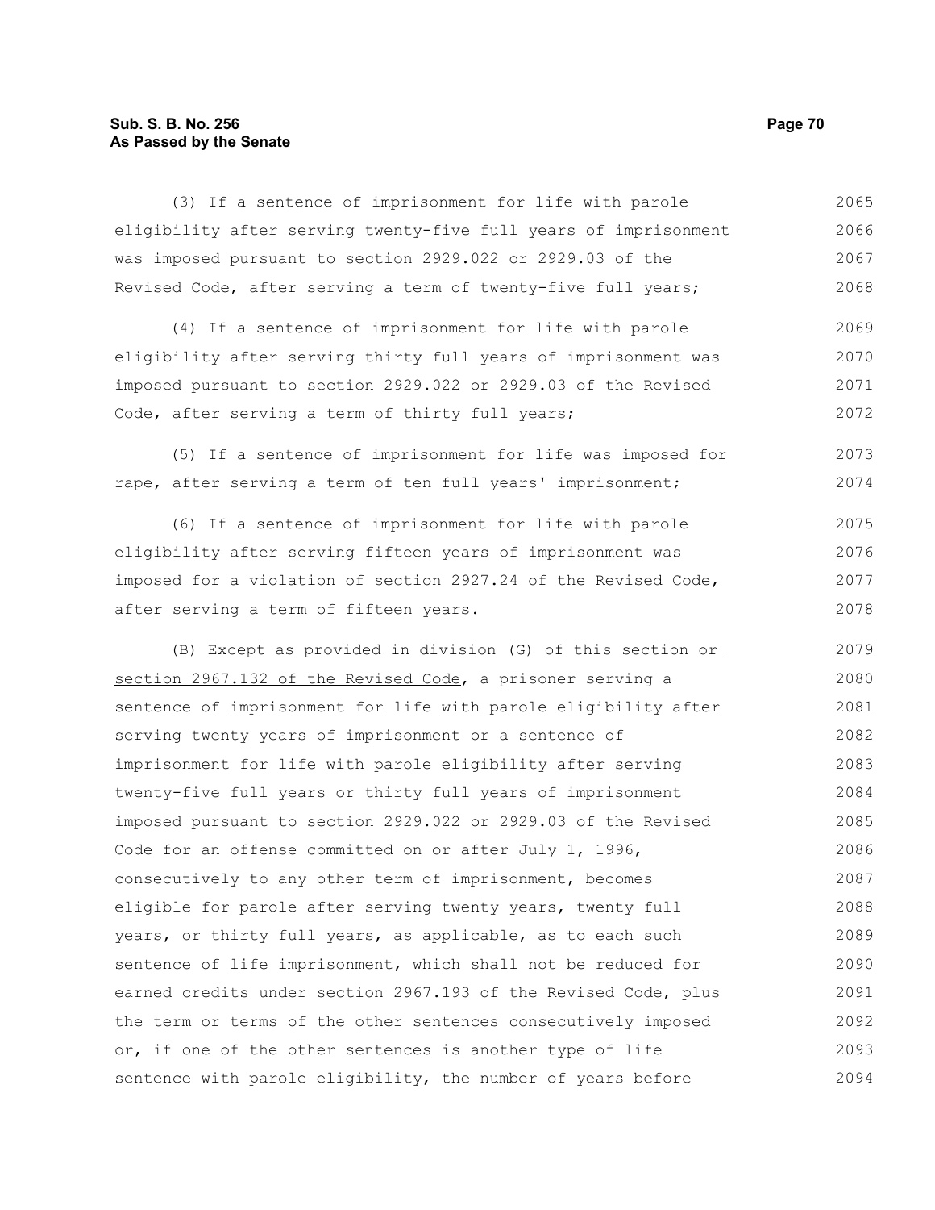(3) If a sentence of imprisonment for life with parole eligibility after serving twenty-five full years of imprisonment was imposed pursuant to section 2929.022 or 2929.03 of the Revised Code, after serving a term of twenty-five full years;

(4) If a sentence of imprisonment for life with parole eligibility after serving thirty full years of imprisonment was imposed pursuant to section 2929.022 or 2929.03 of the Revised Code, after serving a term of thirty full years;

(5) If a sentence of imprisonment for life was imposed for rape, after serving a term of ten full years' imprisonment;

(6) If a sentence of imprisonment for life with parole eligibility after serving fifteen years of imprisonment was imposed for a violation of section 2927.24 of the Revised Code, after serving a term of fifteen years.

(B) Except as provided in division (G) of this section or section 2967.132 of the Revised Code, a prisoner serving a sentence of imprisonment for life with parole eligibility after serving twenty years of imprisonment or a sentence of imprisonment for life with parole eligibility after serving twenty-five full years or thirty full years of imprisonment imposed pursuant to section 2929.022 or 2929.03 of the Revised Code for an offense committed on or after July 1, 1996, consecutively to any other term of imprisonment, becomes eligible for parole after serving twenty years, twenty full years, or thirty full years, as applicable, as to each such sentence of life imprisonment, which shall not be reduced for earned credits under section 2967.193 of the Revised Code, plus the term or terms of the other sentences consecutively imposed or, if one of the other sentences is another type of life sentence with parole eligibility, the number of years before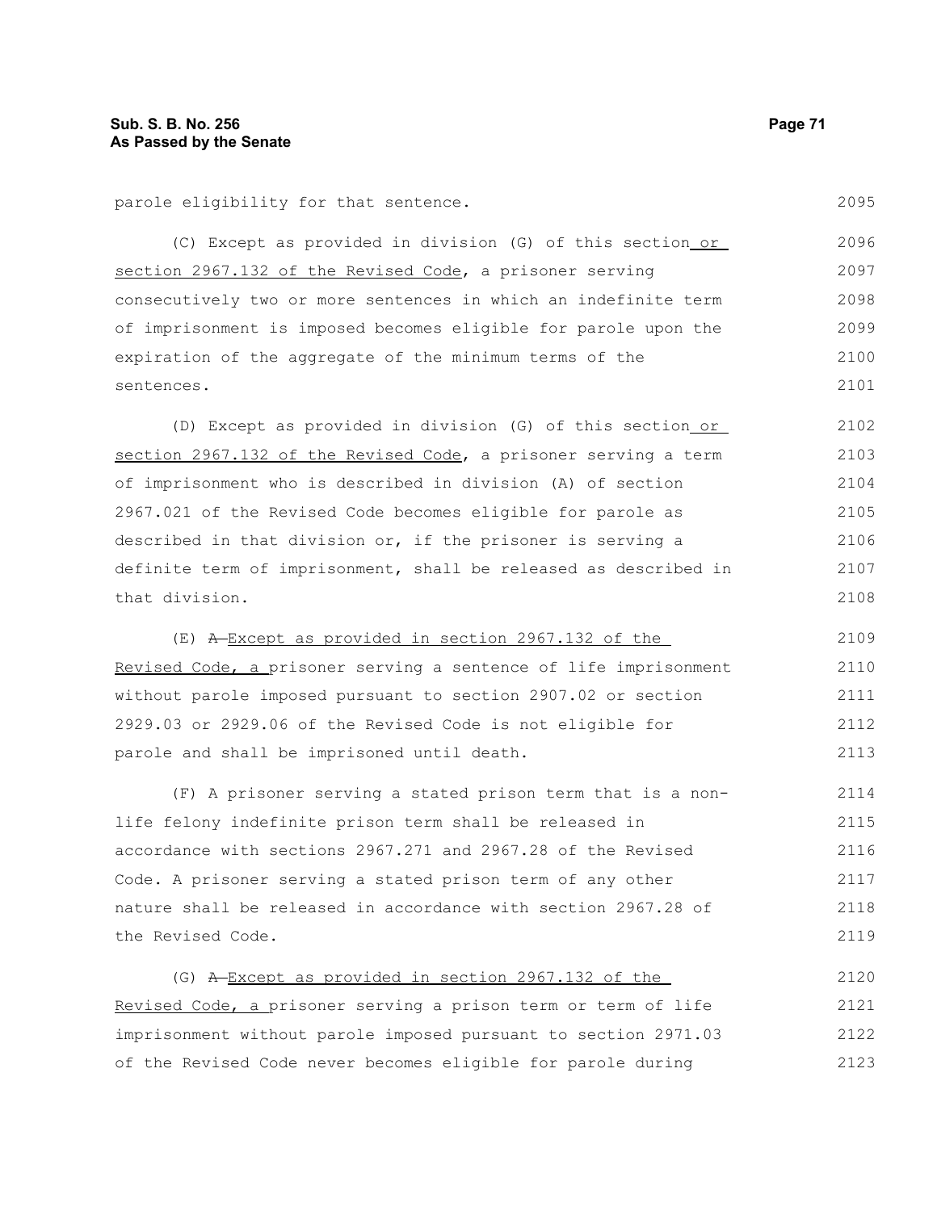parole eligibility for that sentence.

(C) Except as provided in division (G) of this section or section 2967.132 of the Revised Code, a prisoner serving consecutively two or more sentences in which an indefinite term of imprisonment is imposed becomes eligible for parole upon the expiration of the aggregate of the minimum terms of the sentences.

(D) Except as provided in division (G) of this section or section 2967.132 of the Revised Code, a prisoner serving a term of imprisonment who is described in division (A) of section 2967.021 of the Revised Code becomes eligible for parole as described in that division or, if the prisoner is serving a definite term of imprisonment, shall be released as described in that division.

(E) ~~A~~ Except as provided in section 2967.132 of the Revised Code, a prisoner serving a sentence of life imprisonment without parole imposed pursuant to section 2907.02 or section 2929.03 or 2929.06 of the Revised Code is not eligible for parole and shall be imprisoned until death.

(F) A prisoner serving a stated prison term that is a non-life felony indefinite prison term shall be released in accordance with sections 2967.271 and 2967.28 of the Revised Code. A prisoner serving a stated prison term of any other nature shall be released in accordance with section 2967.28 of the Revised Code.

(G) ~~A~~ Except as provided in section 2967.132 of the Revised Code, a prisoner serving a prison term or term of life imprisonment without parole imposed pursuant to section 2971.03 of the Revised Code never becomes eligible for parole during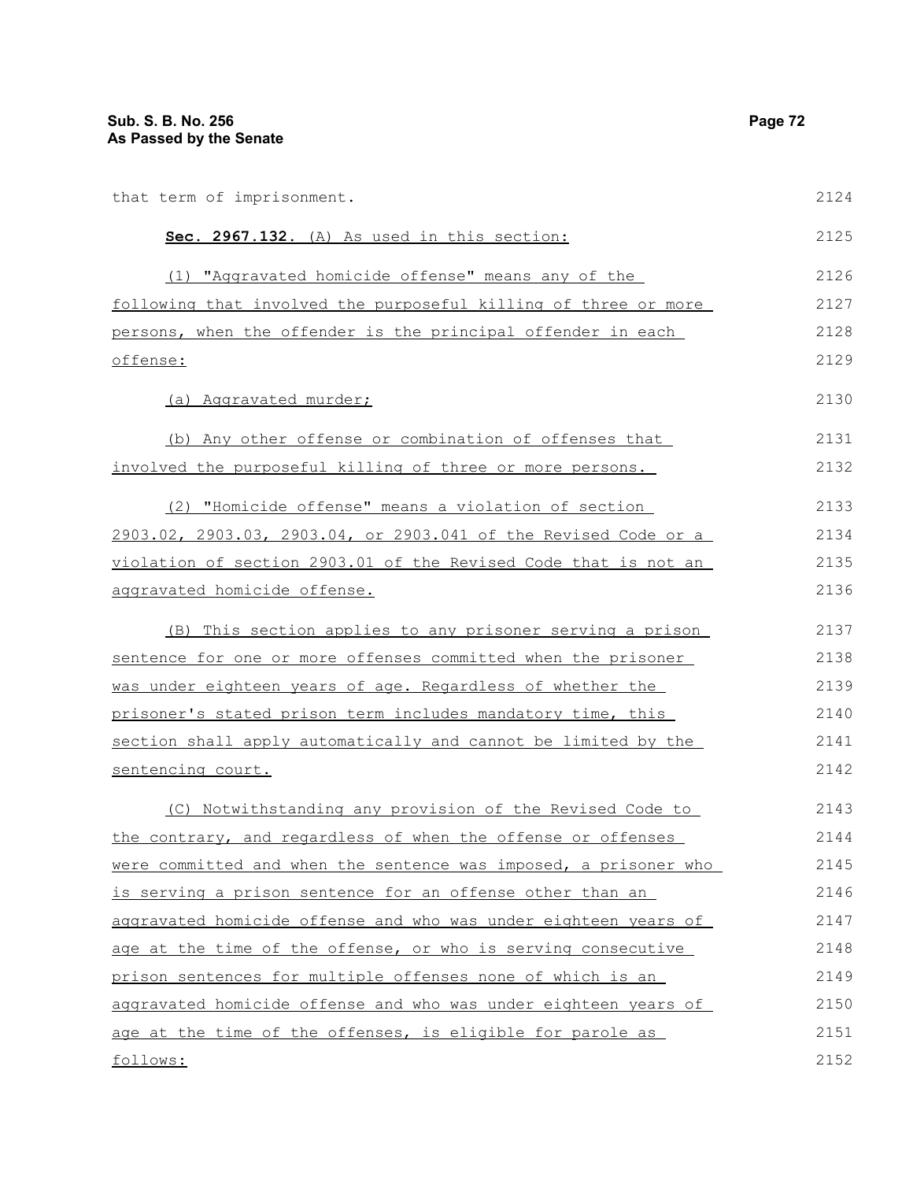that term of imprisonment.

**Sec. 2967.132.** (A) As used in this section:

(1) "Aggravated homicide offense" means any of the following that involved the purposeful killing of three or more persons, when the offender is the principal offender in each offense:

(a) Aggravated murder;

(b) Any other offense or combination of offenses that involved the purposeful killing of three or more persons.

(2) "Homicide offense" means a violation of section 2903.02, 2903.03, 2903.04, or 2903.041 of the Revised Code or a violation of section 2903.01 of the Revised Code that is not an aggravated homicide offense.

(B) This section applies to any prisoner serving a prison sentence for one or more offenses committed when the prisoner was under eighteen years of age. Regardless of whether the prisoner's stated prison term includes mandatory time, this section shall apply automatically and cannot be limited by the sentencing court.

(C) Notwithstanding any provision of the Revised Code to the contrary, and regardless of when the offense or offenses were committed and when the sentence was imposed, a prisoner who is serving a prison sentence for an offense other than an aggravated homicide offense and who was under eighteen years of age at the time of the offense, or who is serving consecutive prison sentences for multiple offenses none of which is an aggravated homicide offense and who was under eighteen years of age at the time of the offenses, is eligible for parole as follows: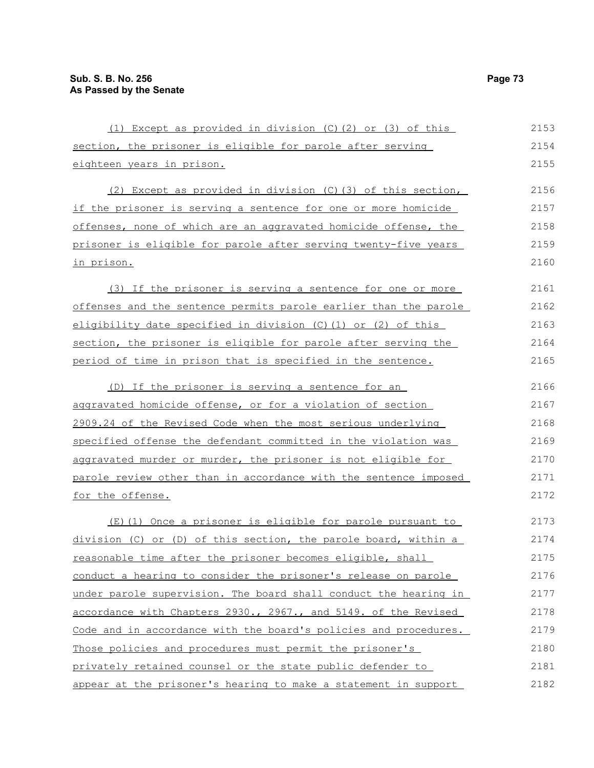(1) Except as provided in division (C)(2) or (3) of this section, the prisoner is eligible for parole after serving eighteen years in prison.

(2) Except as provided in division (C)(3) of this section, if the prisoner is serving a sentence for one or more homicide offenses, none of which are an aggravated homicide offense, the prisoner is eligible for parole after serving twenty-five years in prison.

(3) If the prisoner is serving a sentence for one or more offenses and the sentence permits parole earlier than the parole eligibility date specified in division (C)(1) or (2) of this section, the prisoner is eligible for parole after serving the period of time in prison that is specified in the sentence.

(D) If the prisoner is serving a sentence for an aggravated homicide offense, or for a violation of section 2909.24 of the Revised Code when the most serious underlying specified offense the defendant committed in the violation was aggravated murder or murder, the prisoner is not eligible for parole review other than in accordance with the sentence imposed for the offense.

(E)(1) Once a prisoner is eligible for parole pursuant to division (C) or (D) of this section, the parole board, within a reasonable time after the prisoner becomes eligible, shall conduct a hearing to consider the prisoner's release on parole under parole supervision. The board shall conduct the hearing in accordance with Chapters 2930., 2967., and 5149. of the Revised Code and in accordance with the board's policies and procedures. Those policies and procedures must permit the prisoner's privately retained counsel or the state public defender to appear at the prisoner's hearing to make a statement in support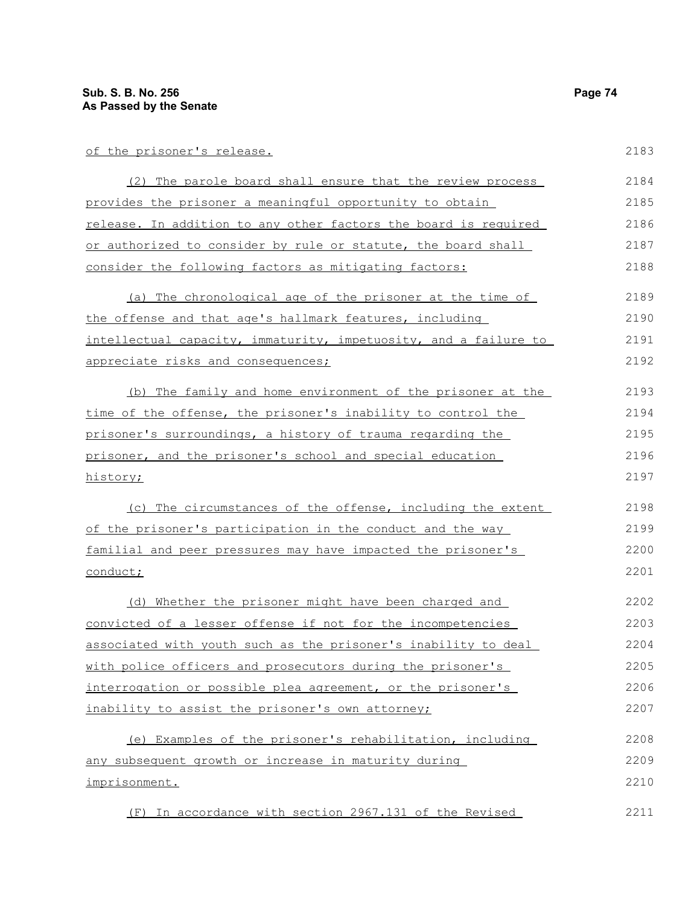of the prisoner's release.

(2) The parole board shall ensure that the review process provides the prisoner a meaningful opportunity to obtain release. In addition to any other factors the board is required or authorized to consider by rule or statute, the board shall consider the following factors as mitigating factors:

(a) The chronological age of the prisoner at the time of the offense and that age's hallmark features, including intellectual capacity, immaturity, impetuosity, and a failure to appreciate risks and consequences;

(b) The family and home environment of the prisoner at the time of the offense, the prisoner's inability to control the prisoner's surroundings, a history of trauma regarding the prisoner, and the prisoner's school and special education history;

(c) The circumstances of the offense, including the extent of the prisoner's participation in the conduct and the way familial and peer pressures may have impacted the prisoner's conduct;

(d) Whether the prisoner might have been charged and convicted of a lesser offense if not for the incompetencies associated with youth such as the prisoner's inability to deal with police officers and prosecutors during the prisoner's interrogation or possible plea agreement, or the prisoner's inability to assist the prisoner's own attorney;

(e) Examples of the prisoner's rehabilitation, including any subsequent growth or increase in maturity during imprisonment.

(F) In accordance with section 2967.131 of the Revised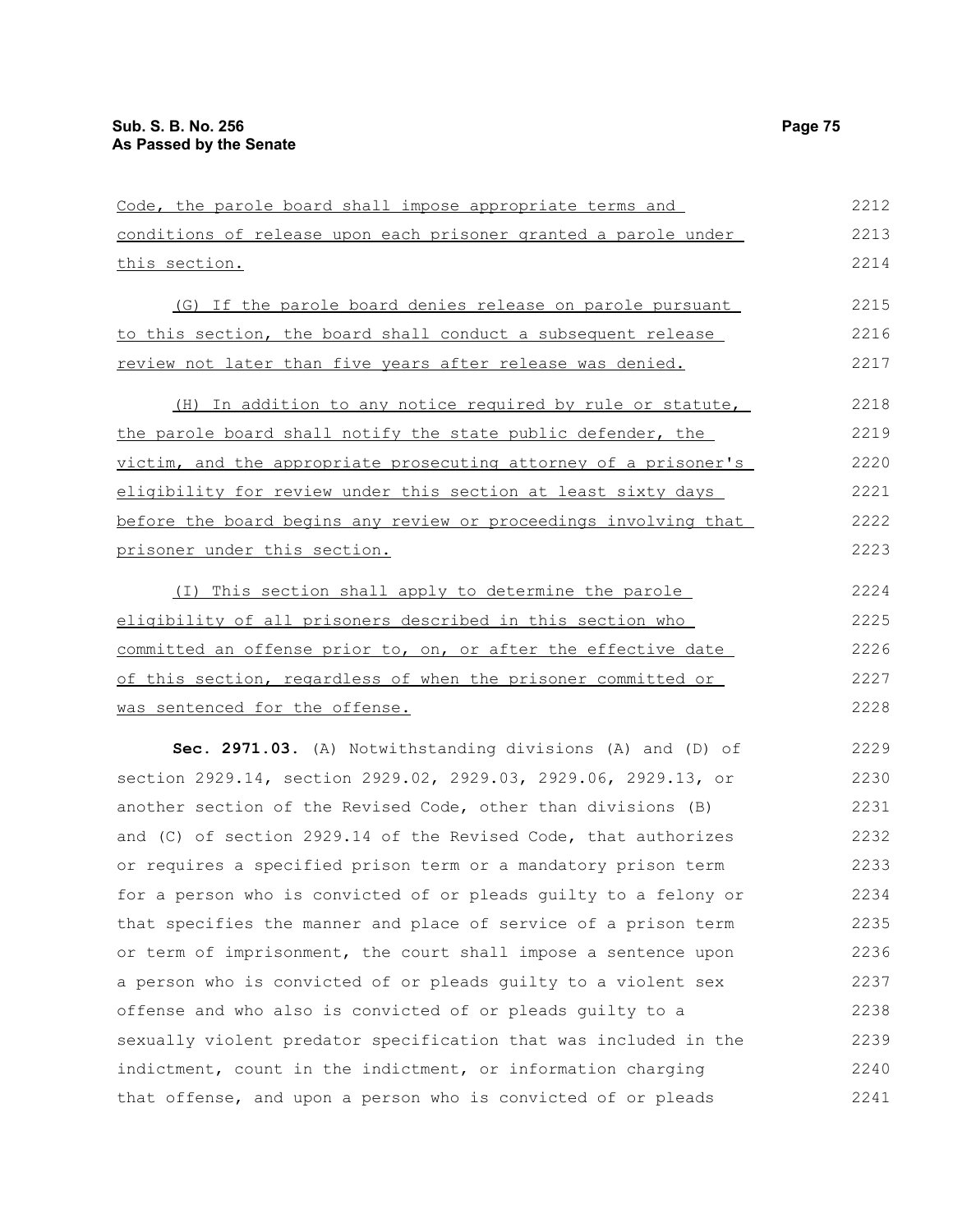Code, the parole board shall impose appropriate terms and conditions of release upon each prisoner granted a parole under this section.

(G) If the parole board denies release on parole pursuant to this section, the board shall conduct a subsequent release review not later than five years after release was denied.

(H) In addition to any notice required by rule or statute, the parole board shall notify the state public defender, the victim, and the appropriate prosecuting attorney of a prisoner's eligibility for review under this section at least sixty days before the board begins any review or proceedings involving that prisoner under this section.

(I) This section shall apply to determine the parole eligibility of all prisoners described in this section who committed an offense prior to, on, or after the effective date of this section, regardless of when the prisoner committed or was sentenced for the offense.

**Sec. 2971.03.** (A) Notwithstanding divisions (A) and (D) of section 2929.14, section 2929.02, 2929.03, 2929.06, 2929.13, or another section of the Revised Code, other than divisions (B) and (C) of section 2929.14 of the Revised Code, that authorizes or requires a specified prison term or a mandatory prison term for a person who is convicted of or pleads guilty to a felony or that specifies the manner and place of service of a prison term or term of imprisonment, the court shall impose a sentence upon a person who is convicted of or pleads guilty to a violent sex offense and who also is convicted of or pleads guilty to a sexually violent predator specification that was included in the indictment, count in the indictment, or information charging that offense, and upon a person who is convicted of or pleads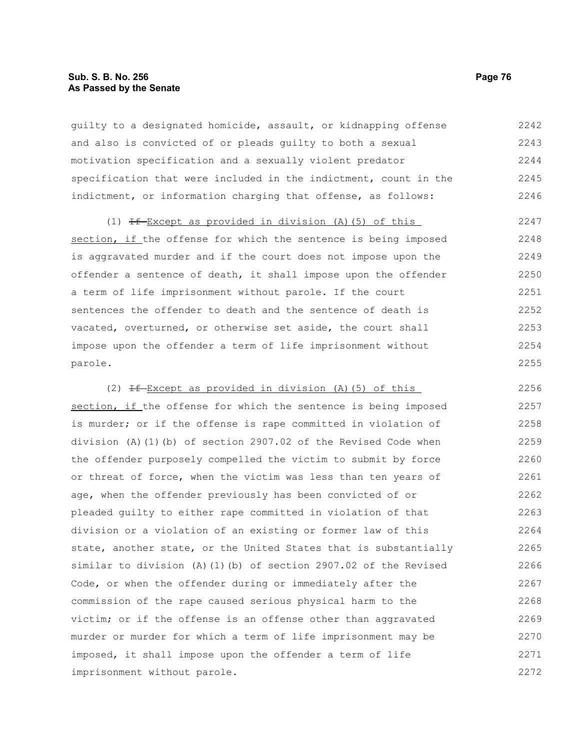guilty to a designated homicide, assault, or kidnapping offense and also is convicted of or pleads guilty to both a sexual motivation specification and a sexually violent predator specification that were included in the indictment, count in the indictment, or information charging that offense, as follows:

(1) ~~If~~ Except as provided in division (A)(5) of this section, if the offense for which the sentence is being imposed is aggravated murder and if the court does not impose upon the offender a sentence of death, it shall impose upon the offender a term of life imprisonment without parole. If the court sentences the offender to death and the sentence of death is vacated, overturned, or otherwise set aside, the court shall impose upon the offender a term of life imprisonment without parole.

(2) ~~If~~ Except as provided in division (A)(5) of this section, if the offense for which the sentence is being imposed is murder; or if the offense is rape committed in violation of division (A)(1)(b) of section 2907.02 of the Revised Code when the offender purposely compelled the victim to submit by force or threat of force, when the victim was less than ten years of age, when the offender previously has been convicted of or pleaded guilty to either rape committed in violation of that division or a violation of an existing or former law of this state, another state, or the United States that is substantially similar to division (A)(1)(b) of section 2907.02 of the Revised Code, or when the offender during or immediately after the commission of the rape caused serious physical harm to the victim; or if the offense is an offense other than aggravated murder or murder for which a term of life imprisonment may be imposed, it shall impose upon the offender a term of life imprisonment without parole.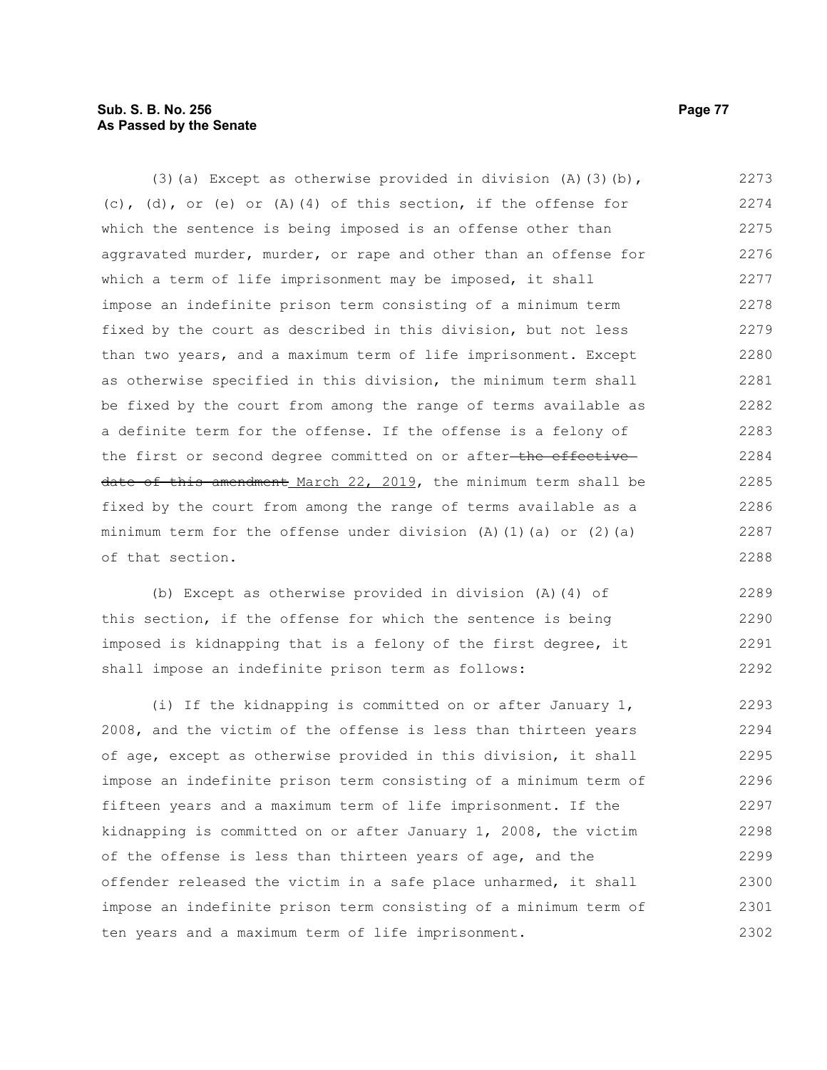(3)(a) Except as otherwise provided in division (A)(3)(b), (c), (d), or (e) or (A)(4) of this section, if the offense for which the sentence is being imposed is an offense other than aggravated murder, murder, or rape and other than an offense for which a term of life imprisonment may be imposed, it shall impose an indefinite prison term consisting of a minimum term fixed by the court as described in this division, but not less than two years, and a maximum term of life imprisonment. Except as otherwise specified in this division, the minimum term shall be fixed by the court from among the range of terms available as a definite term for the offense. If the offense is a felony of the first or second degree committed on or after ~~the effective date of this amendment~~ March 22, 2019, the minimum term shall be fixed by the court from among the range of terms available as a minimum term for the offense under division (A)(1)(a) or (2)(a) of that section.

(b) Except as otherwise provided in division (A)(4) of this section, if the offense for which the sentence is being imposed is kidnapping that is a felony of the first degree, it shall impose an indefinite prison term as follows:

(i) If the kidnapping is committed on or after January 1, 2008, and the victim of the offense is less than thirteen years of age, except as otherwise provided in this division, it shall impose an indefinite prison term consisting of a minimum term of fifteen years and a maximum term of life imprisonment. If the kidnapping is committed on or after January 1, 2008, the victim of the offense is less than thirteen years of age, and the offender released the victim in a safe place unharmed, it shall impose an indefinite prison term consisting of a minimum term of ten years and a maximum term of life imprisonment.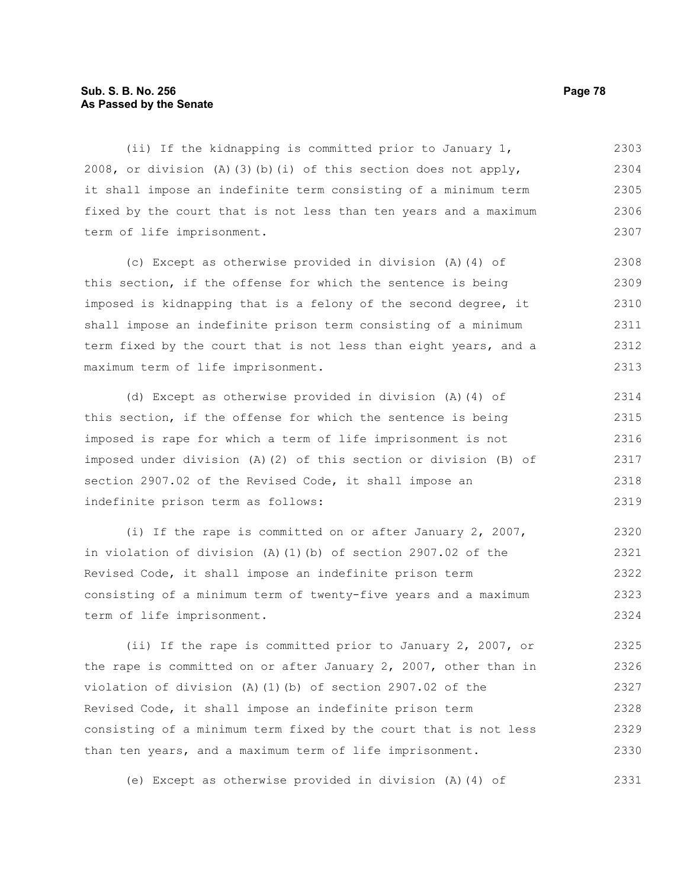(ii) If the kidnapping is committed prior to January 1, 2008, or division (A)(3)(b)(i) of this section does not apply, it shall impose an indefinite term consisting of a minimum term fixed by the court that is not less than ten years and a maximum term of life imprisonment.

(c) Except as otherwise provided in division (A)(4) of this section, if the offense for which the sentence is being imposed is kidnapping that is a felony of the second degree, it shall impose an indefinite prison term consisting of a minimum term fixed by the court that is not less than eight years, and a maximum term of life imprisonment.

(d) Except as otherwise provided in division (A)(4) of this section, if the offense for which the sentence is being imposed is rape for which a term of life imprisonment is not imposed under division (A)(2) of this section or division (B) of section 2907.02 of the Revised Code, it shall impose an indefinite prison term as follows:

(i) If the rape is committed on or after January 2, 2007, in violation of division (A)(1)(b) of section 2907.02 of the Revised Code, it shall impose an indefinite prison term consisting of a minimum term of twenty-five years and a maximum term of life imprisonment.

(ii) If the rape is committed prior to January 2, 2007, or the rape is committed on or after January 2, 2007, other than in violation of division (A)(1)(b) of section 2907.02 of the Revised Code, it shall impose an indefinite prison term consisting of a minimum term fixed by the court that is not less than ten years, and a maximum term of life imprisonment.

(e) Except as otherwise provided in division (A)(4) of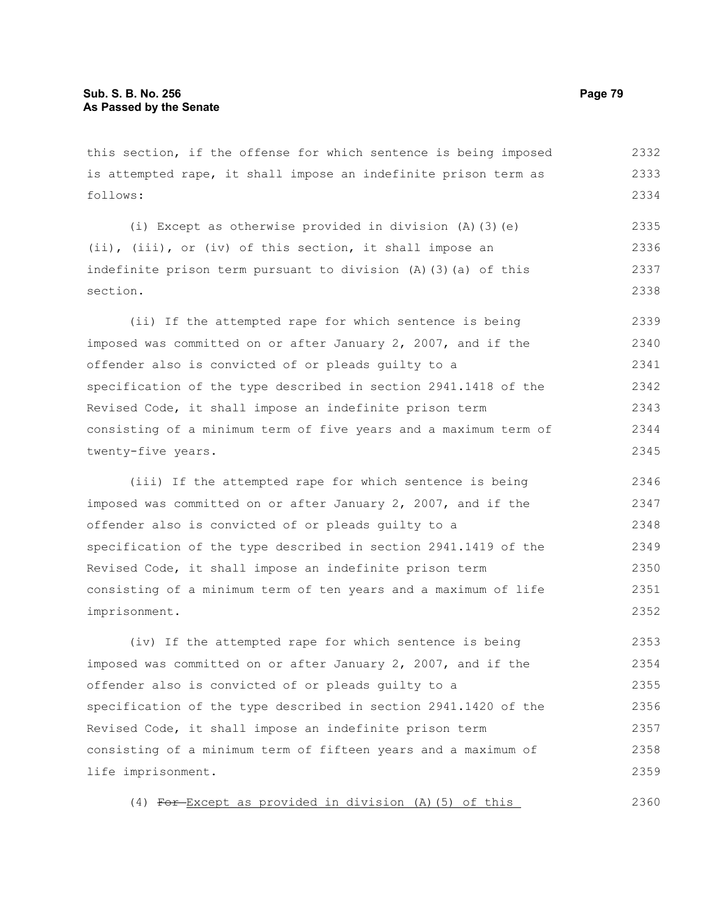this section, if the offense for which sentence is being imposed is attempted rape, it shall impose an indefinite prison term as follows:

(i) Except as otherwise provided in division (A)(3)(e)(ii), (iii), or (iv) of this section, it shall impose an indefinite prison term pursuant to division (A)(3)(a) of this section.

(ii) If the attempted rape for which sentence is being imposed was committed on or after January 2, 2007, and if the offender also is convicted of or pleads guilty to a specification of the type described in section 2941.1418 of the Revised Code, it shall impose an indefinite prison term consisting of a minimum term of five years and a maximum term of twenty-five years.

(iii) If the attempted rape for which sentence is being imposed was committed on or after January 2, 2007, and if the offender also is convicted of or pleads guilty to a specification of the type described in section 2941.1419 of the Revised Code, it shall impose an indefinite prison term consisting of a minimum term of ten years and a maximum of life imprisonment.

(iv) If the attempted rape for which sentence is being imposed was committed on or after January 2, 2007, and if the offender also is convicted of or pleads guilty to a specification of the type described in section 2941.1420 of the Revised Code, it shall impose an indefinite prison term consisting of a minimum term of fifteen years and a maximum of life imprisonment.

(4) ~~For~~ <u>Except as provided in division (A)(5) of this</u>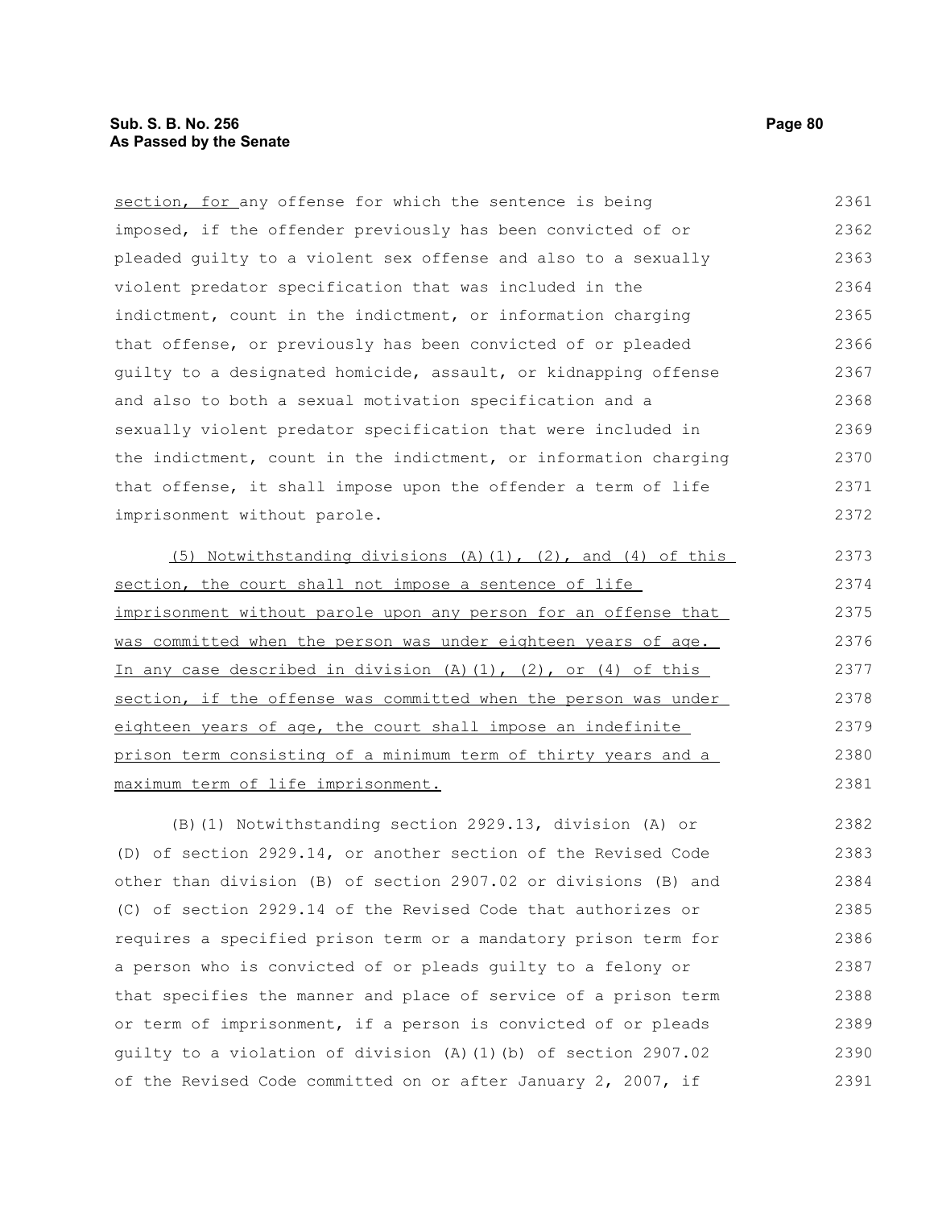section, for any offense for which the sentence is being imposed, if the offender previously has been convicted of or pleaded guilty to a violent sex offense and also to a sexually violent predator specification that was included in the indictment, count in the indictment, or information charging that offense, or previously has been convicted of or pleaded guilty to a designated homicide, assault, or kidnapping offense and also to both a sexual motivation specification and a sexually violent predator specification that were included in the indictment, count in the indictment, or information charging that offense, it shall impose upon the offender a term of life imprisonment without parole.

(5) Notwithstanding divisions (A)(1), (2), and (4) of this section, the court shall not impose a sentence of life imprisonment without parole upon any person for an offense that was committed when the person was under eighteen years of age. In any case described in division (A)(1), (2), or (4) of this section, if the offense was committed when the person was under eighteen years of age, the court shall impose an indefinite prison term consisting of a minimum term of thirty years and a maximum term of life imprisonment.

(B)(1) Notwithstanding section 2929.13, division (A) or (D) of section 2929.14, or another section of the Revised Code other than division (B) of section 2907.02 or divisions (B) and (C) of section 2929.14 of the Revised Code that authorizes or requires a specified prison term or a mandatory prison term for a person who is convicted of or pleads guilty to a felony or that specifies the manner and place of service of a prison term or term of imprisonment, if a person is convicted of or pleads guilty to a violation of division (A)(1)(b) of section 2907.02 of the Revised Code committed on or after January 2, 2007, if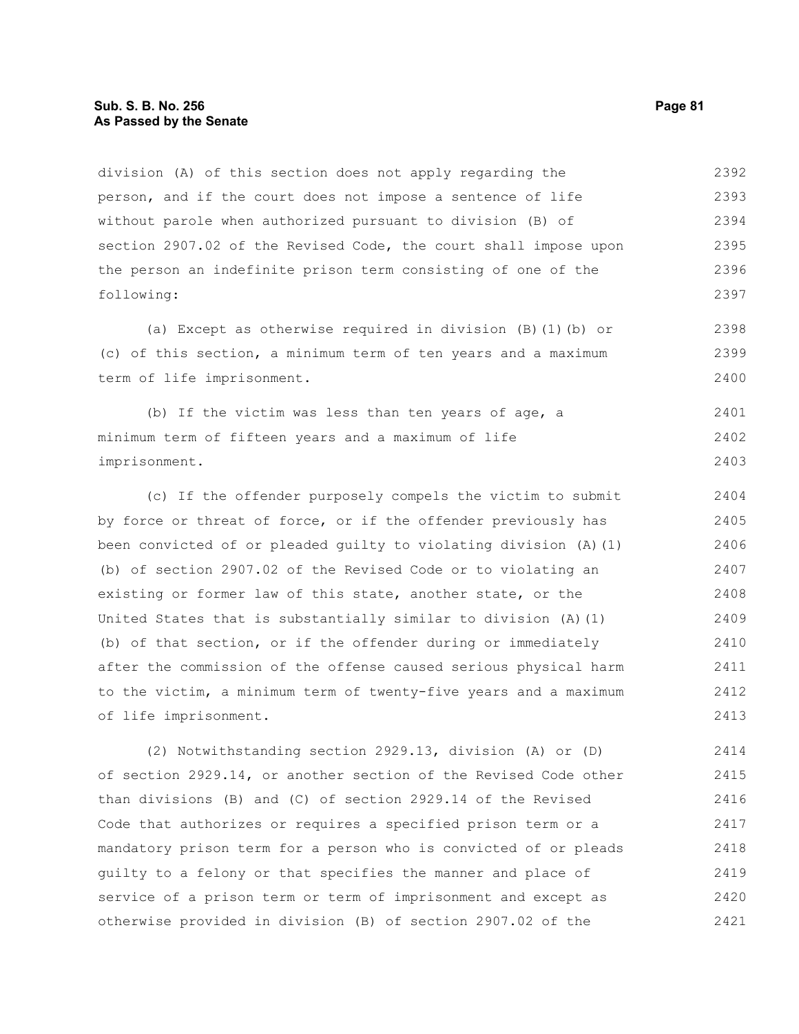division (A) of this section does not apply regarding the person, and if the court does not impose a sentence of life without parole when authorized pursuant to division (B) of section 2907.02 of the Revised Code, the court shall impose upon the person an indefinite prison term consisting of one of the following:

(a) Except as otherwise required in division (B)(1)(b) or (c) of this section, a minimum term of ten years and a maximum term of life imprisonment.

(b) If the victim was less than ten years of age, a minimum term of fifteen years and a maximum of life imprisonment.

(c) If the offender purposely compels the victim to submit by force or threat of force, or if the offender previously has been convicted of or pleaded guilty to violating division (A)(1)(b) of section 2907.02 of the Revised Code or to violating an existing or former law of this state, another state, or the United States that is substantially similar to division (A)(1)(b) of that section, or if the offender during or immediately after the commission of the offense caused serious physical harm to the victim, a minimum term of twenty-five years and a maximum of life imprisonment.

(2) Notwithstanding section 2929.13, division (A) or (D) of section 2929.14, or another section of the Revised Code other than divisions (B) and (C) of section 2929.14 of the Revised Code that authorizes or requires a specified prison term or a mandatory prison term for a person who is convicted of or pleads guilty to a felony or that specifies the manner and place of service of a prison term or term of imprisonment and except as otherwise provided in division (B) of section 2907.02 of the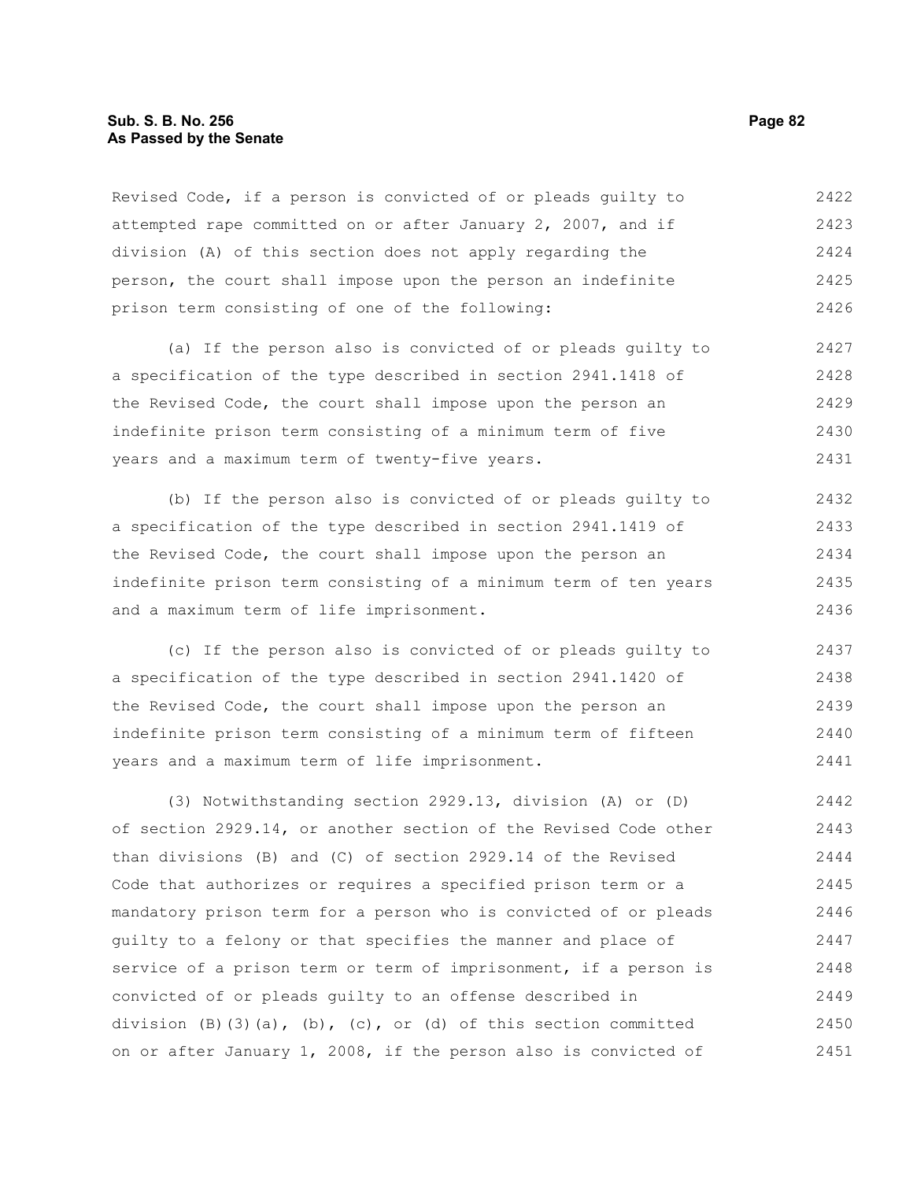Revised Code, if a person is convicted of or pleads guilty to attempted rape committed on or after January 2, 2007, and if division (A) of this section does not apply regarding the person, the court shall impose upon the person an indefinite prison term consisting of one of the following:

(a) If the person also is convicted of or pleads guilty to a specification of the type described in section 2941.1418 of the Revised Code, the court shall impose upon the person an indefinite prison term consisting of a minimum term of five years and a maximum term of twenty-five years.

(b) If the person also is convicted of or pleads guilty to a specification of the type described in section 2941.1419 of the Revised Code, the court shall impose upon the person an indefinite prison term consisting of a minimum term of ten years and a maximum term of life imprisonment.

(c) If the person also is convicted of or pleads guilty to a specification of the type described in section 2941.1420 of the Revised Code, the court shall impose upon the person an indefinite prison term consisting of a minimum term of fifteen years and a maximum term of life imprisonment.

(3) Notwithstanding section 2929.13, division (A) or (D) of section 2929.14, or another section of the Revised Code other than divisions (B) and (C) of section 2929.14 of the Revised Code that authorizes or requires a specified prison term or a mandatory prison term for a person who is convicted of or pleads guilty to a felony or that specifies the manner and place of service of a prison term or term of imprisonment, if a person is convicted of or pleads guilty to an offense described in division (B)(3)(a), (b), (c), or (d) of this section committed on or after January 1, 2008, if the person also is convicted of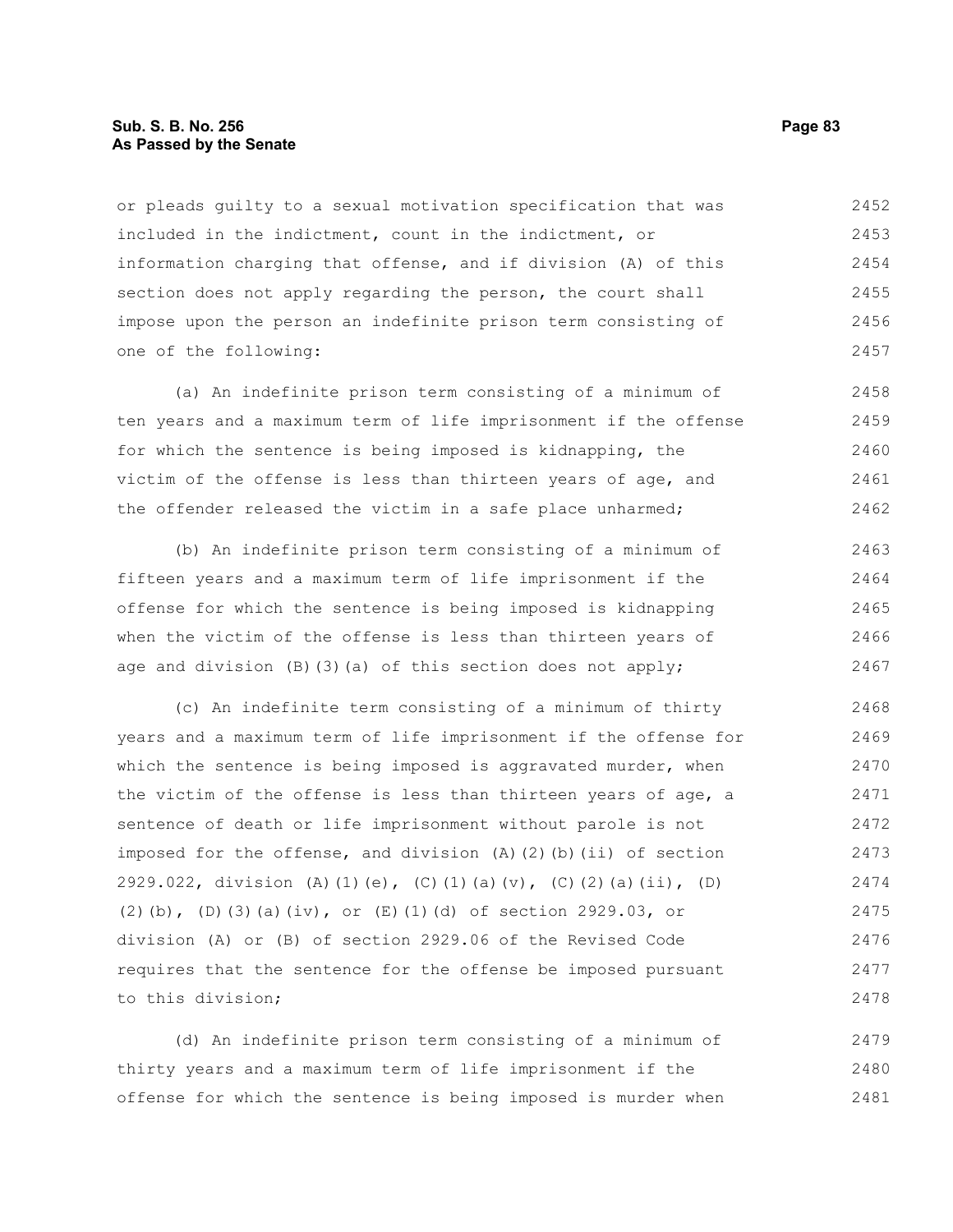or pleads guilty to a sexual motivation specification that was included in the indictment, count in the indictment, or information charging that offense, and if division (A) of this section does not apply regarding the person, the court shall impose upon the person an indefinite prison term consisting of one of the following:

(a) An indefinite prison term consisting of a minimum of ten years and a maximum term of life imprisonment if the offense for which the sentence is being imposed is kidnapping, the victim of the offense is less than thirteen years of age, and the offender released the victim in a safe place unharmed;

(b) An indefinite prison term consisting of a minimum of fifteen years and a maximum term of life imprisonment if the offense for which the sentence is being imposed is kidnapping when the victim of the offense is less than thirteen years of age and division (B)(3)(a) of this section does not apply;

(c) An indefinite term consisting of a minimum of thirty years and a maximum term of life imprisonment if the offense for which the sentence is being imposed is aggravated murder, when the victim of the offense is less than thirteen years of age, a sentence of death or life imprisonment without parole is not imposed for the offense, and division (A)(2)(b)(ii) of section 2929.022, division (A)(1)(e), (C)(1)(a)(v), (C)(2)(a)(ii), (D)(2)(b), (D)(3)(a)(iv), or (E)(1)(d) of section 2929.03, or division (A) or (B) of section 2929.06 of the Revised Code requires that the sentence for the offense be imposed pursuant to this division;

(d) An indefinite prison term consisting of a minimum of thirty years and a maximum term of life imprisonment if the offense for which the sentence is being imposed is murder when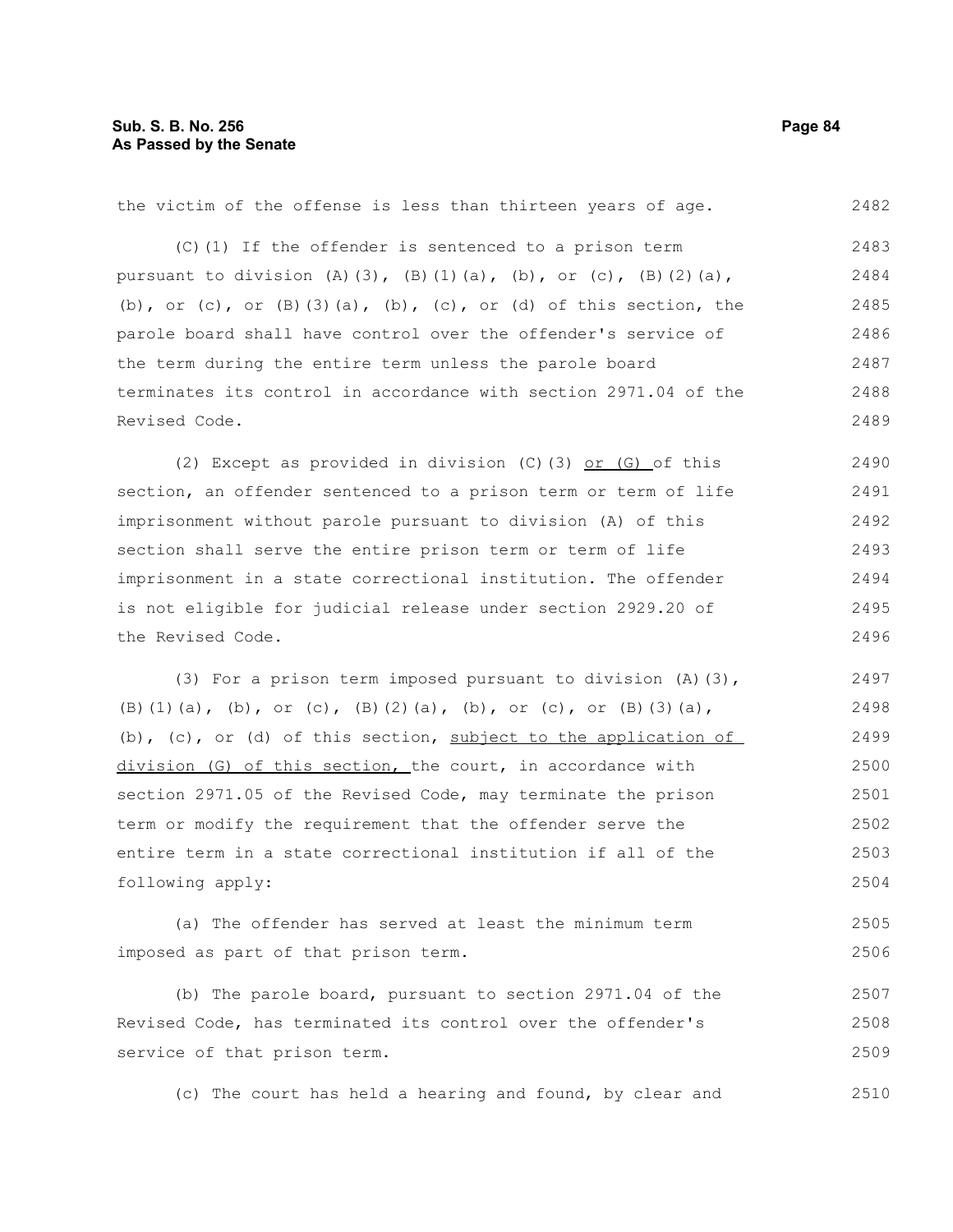the victim of the offense is less than thirteen years of age.

(C)(1) If the offender is sentenced to a prison term pursuant to division (A)(3), (B)(1)(a), (b), or (c), (B)(2)(a), (b), or (c), or (B)(3)(a), (b), (c), or (d) of this section, the parole board shall have control over the offender's service of the term during the entire term unless the parole board terminates its control in accordance with section 2971.04 of the Revised Code.

(2) Except as provided in division (C)(3) <u>or (G)</u> of this section, an offender sentenced to a prison term or term of life imprisonment without parole pursuant to division (A) of this section shall serve the entire prison term or term of life imprisonment in a state correctional institution. The offender is not eligible for judicial release under section 2929.20 of the Revised Code.

(3) For a prison term imposed pursuant to division (A)(3), (B)(1)(a), (b), or (c), (B)(2)(a), (b), or (c), or (B)(3)(a), (b), (c), or (d) of this section, <u>subject to the application of division (G) of this section,</u> the court, in accordance with section 2971.05 of the Revised Code, may terminate the prison term or modify the requirement that the offender serve the entire term in a state correctional institution if all of the following apply:

(a) The offender has served at least the minimum term imposed as part of that prison term.

(b) The parole board, pursuant to section 2971.04 of the Revised Code, has terminated its control over the offender's service of that prison term.

(c) The court has held a hearing and found, by clear and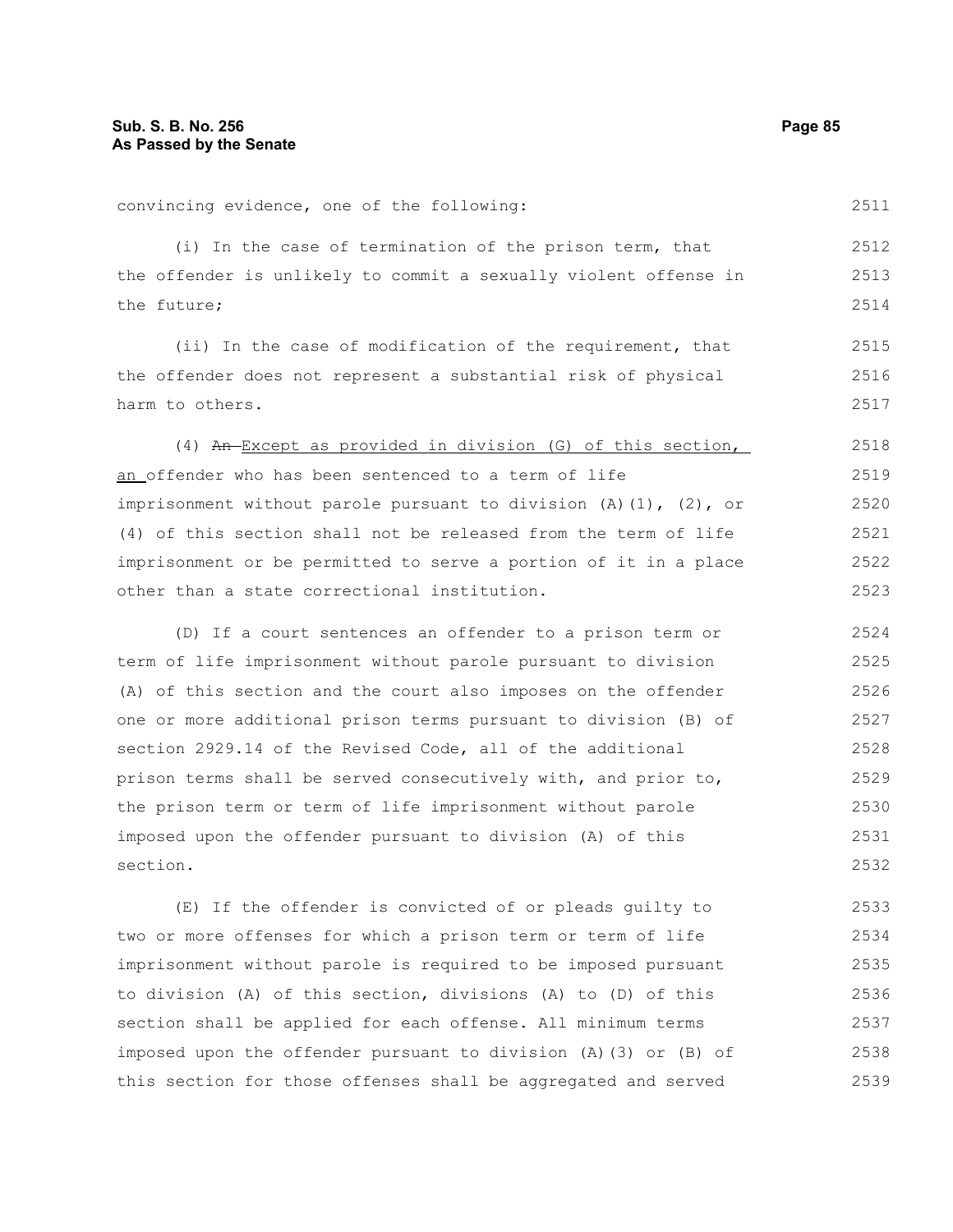convincing evidence, one of the following:

(i) In the case of termination of the prison term, that the offender is unlikely to commit a sexually violent offense in the future;

(ii) In the case of modification of the requirement, that the offender does not represent a substantial risk of physical harm to others.

(4) ~~An~~ Except as provided in division (G) of this section, an offender who has been sentenced to a term of life imprisonment without parole pursuant to division (A)(1), (2), or (4) of this section shall not be released from the term of life imprisonment or be permitted to serve a portion of it in a place other than a state correctional institution.

(D) If a court sentences an offender to a prison term or term of life imprisonment without parole pursuant to division (A) of this section and the court also imposes on the offender one or more additional prison terms pursuant to division (B) of section 2929.14 of the Revised Code, all of the additional prison terms shall be served consecutively with, and prior to, the prison term or term of life imprisonment without parole imposed upon the offender pursuant to division (A) of this section.

(E) If the offender is convicted of or pleads guilty to two or more offenses for which a prison term or term of life imprisonment without parole is required to be imposed pursuant to division (A) of this section, divisions (A) to (D) of this section shall be applied for each offense. All minimum terms imposed upon the offender pursuant to division (A)(3) or (B) of this section for those offenses shall be aggregated and served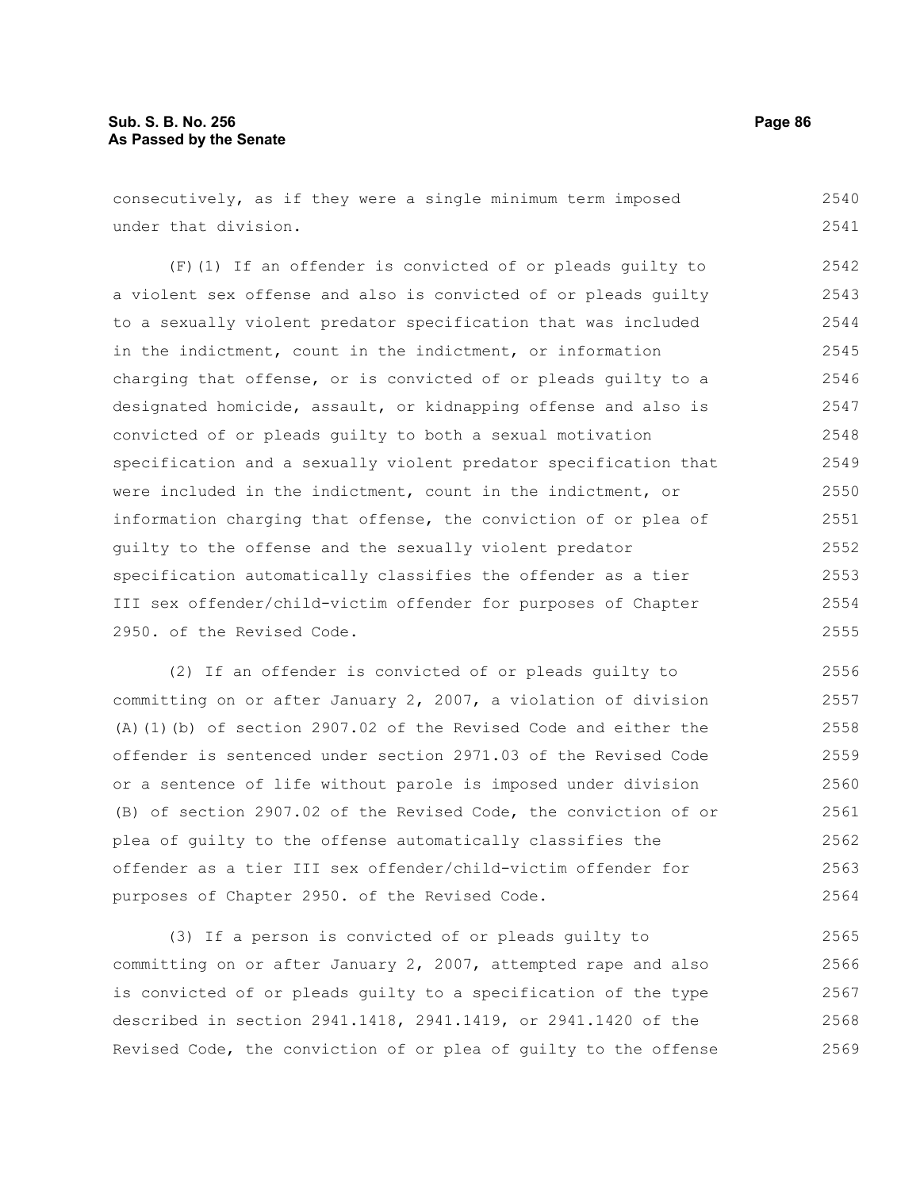consecutively, as if they were a single minimum term imposed under that division.

(F)(1) If an offender is convicted of or pleads guilty to a violent sex offense and also is convicted of or pleads guilty to a sexually violent predator specification that was included in the indictment, count in the indictment, or information charging that offense, or is convicted of or pleads guilty to a designated homicide, assault, or kidnapping offense and also is convicted of or pleads guilty to both a sexual motivation specification and a sexually violent predator specification that were included in the indictment, count in the indictment, or information charging that offense, the conviction of or plea of guilty to the offense and the sexually violent predator specification automatically classifies the offender as a tier III sex offender/child-victim offender for purposes of Chapter 2950. of the Revised Code.

(2) If an offender is convicted of or pleads guilty to committing on or after January 2, 2007, a violation of division (A)(1)(b) of section 2907.02 of the Revised Code and either the offender is sentenced under section 2971.03 of the Revised Code or a sentence of life without parole is imposed under division (B) of section 2907.02 of the Revised Code, the conviction of or plea of guilty to the offense automatically classifies the offender as a tier III sex offender/child-victim offender for purposes of Chapter 2950. of the Revised Code.

(3) If a person is convicted of or pleads guilty to committing on or after January 2, 2007, attempted rape and also is convicted of or pleads guilty to a specification of the type described in section 2941.1418, 2941.1419, or 2941.1420 of the Revised Code, the conviction of or plea of guilty to the offense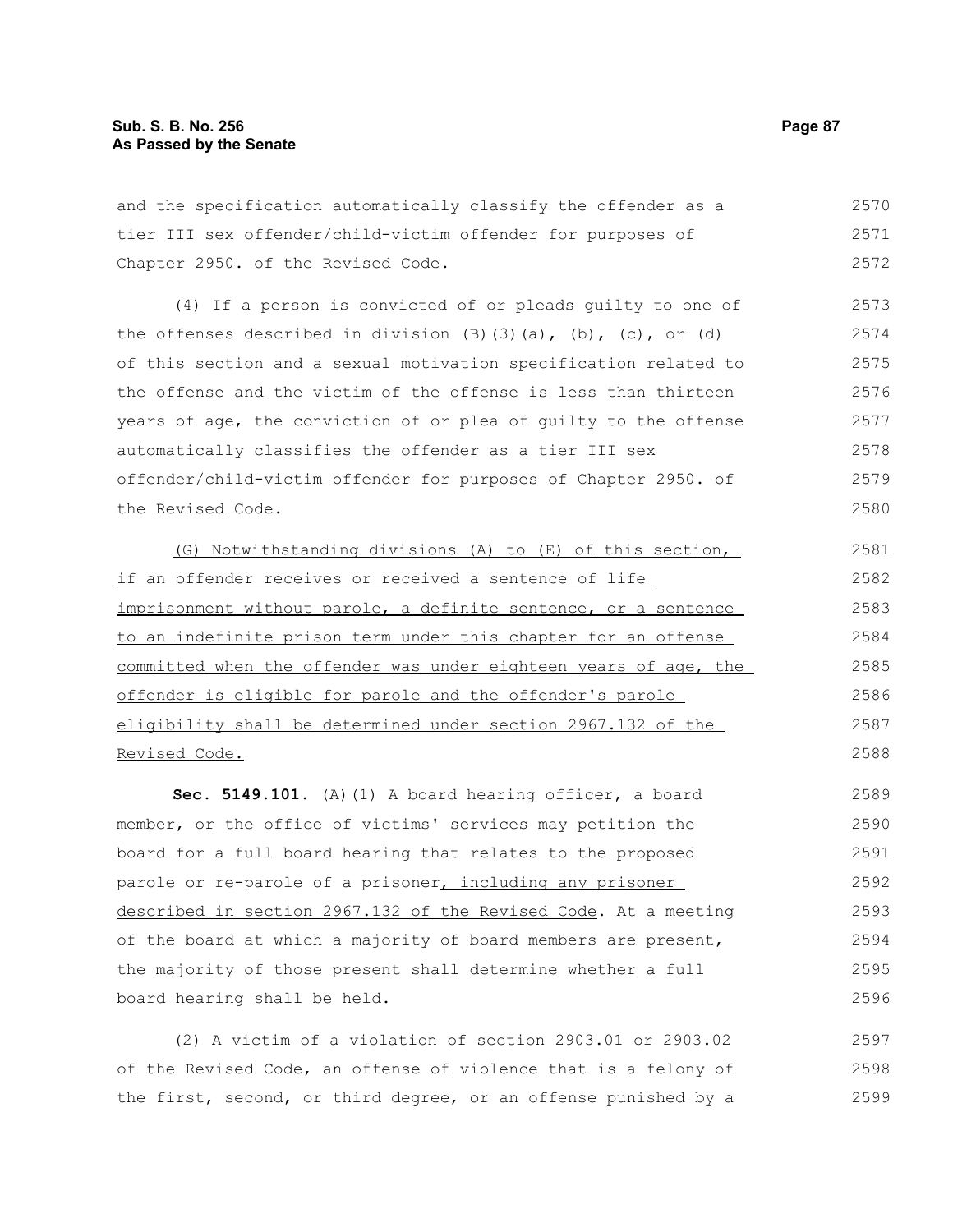and the specification automatically classify the offender as a tier III sex offender/child-victim offender for purposes of Chapter 2950. of the Revised Code.

(4) If a person is convicted of or pleads guilty to one of the offenses described in division (B)(3)(a), (b), (c), or (d) of this section and a sexual motivation specification related to the offense and the victim of the offense is less than thirteen years of age, the conviction of or plea of guilty to the offense automatically classifies the offender as a tier III sex offender/child-victim offender for purposes of Chapter 2950. of the Revised Code.

<u>(G) Notwithstanding divisions (A) to (E) of this section, if an offender receives or received a sentence of life imprisonment without parole, a definite sentence, or a sentence to an indefinite prison term under this chapter for an offense committed when the offender was under eighteen years of age, the offender is eligible for parole and the offender's parole eligibility shall be determined under section 2967.132 of the Revised Code.</u>

**Sec. 5149.101.** (A)(1) A board hearing officer, a board member, or the office of victims' services may petition the board for a full board hearing that relates to the proposed parole or re-parole of a prisoner<u>, including any prisoner described in section 2967.132 of the Revised Code</u>. At a meeting of the board at which a majority of board members are present, the majority of those present shall determine whether a full board hearing shall be held.

(2) A victim of a violation of section 2903.01 or 2903.02 of the Revised Code, an offense of violence that is a felony of the first, second, or third degree, or an offense punished by a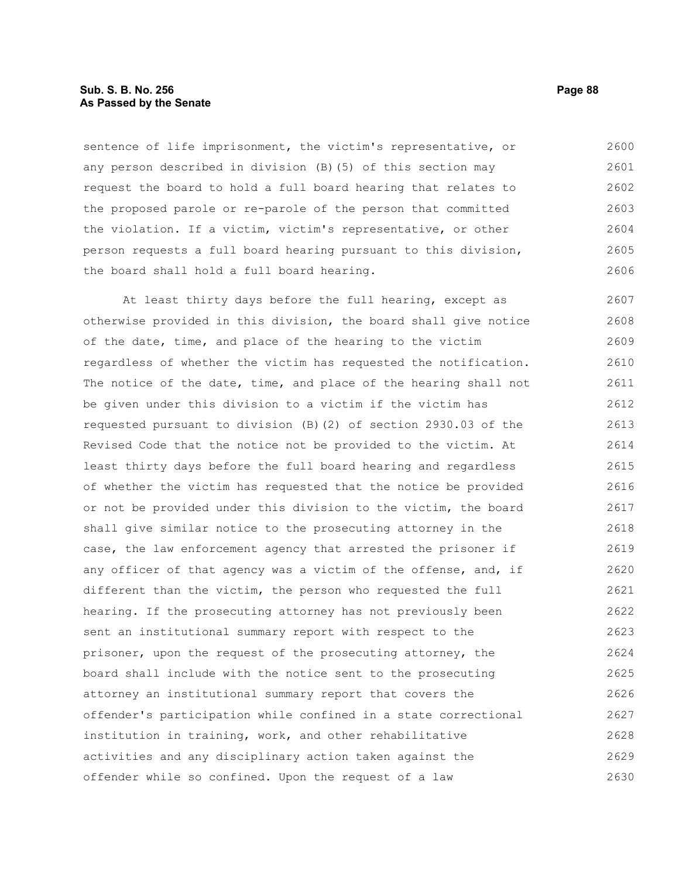sentence of life imprisonment, the victim's representative, or any person described in division (B)(5) of this section may request the board to hold a full board hearing that relates to the proposed parole or re-parole of the person that committed the violation. If a victim, victim's representative, or other person requests a full board hearing pursuant to this division, the board shall hold a full board hearing.

At least thirty days before the full hearing, except as otherwise provided in this division, the board shall give notice of the date, time, and place of the hearing to the victim regardless of whether the victim has requested the notification. The notice of the date, time, and place of the hearing shall not be given under this division to a victim if the victim has requested pursuant to division (B)(2) of section 2930.03 of the Revised Code that the notice not be provided to the victim. At least thirty days before the full board hearing and regardless of whether the victim has requested that the notice be provided or not be provided under this division to the victim, the board shall give similar notice to the prosecuting attorney in the case, the law enforcement agency that arrested the prisoner if any officer of that agency was a victim of the offense, and, if different than the victim, the person who requested the full hearing. If the prosecuting attorney has not previously been sent an institutional summary report with respect to the prisoner, upon the request of the prosecuting attorney, the board shall include with the notice sent to the prosecuting attorney an institutional summary report that covers the offender's participation while confined in a state correctional institution in training, work, and other rehabilitative activities and any disciplinary action taken against the offender while so confined. Upon the request of a law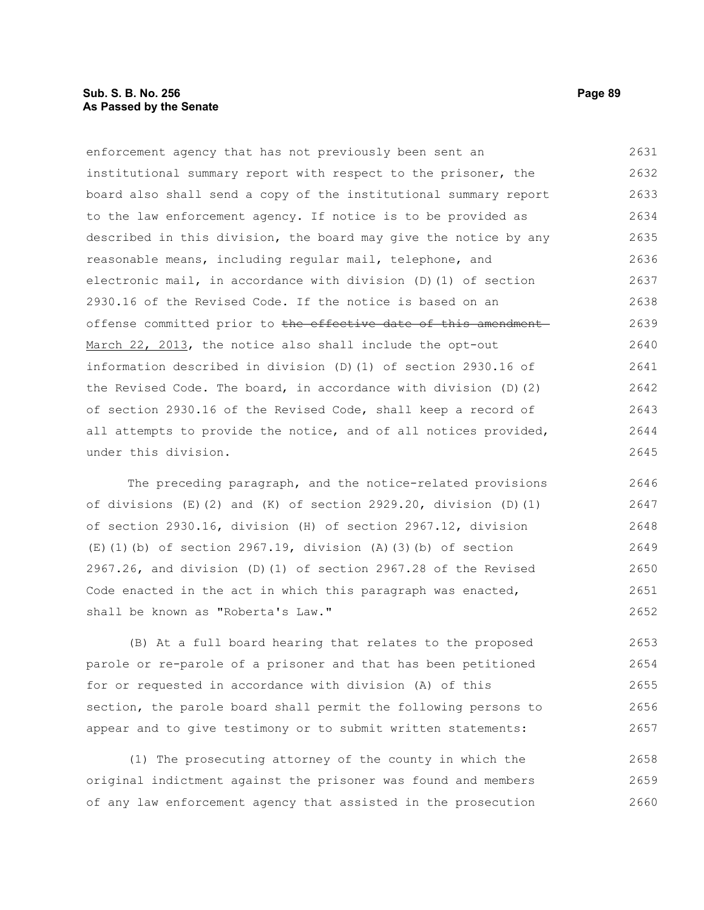enforcement agency that has not previously been sent an institutional summary report with respect to the prisoner, the board also shall send a copy of the institutional summary report to the law enforcement agency. If notice is to be provided as described in this division, the board may give the notice by any reasonable means, including regular mail, telephone, and electronic mail, in accordance with division (D)(1) of section 2930.16 of the Revised Code. If the notice is based on an offense committed prior to ~~the effective date of this amendment~~ March 22, 2013, the notice also shall include the opt-out information described in division (D)(1) of section 2930.16 of the Revised Code. The board, in accordance with division (D)(2) of section 2930.16 of the Revised Code, shall keep a record of all attempts to provide the notice, and of all notices provided, under this division.

The preceding paragraph, and the notice-related provisions of divisions (E)(2) and (K) of section 2929.20, division (D)(1) of section 2930.16, division (H) of section 2967.12, division (E)(1)(b) of section 2967.19, division (A)(3)(b) of section 2967.26, and division (D)(1) of section 2967.28 of the Revised Code enacted in the act in which this paragraph was enacted, shall be known as "Roberta's Law."

(B) At a full board hearing that relates to the proposed parole or re-parole of a prisoner and that has been petitioned for or requested in accordance with division (A) of this section, the parole board shall permit the following persons to appear and to give testimony or to submit written statements:

(1) The prosecuting attorney of the county in which the original indictment against the prisoner was found and members of any law enforcement agency that assisted in the prosecution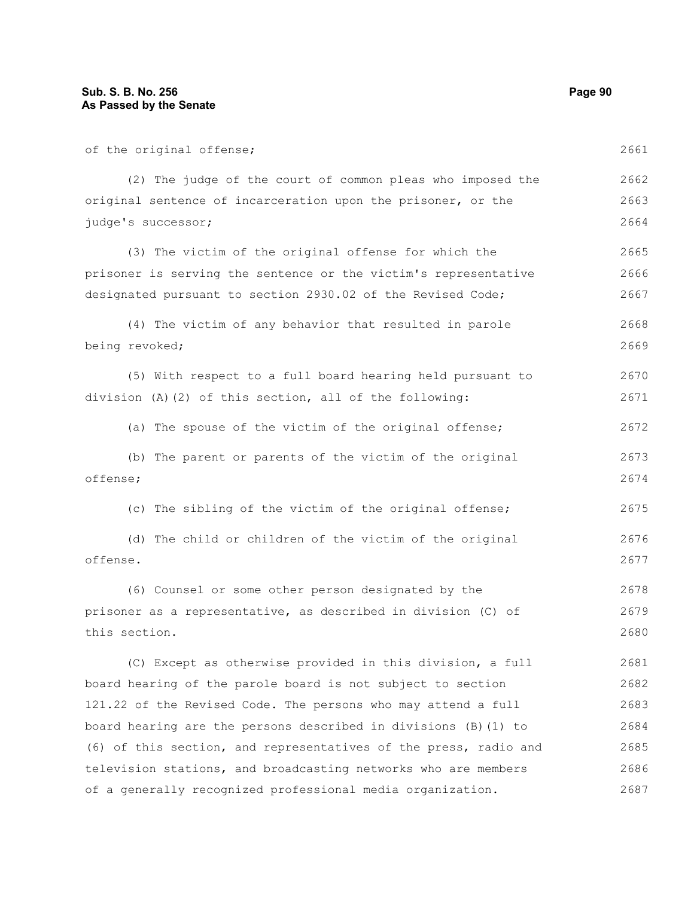of the original offense;

(2) The judge of the court of common pleas who imposed the original sentence of incarceration upon the prisoner, or the judge's successor;

(3) The victim of the original offense for which the prisoner is serving the sentence or the victim's representative designated pursuant to section 2930.02 of the Revised Code;

(4) The victim of any behavior that resulted in parole being revoked;

(5) With respect to a full board hearing held pursuant to division (A)(2) of this section, all of the following:

(a) The spouse of the victim of the original offense;

(b) The parent or parents of the victim of the original offense;

(c) The sibling of the victim of the original offense;

(d) The child or children of the victim of the original offense.

(6) Counsel or some other person designated by the prisoner as a representative, as described in division (C) of this section.

(C) Except as otherwise provided in this division, a full board hearing of the parole board is not subject to section 121.22 of the Revised Code. The persons who may attend a full board hearing are the persons described in divisions (B)(1) to (6) of this section, and representatives of the press, radio and television stations, and broadcasting networks who are members of a generally recognized professional media organization.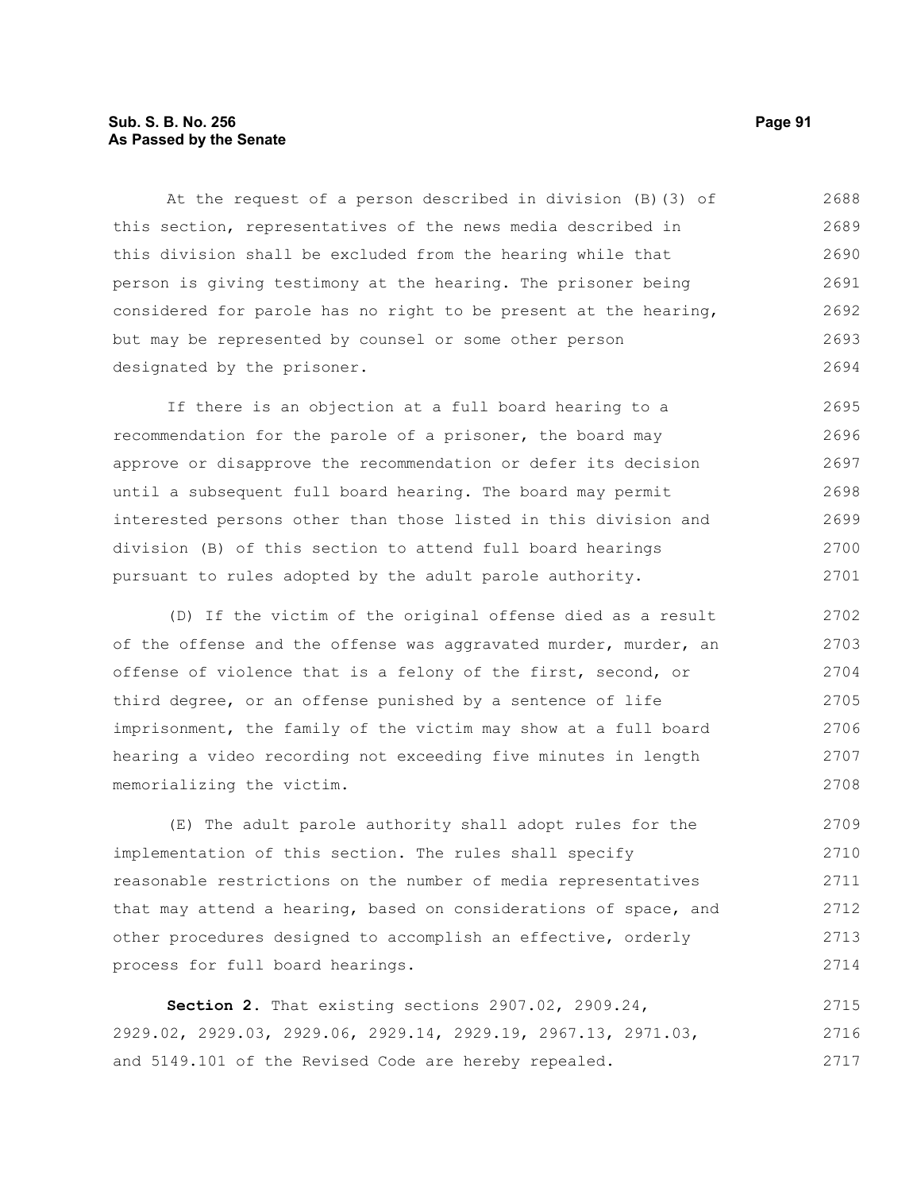At the request of a person described in division (B)(3) of this section, representatives of the news media described in this division shall be excluded from the hearing while that person is giving testimony at the hearing. The prisoner being considered for parole has no right to be present at the hearing, but may be represented by counsel or some other person designated by the prisoner.

If there is an objection at a full board hearing to a recommendation for the parole of a prisoner, the board may approve or disapprove the recommendation or defer its decision until a subsequent full board hearing. The board may permit interested persons other than those listed in this division and division (B) of this section to attend full board hearings pursuant to rules adopted by the adult parole authority.

(D) If the victim of the original offense died as a result of the offense and the offense was aggravated murder, murder, an offense of violence that is a felony of the first, second, or third degree, or an offense punished by a sentence of life imprisonment, the family of the victim may show at a full board hearing a video recording not exceeding five minutes in length memorializing the victim.

(E) The adult parole authority shall adopt rules for the implementation of this section. The rules shall specify reasonable restrictions on the number of media representatives that may attend a hearing, based on considerations of space, and other procedures designed to accomplish an effective, orderly process for full board hearings.

**Section 2.** That existing sections 2907.02, 2909.24, 2929.02, 2929.03, 2929.06, 2929.14, 2929.19, 2967.13, 2971.03, and 5149.101 of the Revised Code are hereby repealed.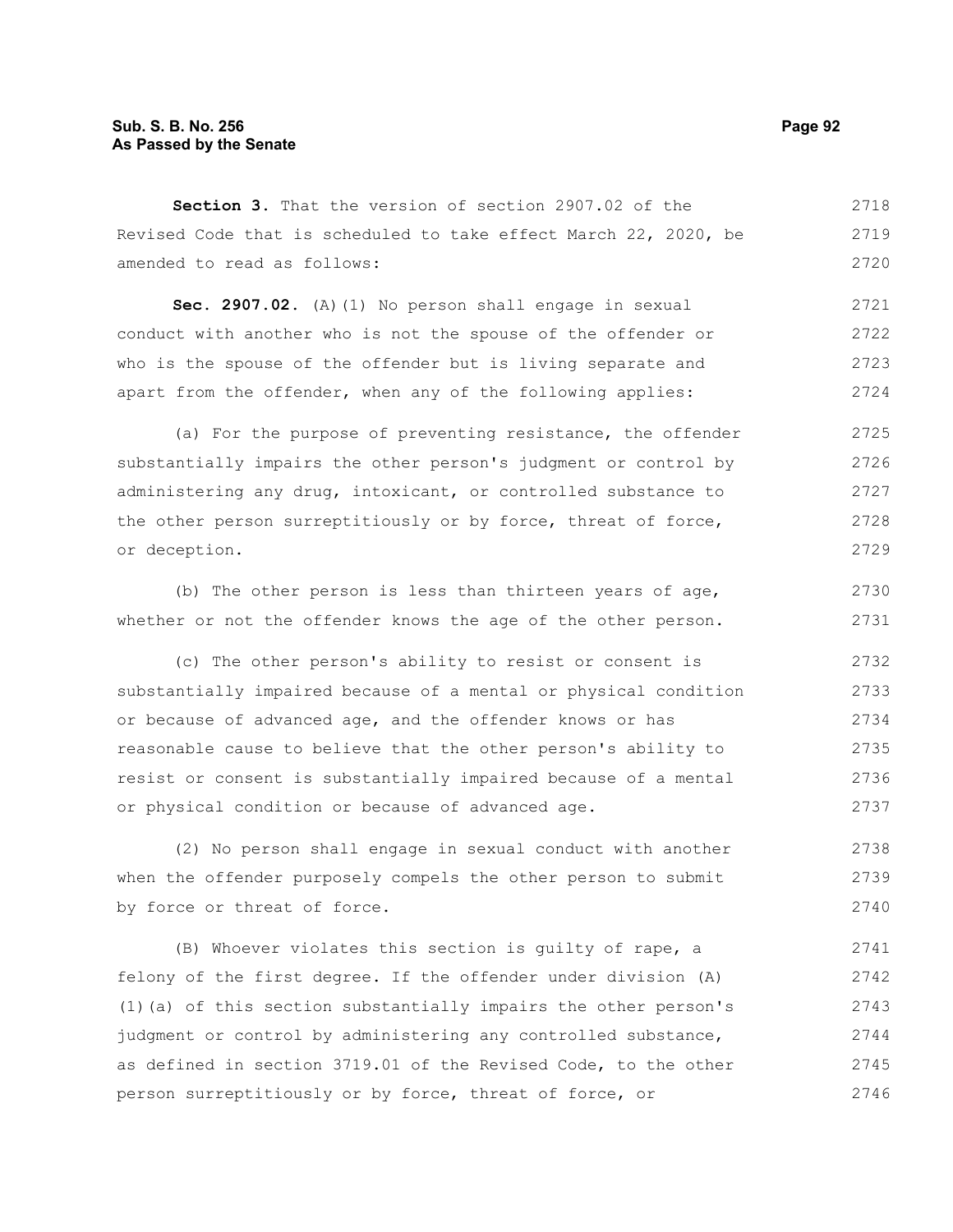**Section 3.** That the version of section 2907.02 of the Revised Code that is scheduled to take effect March 22, 2020, be amended to read as follows:

**Sec. 2907.02.** (A)(1) No person shall engage in sexual conduct with another who is not the spouse of the offender or who is the spouse of the offender but is living separate and apart from the offender, when any of the following applies:

(a) For the purpose of preventing resistance, the offender substantially impairs the other person's judgment or control by administering any drug, intoxicant, or controlled substance to the other person surreptitiously or by force, threat of force, or deception.

(b) The other person is less than thirteen years of age, whether or not the offender knows the age of the other person.

(c) The other person's ability to resist or consent is substantially impaired because of a mental or physical condition or because of advanced age, and the offender knows or has reasonable cause to believe that the other person's ability to resist or consent is substantially impaired because of a mental or physical condition or because of advanced age.

(2) No person shall engage in sexual conduct with another when the offender purposely compels the other person to submit by force or threat of force.

(B) Whoever violates this section is guilty of rape, a felony of the first degree. If the offender under division (A)(1)(a) of this section substantially impairs the other person's judgment or control by administering any controlled substance, as defined in section 3719.01 of the Revised Code, to the other person surreptitiously or by force, threat of force, or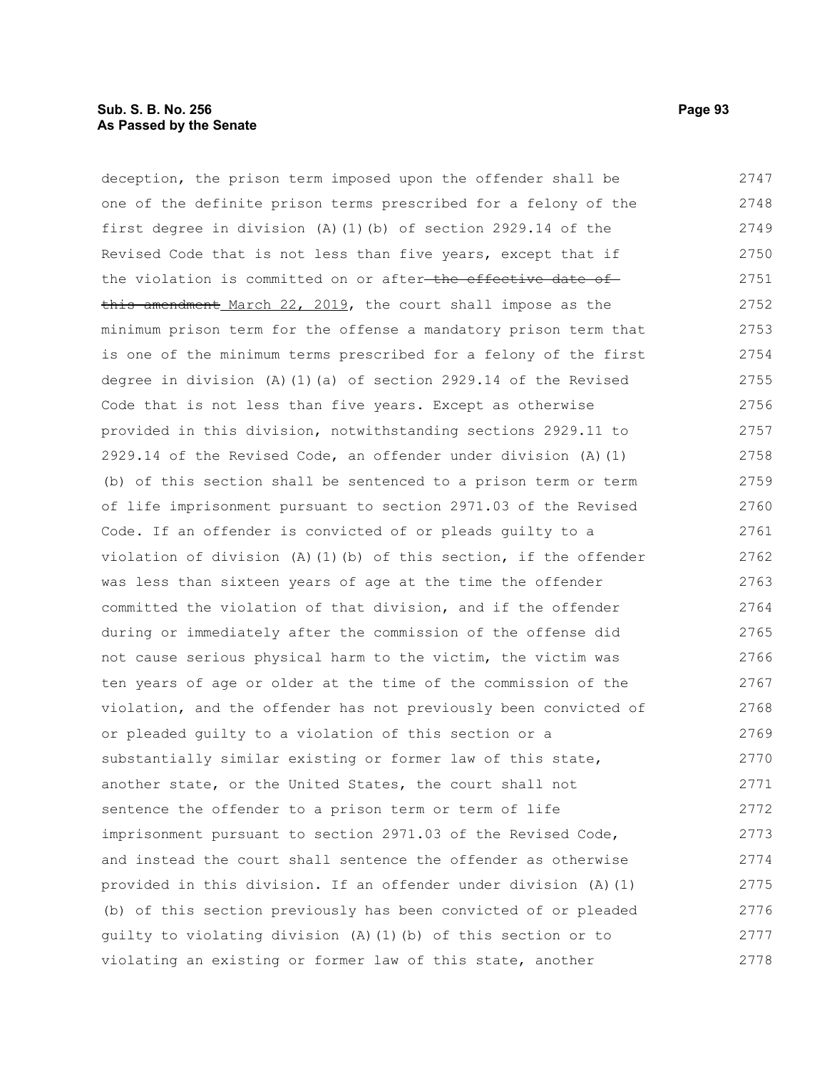deception, the prison term imposed upon the offender shall be one of the definite prison terms prescribed for a felony of the first degree in division (A)(1)(b) of section 2929.14 of the Revised Code that is not less than five years, except that if the violation is committed on or after ~~the effective date of this amendment~~ March 22, 2019, the court shall impose as the minimum prison term for the offense a mandatory prison term that is one of the minimum terms prescribed for a felony of the first degree in division (A)(1)(a) of section 2929.14 of the Revised Code that is not less than five years. Except as otherwise provided in this division, notwithstanding sections 2929.11 to 2929.14 of the Revised Code, an offender under division (A)(1)(b) of this section shall be sentenced to a prison term or term of life imprisonment pursuant to section 2971.03 of the Revised Code. If an offender is convicted of or pleads guilty to a violation of division (A)(1)(b) of this section, if the offender was less than sixteen years of age at the time the offender committed the violation of that division, and if the offender during or immediately after the commission of the offense did not cause serious physical harm to the victim, the victim was ten years of age or older at the time of the commission of the violation, and the offender has not previously been convicted of or pleaded guilty to a violation of this section or a substantially similar existing or former law of this state, another state, or the United States, the court shall not sentence the offender to a prison term or term of life imprisonment pursuant to section 2971.03 of the Revised Code, and instead the court shall sentence the offender as otherwise provided in this division. If an offender under division (A)(1)(b) of this section previously has been convicted of or pleaded guilty to violating division (A)(1)(b) of this section or to violating an existing or former law of this state, another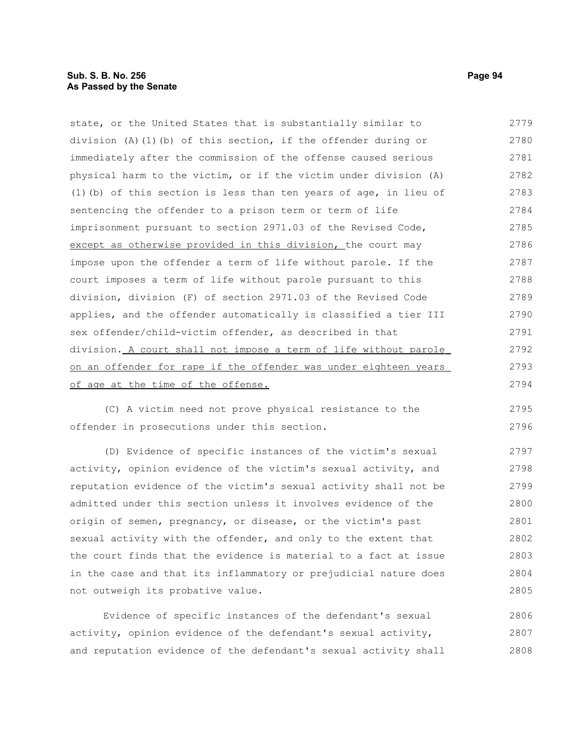state, or the United States that is substantially similar to division (A)(1)(b) of this section, if the offender during or immediately after the commission of the offense caused serious physical harm to the victim, or if the victim under division (A)(1)(b) of this section is less than ten years of age, in lieu of sentencing the offender to a prison term or term of life imprisonment pursuant to section 2971.03 of the Revised Code, except as otherwise provided in this division, the court may impose upon the offender a term of life without parole. If the court imposes a term of life without parole pursuant to this division, division (F) of section 2971.03 of the Revised Code applies, and the offender automatically is classified a tier III sex offender/child-victim offender, as described in that division. A court shall not impose a term of life without parole on an offender for rape if the offender was under eighteen years of age at the time of the offense.

(C) A victim need not prove physical resistance to the offender in prosecutions under this section.

(D) Evidence of specific instances of the victim's sexual activity, opinion evidence of the victim's sexual activity, and reputation evidence of the victim's sexual activity shall not be admitted under this section unless it involves evidence of the origin of semen, pregnancy, or disease, or the victim's past sexual activity with the offender, and only to the extent that the court finds that the evidence is material to a fact at issue in the case and that its inflammatory or prejudicial nature does not outweigh its probative value.

Evidence of specific instances of the defendant's sexual activity, opinion evidence of the defendant's sexual activity, and reputation evidence of the defendant's sexual activity shall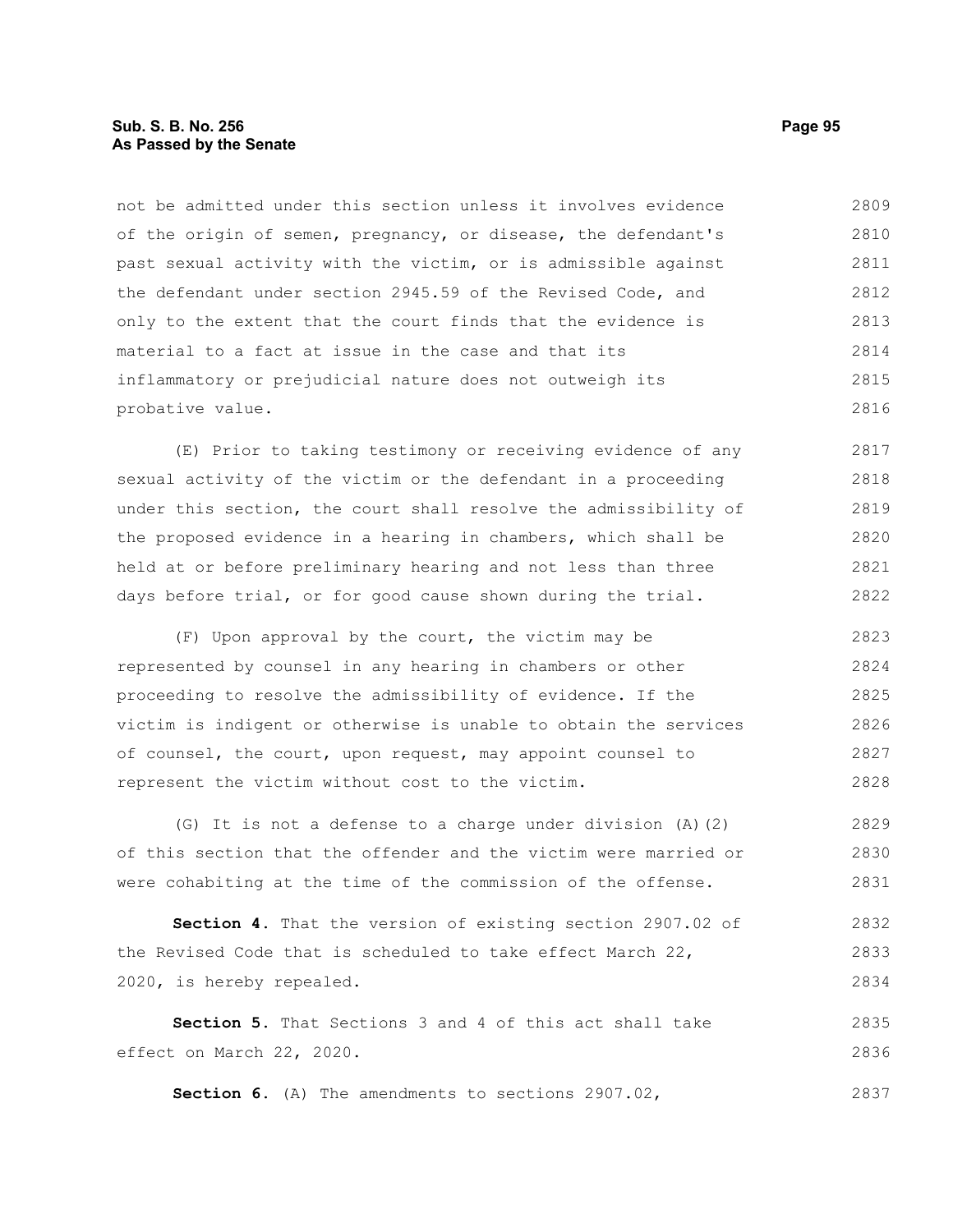not be admitted under this section unless it involves evidence of the origin of semen, pregnancy, or disease, the defendant's past sexual activity with the victim, or is admissible against the defendant under section 2945.59 of the Revised Code, and only to the extent that the court finds that the evidence is material to a fact at issue in the case and that its inflammatory or prejudicial nature does not outweigh its probative value.

(E) Prior to taking testimony or receiving evidence of any sexual activity of the victim or the defendant in a proceeding under this section, the court shall resolve the admissibility of the proposed evidence in a hearing in chambers, which shall be held at or before preliminary hearing and not less than three days before trial, or for good cause shown during the trial.

(F) Upon approval by the court, the victim may be represented by counsel in any hearing in chambers or other proceeding to resolve the admissibility of evidence. If the victim is indigent or otherwise is unable to obtain the services of counsel, the court, upon request, may appoint counsel to represent the victim without cost to the victim.

(G) It is not a defense to a charge under division (A)(2) of this section that the offender and the victim were married or were cohabiting at the time of the commission of the offense.

**Section 4.** That the version of existing section 2907.02 of the Revised Code that is scheduled to take effect March 22, 2020, is hereby repealed.

**Section 5.** That Sections 3 and 4 of this act shall take effect on March 22, 2020.

**Section 6.** (A) The amendments to sections 2907.02,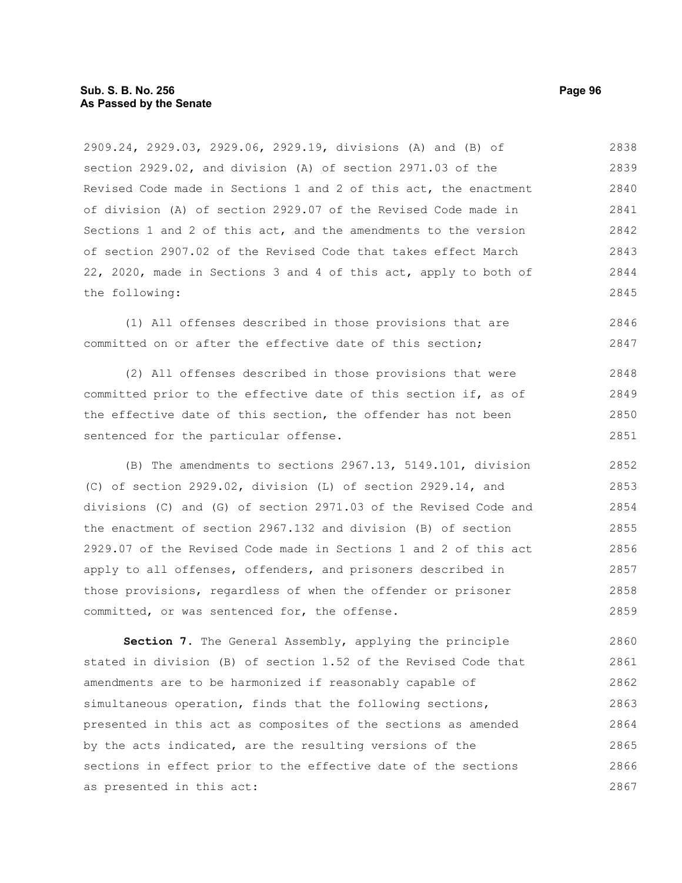2909.24, 2929.03, 2929.06, 2929.19, divisions (A) and (B) of section 2929.02, and division (A) of section 2971.03 of the Revised Code made in Sections 1 and 2 of this act, the enactment of division (A) of section 2929.07 of the Revised Code made in Sections 1 and 2 of this act, and the amendments to the version of section 2907.02 of the Revised Code that takes effect March 22, 2020, made in Sections 3 and 4 of this act, apply to both of the following:

(1) All offenses described in those provisions that are committed on or after the effective date of this section;

(2) All offenses described in those provisions that were committed prior to the effective date of this section if, as of the effective date of this section, the offender has not been sentenced for the particular offense.

(B) The amendments to sections 2967.13, 5149.101, division (C) of section 2929.02, division (L) of section 2929.14, and divisions (C) and (G) of section 2971.03 of the Revised Code and the enactment of section 2967.132 and division (B) of section 2929.07 of the Revised Code made in Sections 1 and 2 of this act apply to all offenses, offenders, and prisoners described in those provisions, regardless of when the offender or prisoner committed, or was sentenced for, the offense.

**Section 7.** The General Assembly, applying the principle stated in division (B) of section 1.52 of the Revised Code that amendments are to be harmonized if reasonably capable of simultaneous operation, finds that the following sections, presented in this act as composites of the sections as amended by the acts indicated, are the resulting versions of the sections in effect prior to the effective date of the sections as presented in this act: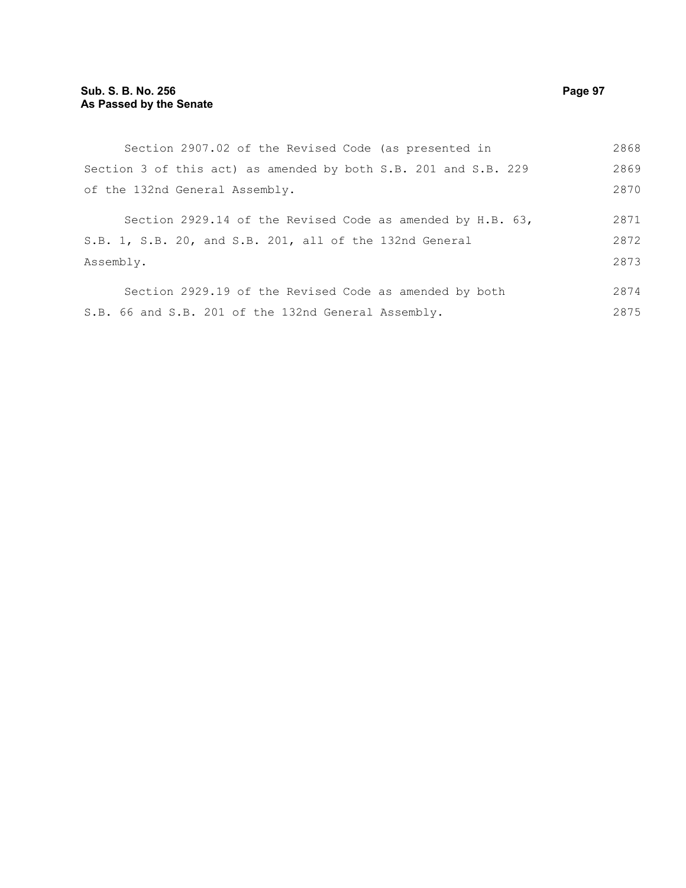Section 2907.02 of the Revised Code (as presented in Section 3 of this act) as amended by both S.B. 201 and S.B. 229 of the 132nd General Assembly.

Section 2929.14 of the Revised Code as amended by H.B. 63, S.B. 1, S.B. 20, and S.B. 201, all of the 132nd General Assembly.

Section 2929.19 of the Revised Code as amended by both S.B. 66 and S.B. 201 of the 132nd General Assembly.